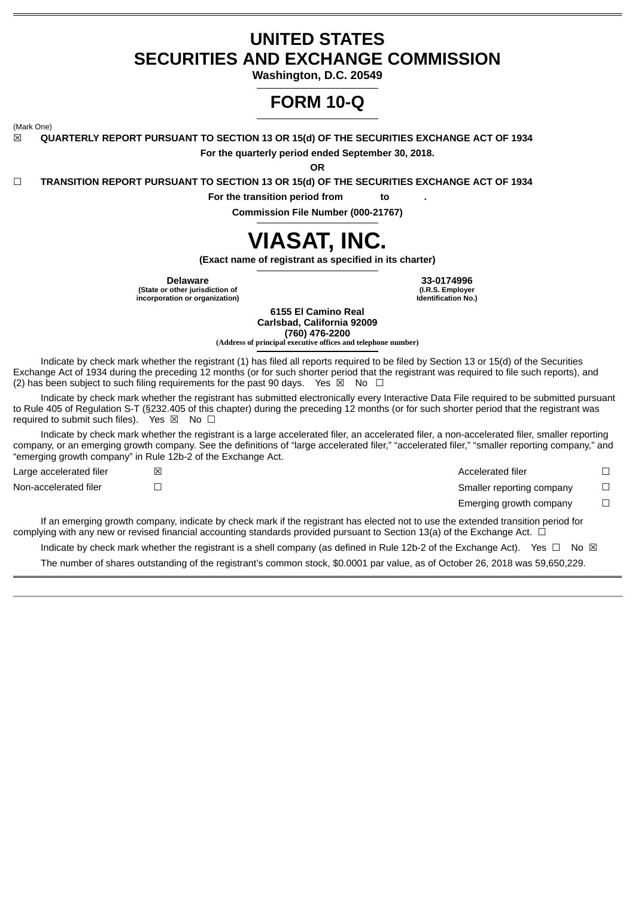# UNITED STATES
# SECURITIES AND EXCHANGE COMMISSION

**Washington, D.C. 20549**

# FORM 10-Q

(Mark One)

☒ **QUARTERLY REPORT PURSUANT TO SECTION 13 OR 15(d) OF THE SECURITIES EXCHANGE ACT OF 1934**

**For the quarterly period ended September 30, 2018.**

**OR**

☐ **TRANSITION REPORT PURSUANT TO SECTION 13 OR 15(d) OF THE SECURITIES EXCHANGE ACT OF 1934**

**For the transition period from to .**

**Commission File Number (000-21767)**

# VIASAT, INC.

**(Exact name of registrant as specified in its charter)**

| **Delaware** | **33-0174996** |
|---|---|
| **(State or other jurisdiction of incorporation or organization)** | **(I.R.S. Employer Identification No.)** |

**6155 El Camino Real**
**Carlsbad, California 92009**
**(760) 476-2200**
**(Address of principal executive offices and telephone number)**

Indicate by check mark whether the registrant (1) has filed all reports required to be filed by Section 13 or 15(d) of the Securities Exchange Act of 1934 during the preceding 12 months (or for such shorter period that the registrant was required to file such reports), and (2) has been subject to such filing requirements for the past 90 days. Yes ☒ No ☐

Indicate by check mark whether the registrant has submitted electronically every Interactive Data File required to be submitted pursuant to Rule 405 of Regulation S-T (§232.405 of this chapter) during the preceding 12 months (or for such shorter period that the registrant was required to submit such files). Yes ☒ No ☐

Indicate by check mark whether the registrant is a large accelerated filer, an accelerated filer, a non-accelerated filer, smaller reporting company, or an emerging growth company. See the definitions of "large accelerated filer," "accelerated filer," "smaller reporting company," and "emerging growth company" in Rule 12b-2 of the Exchange Act.

| | | | |
|---|---|---|---|
| Large accelerated filer | ☒ | Accelerated filer | ☐ |
| Non-accelerated filer | ☐ | Smaller reporting company | ☐ |
| | | Emerging growth company | ☐ |

If an emerging growth company, indicate by check mark if the registrant has elected not to use the extended transition period for complying with any new or revised financial accounting standards provided pursuant to Section 13(a) of the Exchange Act. ☐

Indicate by check mark whether the registrant is a shell company (as defined in Rule 12b-2 of the Exchange Act). Yes ☐ No ☒

The number of shares outstanding of the registrant's common stock, $0.0001 par value, as of October 26, 2018 was 59,650,229.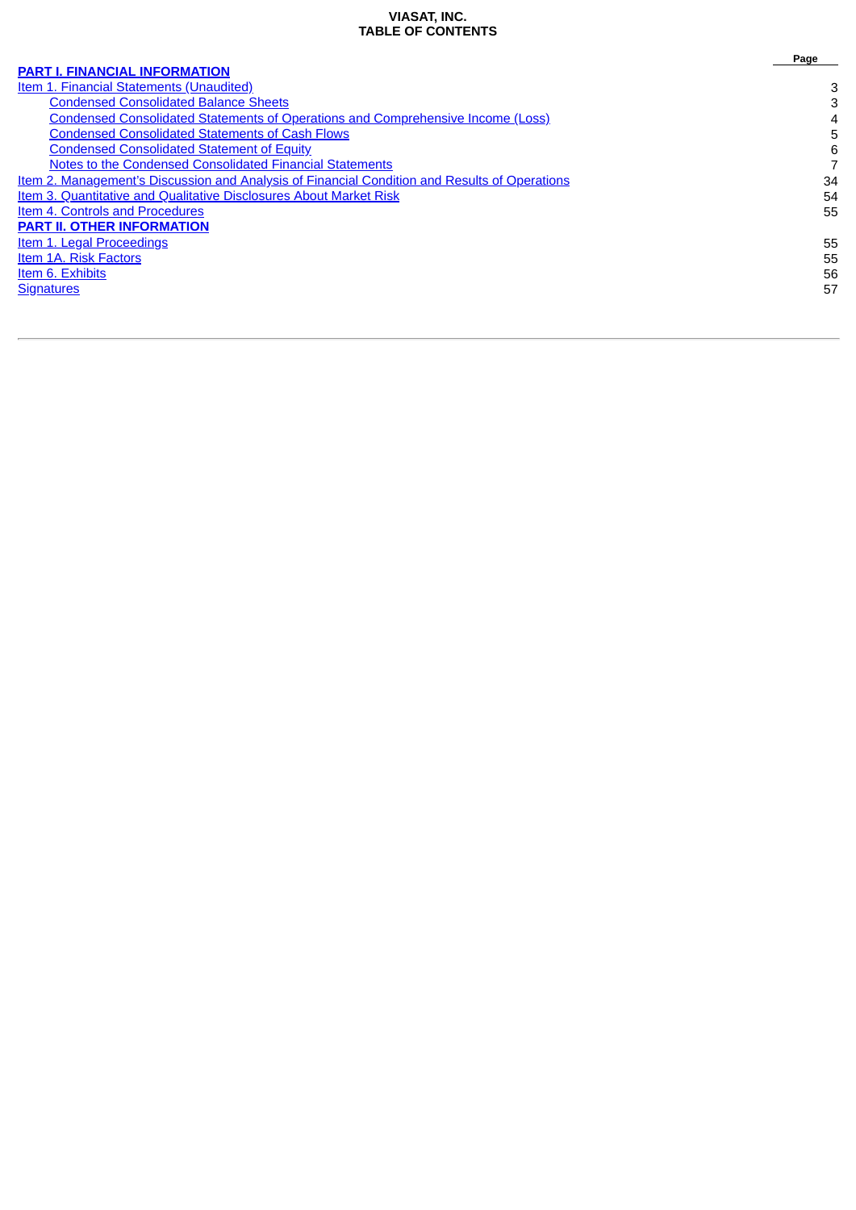**VIASAT, INC.**
**TABLE OF CONTENTS**

| | Page |
|---|---|
| **PART I. FINANCIAL INFORMATION** | |
| Item 1. Financial Statements (Unaudited) | 3 |
| Condensed Consolidated Balance Sheets | 3 |
| Condensed Consolidated Statements of Operations and Comprehensive Income (Loss) | 4 |
| Condensed Consolidated Statements of Cash Flows | 5 |
| Condensed Consolidated Statement of Equity | 6 |
| Notes to the Condensed Consolidated Financial Statements | 7 |
| Item 2. Management's Discussion and Analysis of Financial Condition and Results of Operations | 34 |
| Item 3. Quantitative and Qualitative Disclosures About Market Risk | 54 |
| Item 4. Controls and Procedures | 55 |
| **PART II. OTHER INFORMATION** | |
| Item 1. Legal Proceedings | 55 |
| Item 1A. Risk Factors | 55 |
| Item 6. Exhibits | 56 |
| Signatures | 57 |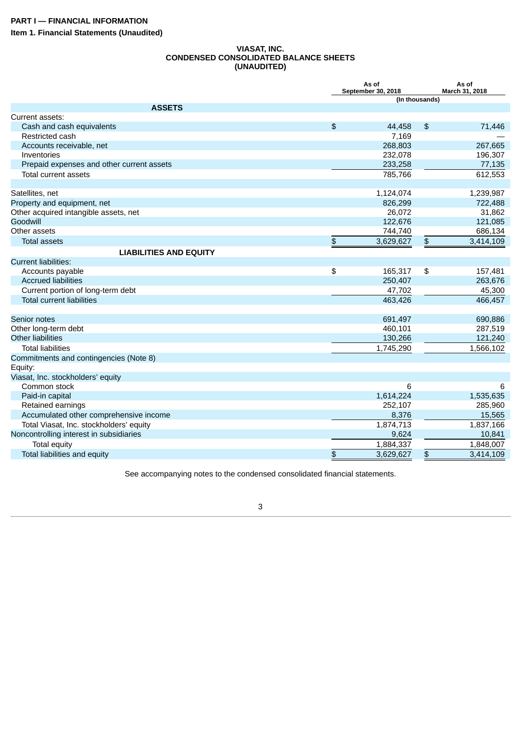**PART I — FINANCIAL INFORMATION**

**Item 1. Financial Statements (Unaudited)**

**VIASAT, INC.**
**CONDENSED CONSOLIDATED BALANCE SHEETS**
**(UNAUDITED)**

| | As of September 30, 2018 | As of March 31, 2018 |
|---|---|---|
| | (In thousands) | |
| **ASSETS** | | |
| Current assets: | | |
| Cash and cash equivalents | $ 44,458 | $ 71,446 |
| Restricted cash | 7,169 | — |
| Accounts receivable, net | 268,803 | 267,665 |
| Inventories | 232,078 | 196,307 |
| Prepaid expenses and other current assets | 233,258 | 77,135 |
| Total current assets | 785,766 | 612,553 |
| | | |
| Satellites, net | 1,124,074 | 1,239,987 |
| Property and equipment, net | 826,299 | 722,488 |
| Other acquired intangible assets, net | 26,072 | 31,862 |
| Goodwill | 122,676 | 121,085 |
| Other assets | 744,740 | 686,134 |
| Total assets | $ 3,629,627 | $ 3,414,109 |
| **LIABILITIES AND EQUITY** | | |
| Current liabilities: | | |
| Accounts payable | $ 165,317 | $ 157,481 |
| Accrued liabilities | 250,407 | 263,676 |
| Current portion of long-term debt | 47,702 | 45,300 |
| Total current liabilities | 463,426 | 466,457 |
| | | |
| Senior notes | 691,497 | 690,886 |
| Other long-term debt | 460,101 | 287,519 |
| Other liabilities | 130,266 | 121,240 |
| Total liabilities | 1,745,290 | 1,566,102 |
| Commitments and contingencies (Note 8) | | |
| Equity: | | |
| Viasat, Inc. stockholders' equity | | |
| Common stock | 6 | 6 |
| Paid-in capital | 1,614,224 | 1,535,635 |
| Retained earnings | 252,107 | 285,960 |
| Accumulated other comprehensive income | 8,376 | 15,565 |
| Total Viasat, Inc. stockholders' equity | 1,874,713 | 1,837,166 |
| Noncontrolling interest in subsidiaries | 9,624 | 10,841 |
| Total equity | 1,884,337 | 1,848,007 |
| Total liabilities and equity | $ 3,629,627 | $ 3,414,109 |

See accompanying notes to the condensed consolidated financial statements.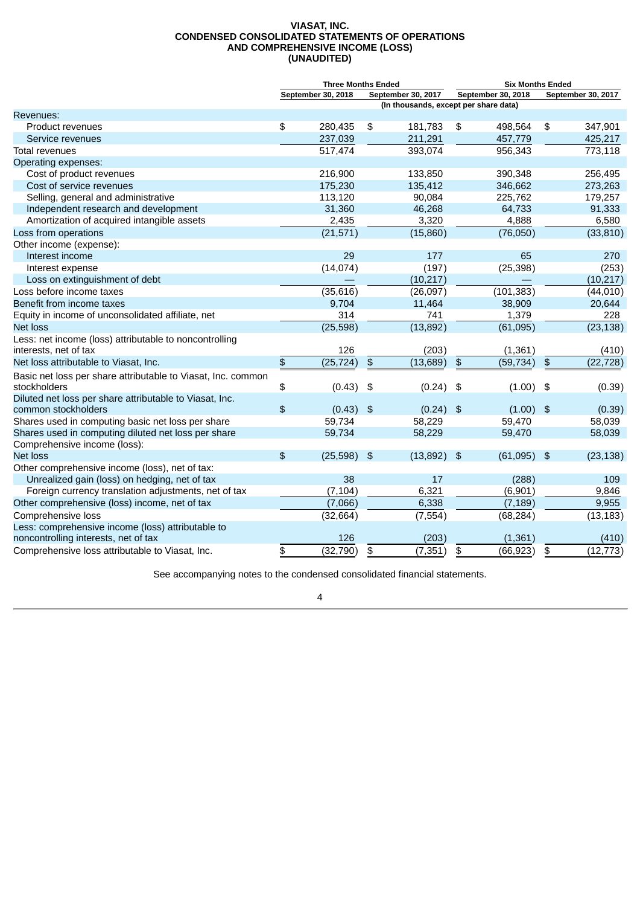**VIASAT, INC.**
**CONDENSED CONSOLIDATED STATEMENTS OF OPERATIONS AND COMPREHENSIVE INCOME (LOSS)**
**(UNAUDITED)**

| | Three Months Ended | | Six Months Ended | |
|---|---|---|---|---|
| | September 30, 2018 | September 30, 2017 | September 30, 2018 | September 30, 2017 |
| | (In thousands, except per share data) | | | |
| Revenues: | | | | |
| Product revenues | $ 280,435 | $ 181,783 | $ 498,564 | $ 347,901 |
| Service revenues | 237,039 | 211,291 | 457,779 | 425,217 |
| Total revenues | 517,474 | 393,074 | 956,343 | 773,118 |
| Operating expenses: | | | | |
| Cost of product revenues | 216,900 | 133,850 | 390,348 | 256,495 |
| Cost of service revenues | 175,230 | 135,412 | 346,662 | 273,263 |
| Selling, general and administrative | 113,120 | 90,084 | 225,762 | 179,257 |
| Independent research and development | 31,360 | 46,268 | 64,733 | 91,333 |
| Amortization of acquired intangible assets | 2,435 | 3,320 | 4,888 | 6,580 |
| Loss from operations | (21,571) | (15,860) | (76,050) | (33,810) |
| Other income (expense): | | | | |
| Interest income | 29 | 177 | 65 | 270 |
| Interest expense | (14,074) | (197) | (25,398) | (253) |
| Loss on extinguishment of debt | — | (10,217) | — | (10,217) |
| Loss before income taxes | (35,616) | (26,097) | (101,383) | (44,010) |
| Benefit from income taxes | 9,704 | 11,464 | 38,909 | 20,644 |
| Equity in income of unconsolidated affiliate, net | 314 | 741 | 1,379 | 228 |
| Net loss | (25,598) | (13,892) | (61,095) | (23,138) |
| Less: net income (loss) attributable to noncontrolling interests, net of tax | 126 | (203) | (1,361) | (410) |
| Net loss attributable to Viasat, Inc. | $ (25,724) | $ (13,689) | $ (59,734) | $ (22,728) |
| Basic net loss per share attributable to Viasat, Inc. common stockholders | $ (0.43) | $ (0.24) | $ (1.00) | $ (0.39) |
| Diluted net loss per share attributable to Viasat, Inc. common stockholders | $ (0.43) | $ (0.24) | $ (1.00) | $ (0.39) |
| Shares used in computing basic net loss per share | 59,734 | 58,229 | 59,470 | 58,039 |
| Shares used in computing diluted net loss per share | 59,734 | 58,229 | 59,470 | 58,039 |
| Comprehensive income (loss): | | | | |
| Net loss | $ (25,598) | $ (13,892) | $ (61,095) | $ (23,138) |
| Other comprehensive income (loss), net of tax: | | | | |
| Unrealized gain (loss) on hedging, net of tax | 38 | 17 | (288) | 109 |
| Foreign currency translation adjustments, net of tax | (7,104) | 6,321 | (6,901) | 9,846 |
| Other comprehensive (loss) income, net of tax | (7,066) | 6,338 | (7,189) | 9,955 |
| Comprehensive loss | (32,664) | (7,554) | (68,284) | (13,183) |
| Less: comprehensive income (loss) attributable to noncontrolling interests, net of tax | 126 | (203) | (1,361) | (410) |
| Comprehensive loss attributable to Viasat, Inc. | $ (32,790) | $ (7,351) | $ (66,923) | $ (12,773) |

See accompanying notes to the condensed consolidated financial statements.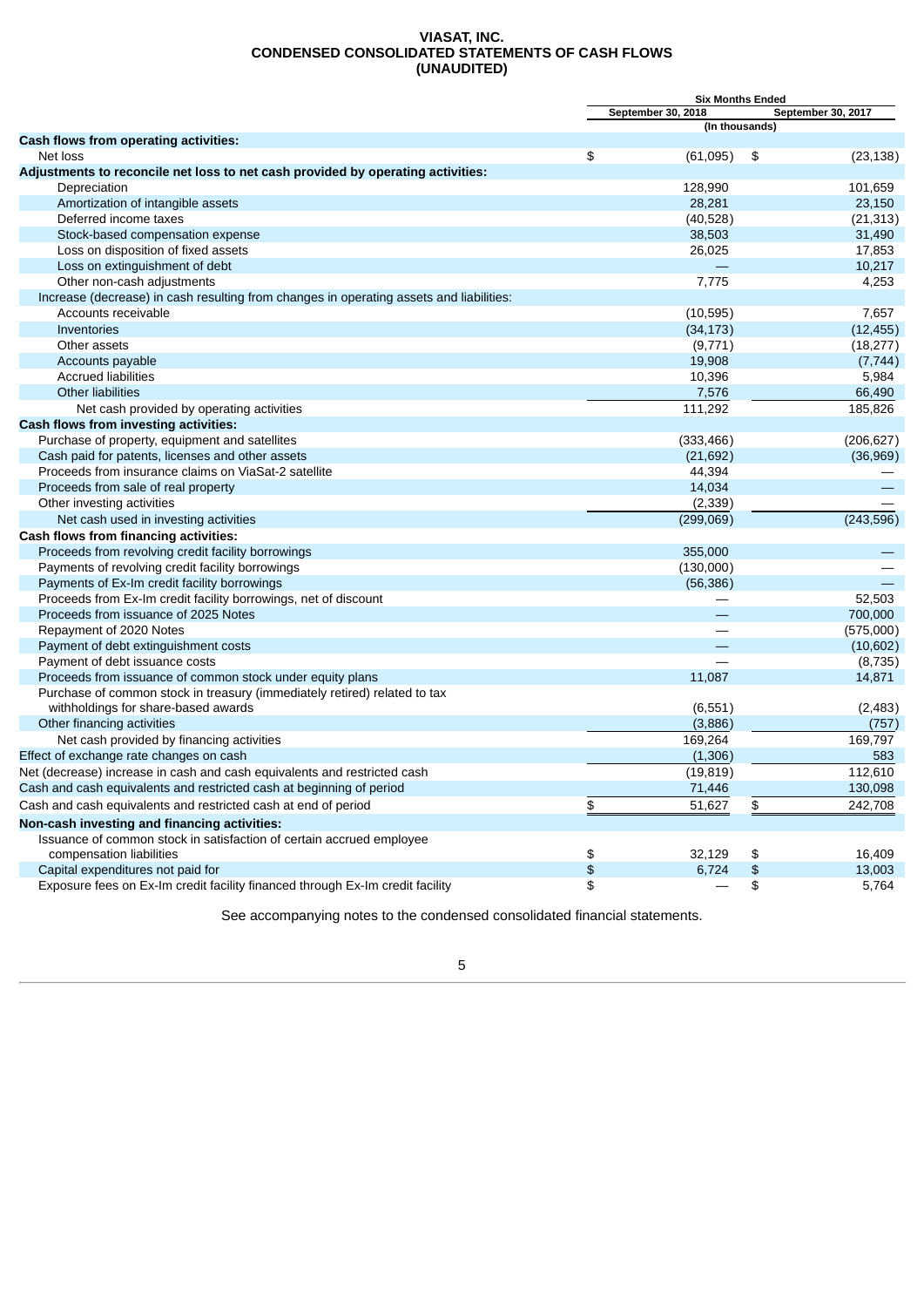**VIASAT, INC.**
**CONDENSED CONSOLIDATED STATEMENTS OF CASH FLOWS**
**(UNAUDITED)**

| | Six Months Ended | |
|---|---|---|
| | September 30, 2018 | September 30, 2017 |
| | (In thousands) | |
| **Cash flows from operating activities:** | | |
| Net loss | $ (61,095) | $ (23,138) |
| **Adjustments to reconcile net loss to net cash provided by operating activities:** | | |
| Depreciation | 128,990 | 101,659 |
| Amortization of intangible assets | 28,281 | 23,150 |
| Deferred income taxes | (40,528) | (21,313) |
| Stock-based compensation expense | 38,503 | 31,490 |
| Loss on disposition of fixed assets | 26,025 | 17,853 |
| Loss on extinguishment of debt | — | 10,217 |
| Other non-cash adjustments | 7,775 | 4,253 |
| Increase (decrease) in cash resulting from changes in operating assets and liabilities: | | |
| Accounts receivable | (10,595) | 7,657 |
| Inventories | (34,173) | (12,455) |
| Other assets | (9,771) | (18,277) |
| Accounts payable | 19,908 | (7,744) |
| Accrued liabilities | 10,396 | 5,984 |
| Other liabilities | 7,576 | 66,490 |
| Net cash provided by operating activities | 111,292 | 185,826 |
| **Cash flows from investing activities:** | | |
| Purchase of property, equipment and satellites | (333,466) | (206,627) |
| Cash paid for patents, licenses and other assets | (21,692) | (36,969) |
| Proceeds from insurance claims on ViaSat-2 satellite | 44,394 | — |
| Proceeds from sale of real property | 14,034 | — |
| Other investing activities | (2,339) | — |
| Net cash used in investing activities | (299,069) | (243,596) |
| **Cash flows from financing activities:** | | |
| Proceeds from revolving credit facility borrowings | 355,000 | — |
| Payments of revolving credit facility borrowings | (130,000) | — |
| Payments of Ex-Im credit facility borrowings | (56,386) | — |
| Proceeds from Ex-Im credit facility borrowings, net of discount | — | 52,503 |
| Proceeds from issuance of 2025 Notes | — | 700,000 |
| Repayment of 2020 Notes | — | (575,000) |
| Payment of debt extinguishment costs | — | (10,602) |
| Payment of debt issuance costs | — | (8,735) |
| Proceeds from issuance of common stock under equity plans | 11,087 | 14,871 |
| Purchase of common stock in treasury (immediately retired) related to tax withholdings for share-based awards | (6,551) | (2,483) |
| Other financing activities | (3,886) | (757) |
| Net cash provided by financing activities | 169,264 | 169,797 |
| Effect of exchange rate changes on cash | (1,306) | 583 |
| Net (decrease) increase in cash and cash equivalents and restricted cash | (19,819) | 112,610 |
| Cash and cash equivalents and restricted cash at beginning of period | 71,446 | 130,098 |
| Cash and cash equivalents and restricted cash at end of period | $ 51,627 | $ 242,708 |
| **Non-cash investing and financing activities:** | | |
| Issuance of common stock in satisfaction of certain accrued employee compensation liabilities | $ 32,129 | $ 16,409 |
| Capital expenditures not paid for | $ 6,724 | $ 13,003 |
| Exposure fees on Ex-Im credit facility financed through Ex-Im credit facility | $ — | $ 5,764 |

See accompanying notes to the condensed consolidated financial statements.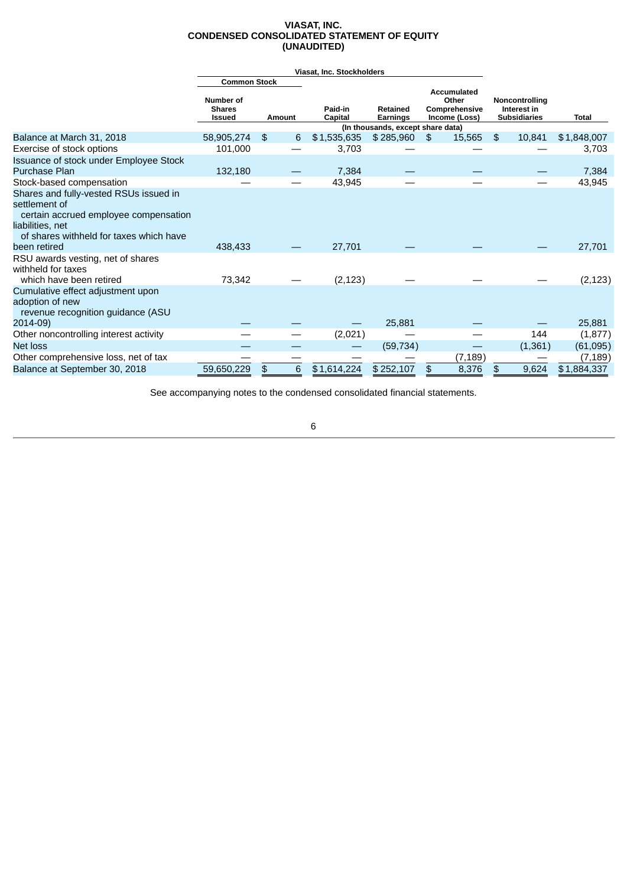# VIASAT, INC.
# CONDENSED CONSOLIDATED STATEMENT OF EQUITY
# (UNAUDITED)

| | Viasat, Inc. Stockholders | | | | | | |
|---|---|---|---|---|---|---|---|
| | Common Stock | | | | | | |
| | Number of Shares Issued | Amount | Paid-in Capital | Retained Earnings | Accumulated Other Comprehensive Income (Loss) | Noncontrolling Interest in Subsidiaries | Total |
| | | | (In thousands, except share data) | | | | |
| Balance at March 31, 2018 | 58,905,274 | $ 6 | $ 1,535,635 | $ 285,960 | $ 15,565 | $ 10,841 | $ 1,848,007 |
| Exercise of stock options | 101,000 | — | 3,703 | — | — | — | 3,703 |
| Issuance of stock under Employee Stock Purchase Plan | 132,180 | — | 7,384 | — | — | — | 7,384 |
| Stock-based compensation | — | — | 43,945 | — | — | — | 43,945 |
| Shares and fully-vested RSUs issued in settlement of certain accrued employee compensation liabilities, net of shares withheld for taxes which have been retired | 438,433 | — | 27,701 | — | — | — | 27,701 |
| RSU awards vesting, net of shares withheld for taxes which have been retired | 73,342 | — | (2,123) | — | — | — | (2,123) |
| Cumulative effect adjustment upon adoption of new revenue recognition guidance (ASU 2014-09) | — | — | — | 25,881 | — | — | 25,881 |
| Other noncontrolling interest activity | — | — | (2,021) | — | — | 144 | (1,877) |
| Net loss | — | — | — | (59,734) | — | (1,361) | (61,095) |
| Other comprehensive loss, net of tax | — | — | — | — | (7,189) | — | (7,189) |
| Balance at September 30, 2018 | 59,650,229 | $ 6 | $ 1,614,224 | $ 252,107 | $ 8,376 | $ 9,624 | $ 1,884,337 |

See accompanying notes to the condensed consolidated financial statements.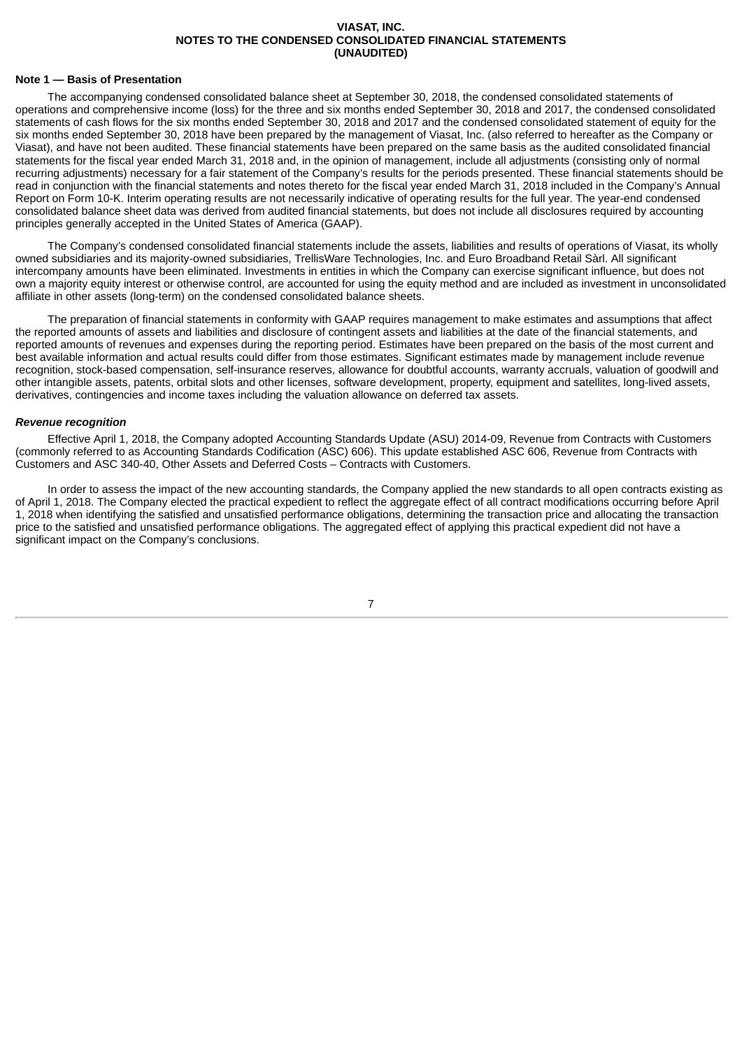**VIASAT, INC.**
**NOTES TO THE CONDENSED CONSOLIDATED FINANCIAL STATEMENTS**
**(UNAUDITED)**

## Note 1 — Basis of Presentation

The accompanying condensed consolidated balance sheet at September 30, 2018, the condensed consolidated statements of operations and comprehensive income (loss) for the three and six months ended September 30, 2018 and 2017, the condensed consolidated statements of cash flows for the six months ended September 30, 2018 and 2017 and the condensed consolidated statement of equity for the six months ended September 30, 2018 have been prepared by the management of Viasat, Inc. (also referred to hereafter as the Company or Viasat), and have not been audited. These financial statements have been prepared on the same basis as the audited consolidated financial statements for the fiscal year ended March 31, 2018 and, in the opinion of management, include all adjustments (consisting only of normal recurring adjustments) necessary for a fair statement of the Company's results for the periods presented. These financial statements should be read in conjunction with the financial statements and notes thereto for the fiscal year ended March 31, 2018 included in the Company's Annual Report on Form 10-K. Interim operating results are not necessarily indicative of operating results for the full year. The year-end condensed consolidated balance sheet data was derived from audited financial statements, but does not include all disclosures required by accounting principles generally accepted in the United States of America (GAAP).

The Company's condensed consolidated financial statements include the assets, liabilities and results of operations of Viasat, its wholly owned subsidiaries and its majority-owned subsidiaries, TrellisWare Technologies, Inc. and Euro Broadband Retail Sàrl. All significant intercompany amounts have been eliminated. Investments in entities in which the Company can exercise significant influence, but does not own a majority equity interest or otherwise control, are accounted for using the equity method and are included as investment in unconsolidated affiliate in other assets (long-term) on the condensed consolidated balance sheets.

The preparation of financial statements in conformity with GAAP requires management to make estimates and assumptions that affect the reported amounts of assets and liabilities and disclosure of contingent assets and liabilities at the date of the financial statements, and reported amounts of revenues and expenses during the reporting period. Estimates have been prepared on the basis of the most current and best available information and actual results could differ from those estimates. Significant estimates made by management include revenue recognition, stock-based compensation, self-insurance reserves, allowance for doubtful accounts, warranty accruals, valuation of goodwill and other intangible assets, patents, orbital slots and other licenses, software development, property, equipment and satellites, long-lived assets, derivatives, contingencies and income taxes including the valuation allowance on deferred tax assets.

### *Revenue recognition*

Effective April 1, 2018, the Company adopted Accounting Standards Update (ASU) 2014-09, Revenue from Contracts with Customers (commonly referred to as Accounting Standards Codification (ASC) 606). This update established ASC 606, Revenue from Contracts with Customers and ASC 340-40, Other Assets and Deferred Costs – Contracts with Customers.

In order to assess the impact of the new accounting standards, the Company applied the new standards to all open contracts existing as of April 1, 2018. The Company elected the practical expedient to reflect the aggregate effect of all contract modifications occurring before April 1, 2018 when identifying the satisfied and unsatisfied performance obligations, determining the transaction price and allocating the transaction price to the satisfied and unsatisfied performance obligations. The aggregated effect of applying this practical expedient did not have a significant impact on the Company's conclusions.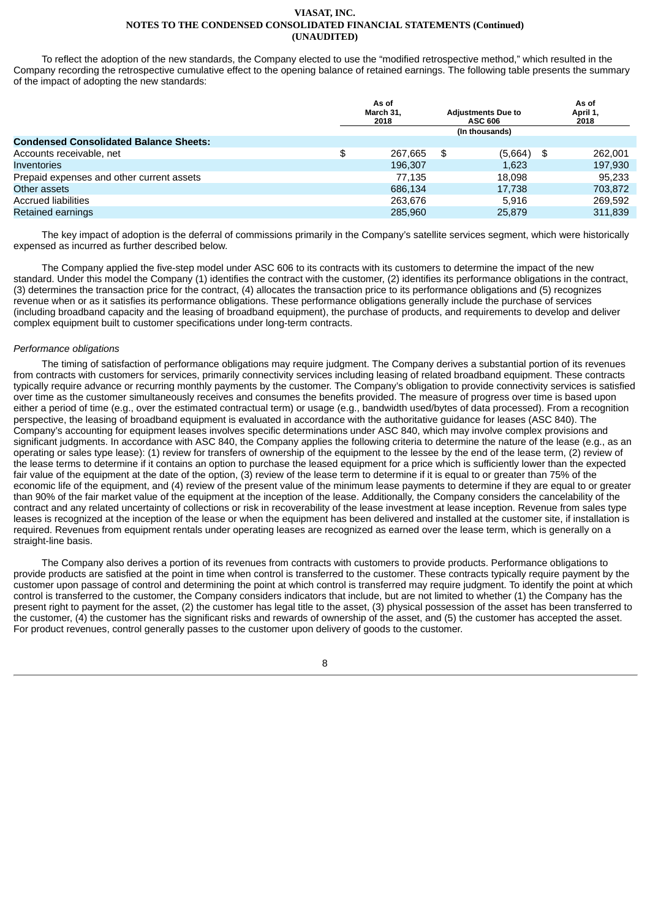To reflect the adoption of the new standards, the Company elected to use the "modified retrospective method," which resulted in the Company recording the retrospective cumulative effect to the opening balance of retained earnings. The following table presents the summary of the impact of adopting the new standards:

| | As of March 31, 2018 | Adjustments Due to ASC 606 | As of April 1, 2018 |
|---|---|---|---|
| | | (In thousands) | |
| **Condensed Consolidated Balance Sheets:** | | | |
| Accounts receivable, net | $ 267,665 | $ (5,664) | $ 262,001 |
| Inventories | 196,307 | 1,623 | 197,930 |
| Prepaid expenses and other current assets | 77,135 | 18,098 | 95,233 |
| Other assets | 686,134 | 17,738 | 703,872 |
| Accrued liabilities | 263,676 | 5,916 | 269,592 |
| Retained earnings | 285,960 | 25,879 | 311,839 |

The key impact of adoption is the deferral of commissions primarily in the Company's satellite services segment, which were historically expensed as incurred as further described below.

The Company applied the five-step model under ASC 606 to its contracts with its customers to determine the impact of the new standard. Under this model the Company (1) identifies the contract with the customer, (2) identifies its performance obligations in the contract, (3) determines the transaction price for the contract, (4) allocates the transaction price to its performance obligations and (5) recognizes revenue when or as it satisfies its performance obligations. These performance obligations generally include the purchase of services (including broadband capacity and the leasing of broadband equipment), the purchase of products, and requirements to develop and deliver complex equipment built to customer specifications under long-term contracts.

*Performance obligations*

The timing of satisfaction of performance obligations may require judgment. The Company derives a substantial portion of its revenues from contracts with customers for services, primarily connectivity services including leasing of related broadband equipment. These contracts typically require advance or recurring monthly payments by the customer. The Company's obligation to provide connectivity services is satisfied over time as the customer simultaneously receives and consumes the benefits provided. The measure of progress over time is based upon either a period of time (e.g., over the estimated contractual term) or usage (e.g., bandwidth used/bytes of data processed). From a recognition perspective, the leasing of broadband equipment is evaluated in accordance with the authoritative guidance for leases (ASC 840). The Company's accounting for equipment leases involves specific determinations under ASC 840, which may involve complex provisions and significant judgments. In accordance with ASC 840, the Company applies the following criteria to determine the nature of the lease (e.g., as an operating or sales type lease): (1) review for transfers of ownership of the equipment to the lessee by the end of the lease term, (2) review of the lease terms to determine if it contains an option to purchase the leased equipment for a price which is sufficiently lower than the expected fair value of the equipment at the date of the option, (3) review of the lease term to determine if it is equal to or greater than 75% of the economic life of the equipment, and (4) review of the present value of the minimum lease payments to determine if they are equal to or greater than 90% of the fair market value of the equipment at the inception of the lease. Additionally, the Company considers the cancelability of the contract and any related uncertainty of collections or risk in recoverability of the lease investment at lease inception. Revenue from sales type leases is recognized at the inception of the lease or when the equipment has been delivered and installed at the customer site, if installation is required. Revenues from equipment rentals under operating leases are recognized as earned over the lease term, which is generally on a straight-line basis.

The Company also derives a portion of its revenues from contracts with customers to provide products. Performance obligations to provide products are satisfied at the point in time when control is transferred to the customer. These contracts typically require payment by the customer upon passage of control and determining the point at which control is transferred may require judgment. To identify the point at which control is transferred to the customer, the Company considers indicators that include, but are not limited to whether (1) the Company has the present right to payment for the asset, (2) the customer has legal title to the asset, (3) physical possession of the asset has been transferred to the customer, (4) the customer has the significant risks and rewards of ownership of the asset, and (5) the customer has accepted the asset. For product revenues, control generally passes to the customer upon delivery of goods to the customer.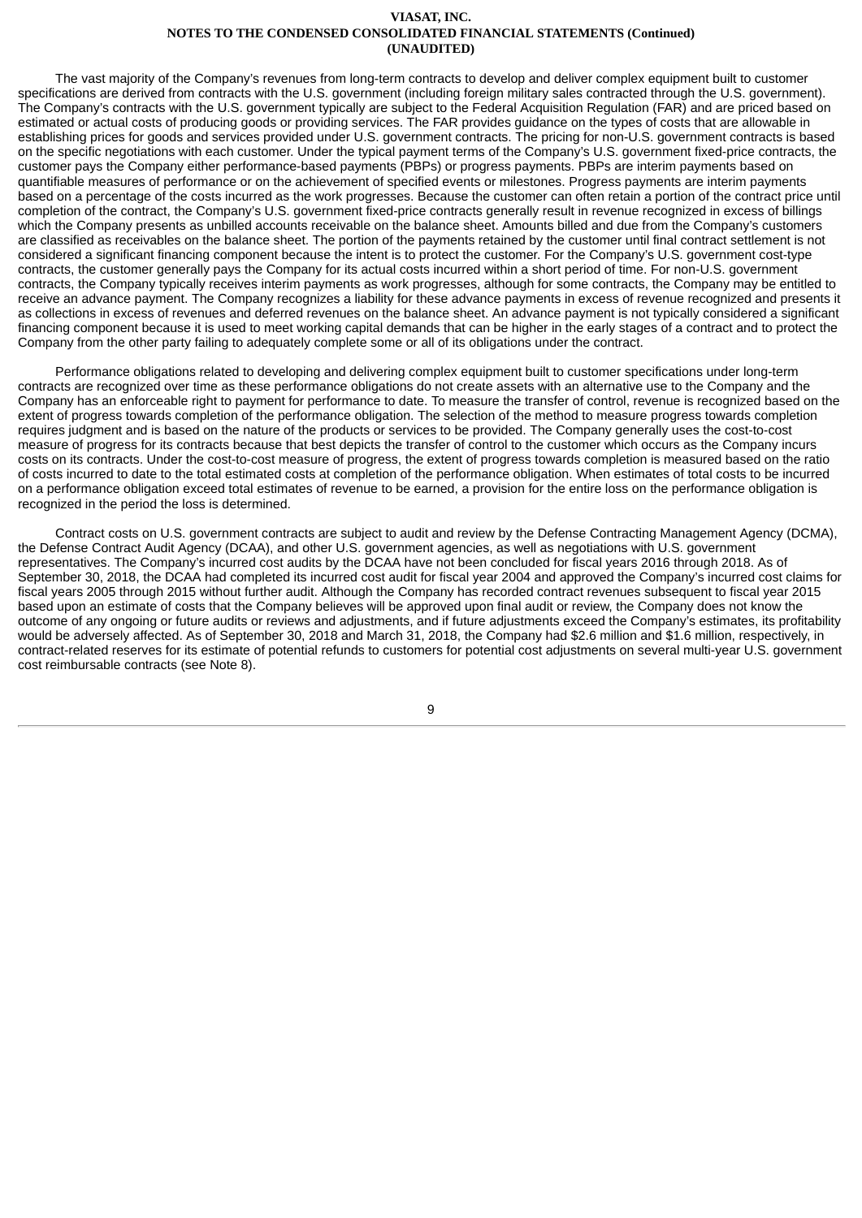The vast majority of the Company's revenues from long-term contracts to develop and deliver complex equipment built to customer specifications are derived from contracts with the U.S. government (including foreign military sales contracted through the U.S. government). The Company's contracts with the U.S. government typically are subject to the Federal Acquisition Regulation (FAR) and are priced based on estimated or actual costs of producing goods or providing services. The FAR provides guidance on the types of costs that are allowable in establishing prices for goods and services provided under U.S. government contracts. The pricing for non-U.S. government contracts is based on the specific negotiations with each customer. Under the typical payment terms of the Company's U.S. government fixed-price contracts, the customer pays the Company either performance-based payments (PBPs) or progress payments. PBPs are interim payments based on quantifiable measures of performance or on the achievement of specified events or milestones. Progress payments are interim payments based on a percentage of the costs incurred as the work progresses. Because the customer can often retain a portion of the contract price until completion of the contract, the Company's U.S. government fixed-price contracts generally result in revenue recognized in excess of billings which the Company presents as unbilled accounts receivable on the balance sheet. Amounts billed and due from the Company's customers are classified as receivables on the balance sheet. The portion of the payments retained by the customer until final contract settlement is not considered a significant financing component because the intent is to protect the customer. For the Company's U.S. government cost-type contracts, the customer generally pays the Company for its actual costs incurred within a short period of time. For non-U.S. government contracts, the Company typically receives interim payments as work progresses, although for some contracts, the Company may be entitled to receive an advance payment. The Company recognizes a liability for these advance payments in excess of revenue recognized and presents it as collections in excess of revenues and deferred revenues on the balance sheet. An advance payment is not typically considered a significant financing component because it is used to meet working capital demands that can be higher in the early stages of a contract and to protect the Company from the other party failing to adequately complete some or all of its obligations under the contract.

Performance obligations related to developing and delivering complex equipment built to customer specifications under long-term contracts are recognized over time as these performance obligations do not create assets with an alternative use to the Company and the Company has an enforceable right to payment for performance to date. To measure the transfer of control, revenue is recognized based on the extent of progress towards completion of the performance obligation. The selection of the method to measure progress towards completion requires judgment and is based on the nature of the products or services to be provided. The Company generally uses the cost-to-cost measure of progress for its contracts because that best depicts the transfer of control to the customer which occurs as the Company incurs costs on its contracts. Under the cost-to-cost measure of progress, the extent of progress towards completion is measured based on the ratio of costs incurred to date to the total estimated costs at completion of the performance obligation. When estimates of total costs to be incurred on a performance obligation exceed total estimates of revenue to be earned, a provision for the entire loss on the performance obligation is recognized in the period the loss is determined.

Contract costs on U.S. government contracts are subject to audit and review by the Defense Contracting Management Agency (DCMA), the Defense Contract Audit Agency (DCAA), and other U.S. government agencies, as well as negotiations with U.S. government representatives. The Company's incurred cost audits by the DCAA have not been concluded for fiscal years 2016 through 2018. As of September 30, 2018, the DCAA had completed its incurred cost audit for fiscal year 2004 and approved the Company's incurred cost claims for fiscal years 2005 through 2015 without further audit. Although the Company has recorded contract revenues subsequent to fiscal year 2015 based upon an estimate of costs that the Company believes will be approved upon final audit or review, the Company does not know the outcome of any ongoing or future audits or reviews and adjustments, and if future adjustments exceed the Company's estimates, its profitability would be adversely affected. As of September 30, 2018 and March 31, 2018, the Company had $2.6 million and $1.6 million, respectively, in contract-related reserves for its estimate of potential refunds to customers for potential cost adjustments on several multi-year U.S. government cost reimbursable contracts (see Note 8).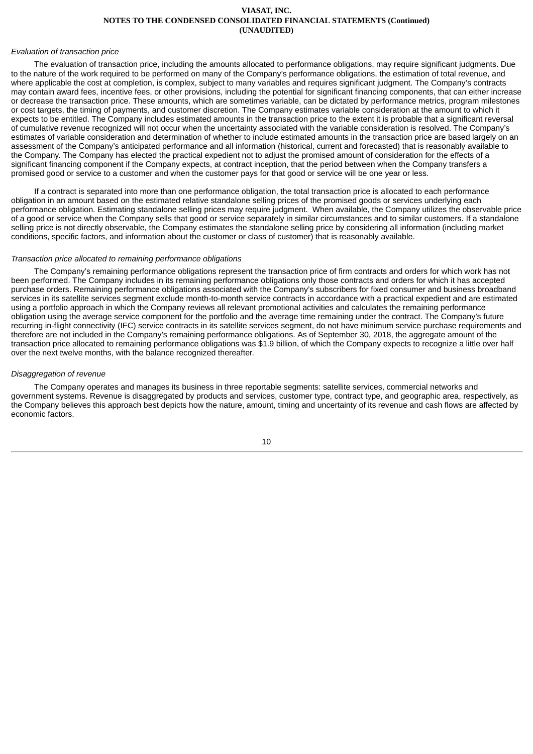*Evaluation of transaction price*

The evaluation of transaction price, including the amounts allocated to performance obligations, may require significant judgments. Due to the nature of the work required to be performed on many of the Company's performance obligations, the estimation of total revenue, and where applicable the cost at completion, is complex, subject to many variables and requires significant judgment. The Company's contracts may contain award fees, incentive fees, or other provisions, including the potential for significant financing components, that can either increase or decrease the transaction price. These amounts, which are sometimes variable, can be dictated by performance metrics, program milestones or cost targets, the timing of payments, and customer discretion. The Company estimates variable consideration at the amount to which it expects to be entitled. The Company includes estimated amounts in the transaction price to the extent it is probable that a significant reversal of cumulative revenue recognized will not occur when the uncertainty associated with the variable consideration is resolved. The Company's estimates of variable consideration and determination of whether to include estimated amounts in the transaction price are based largely on an assessment of the Company's anticipated performance and all information (historical, current and forecasted) that is reasonably available to the Company. The Company has elected the practical expedient not to adjust the promised amount of consideration for the effects of a significant financing component if the Company expects, at contract inception, that the period between when the Company transfers a promised good or service to a customer and when the customer pays for that good or service will be one year or less.

If a contract is separated into more than one performance obligation, the total transaction price is allocated to each performance obligation in an amount based on the estimated relative standalone selling prices of the promised goods or services underlying each performance obligation. Estimating standalone selling prices may require judgment. When available, the Company utilizes the observable price of a good or service when the Company sells that good or service separately in similar circumstances and to similar customers. If a standalone selling price is not directly observable, the Company estimates the standalone selling price by considering all information (including market conditions, specific factors, and information about the customer or class of customer) that is reasonably available.

*Transaction price allocated to remaining performance obligations*

The Company's remaining performance obligations represent the transaction price of firm contracts and orders for which work has not been performed. The Company includes in its remaining performance obligations only those contracts and orders for which it has accepted purchase orders. Remaining performance obligations associated with the Company's subscribers for fixed consumer and business broadband services in its satellite services segment exclude month-to-month service contracts in accordance with a practical expedient and are estimated using a portfolio approach in which the Company reviews all relevant promotional activities and calculates the remaining performance obligation using the average service component for the portfolio and the average time remaining under the contract. The Company's future recurring in-flight connectivity (IFC) service contracts in its satellite services segment, do not have minimum service purchase requirements and therefore are not included in the Company's remaining performance obligations. As of September 30, 2018, the aggregate amount of the transaction price allocated to remaining performance obligations was $1.9 billion, of which the Company expects to recognize a little over half over the next twelve months, with the balance recognized thereafter.

*Disaggregation of revenue*

The Company operates and manages its business in three reportable segments: satellite services, commercial networks and government systems. Revenue is disaggregated by products and services, customer type, contract type, and geographic area, respectively, as the Company believes this approach best depicts how the nature, amount, timing and uncertainty of its revenue and cash flows are affected by economic factors.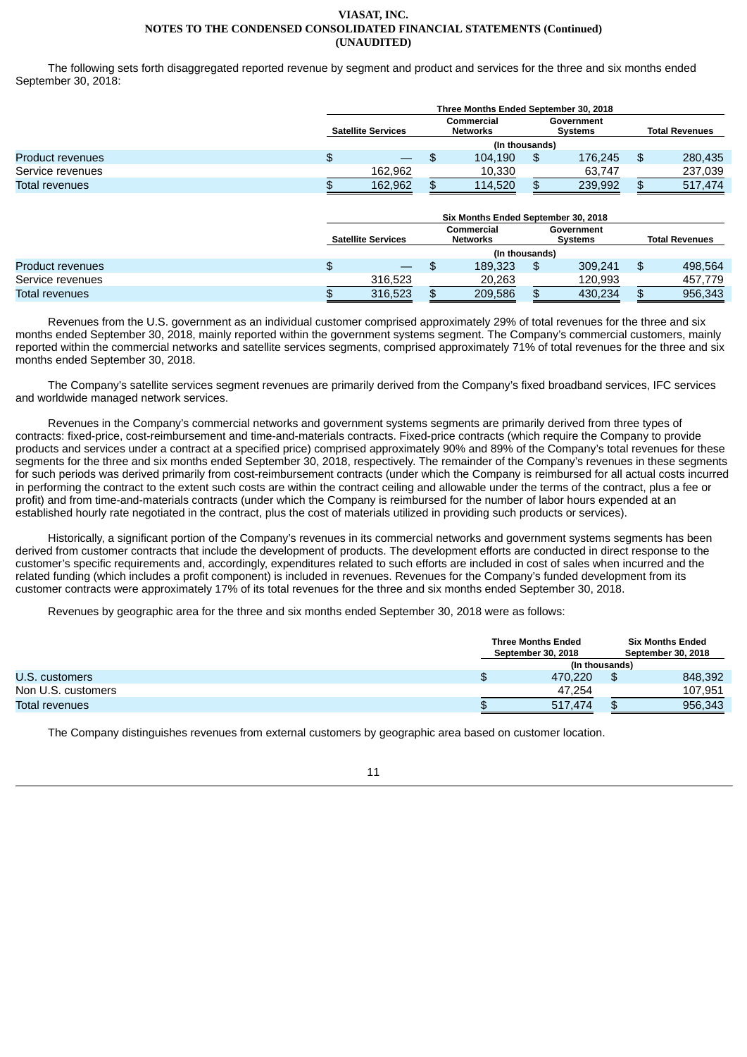**VIASAT, INC.**
**NOTES TO THE CONDENSED CONSOLIDATED FINANCIAL STATEMENTS (Continued)**
**(UNAUDITED)**

The following sets forth disaggregated reported revenue by segment and product and services for the three and six months ended September 30, 2018:

| | Three Months Ended September 30, 2018 | | | |
|---|---|---|---|---|
| | Satellite Services | Commercial Networks | Government Systems | Total Revenues |
| | (In thousands) | | | |
| Product revenues | $ — | $ 104,190 | $ 176,245 | $ 280,435 |
| Service revenues | 162,962 | 10,330 | 63,747 | 237,039 |
| Total revenues | $ 162,962 | $ 114,520 | $ 239,992 | $ 517,474 |

| | Six Months Ended September 30, 2018 | | | |
|---|---|---|---|---|
| | Satellite Services | Commercial Networks | Government Systems | Total Revenues |
| | (In thousands) | | | |
| Product revenues | $ — | $ 189,323 | $ 309,241 | $ 498,564 |
| Service revenues | 316,523 | 20,263 | 120,993 | 457,779 |
| Total revenues | $ 316,523 | $ 209,586 | $ 430,234 | $ 956,343 |

Revenues from the U.S. government as an individual customer comprised approximately 29% of total revenues for the three and six months ended September 30, 2018, mainly reported within the government systems segment. The Company's commercial customers, mainly reported within the commercial networks and satellite services segments, comprised approximately 71% of total revenues for the three and six months ended September 30, 2018.

The Company's satellite services segment revenues are primarily derived from the Company's fixed broadband services, IFC services and worldwide managed network services.

Revenues in the Company's commercial networks and government systems segments are primarily derived from three types of contracts: fixed-price, cost-reimbursement and time-and-materials contracts. Fixed-price contracts (which require the Company to provide products and services under a contract at a specified price) comprised approximately 90% and 89% of the Company's total revenues for these segments for the three and six months ended September 30, 2018, respectively. The remainder of the Company's revenues in these segments for such periods was derived primarily from cost-reimbursement contracts (under which the Company is reimbursed for all actual costs incurred in performing the contract to the extent such costs are within the contract ceiling and allowable under the terms of the contract, plus a fee or profit) and from time-and-materials contracts (under which the Company is reimbursed for the number of labor hours expended at an established hourly rate negotiated in the contract, plus the cost of materials utilized in providing such products or services).

Historically, a significant portion of the Company's revenues in its commercial networks and government systems segments has been derived from customer contracts that include the development of products. The development efforts are conducted in direct response to the customer's specific requirements and, accordingly, expenditures related to such efforts are included in cost of sales when incurred and the related funding (which includes a profit component) is included in revenues. Revenues for the Company's funded development from its customer contracts were approximately 17% of its total revenues for the three and six months ended September 30, 2018.

Revenues by geographic area for the three and six months ended September 30, 2018 were as follows:

| | Three Months Ended September 30, 2018 | Six Months Ended September 30, 2018 |
|---|---|---|
| | (In thousands) | |
| U.S. customers | $ 470,220 | $ 848,392 |
| Non U.S. customers | 47,254 | 107,951 |
| Total revenues | $ 517,474 | $ 956,343 |

The Company distinguishes revenues from external customers by geographic area based on customer location.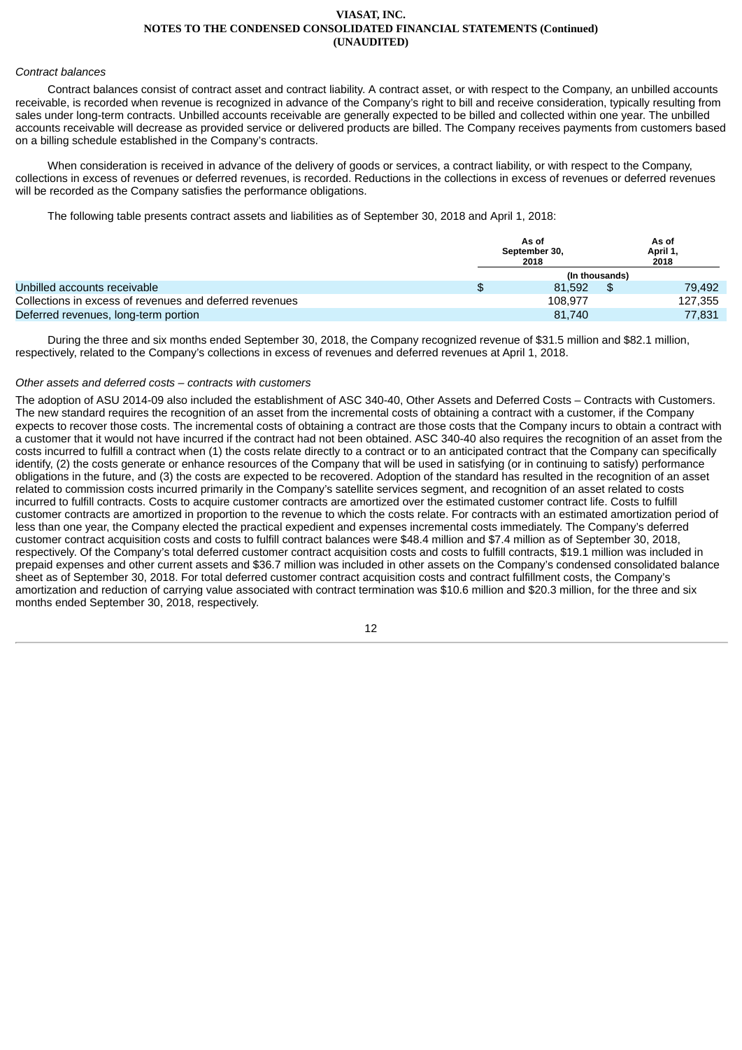*Contract balances*

Contract balances consist of contract asset and contract liability. A contract asset, or with respect to the Company, an unbilled accounts receivable, is recorded when revenue is recognized in advance of the Company's right to bill and receive consideration, typically resulting from sales under long-term contracts. Unbilled accounts receivable are generally expected to be billed and collected within one year. The unbilled accounts receivable will decrease as provided service or delivered products are billed. The Company receives payments from customers based on a billing schedule established in the Company's contracts.

When consideration is received in advance of the delivery of goods or services, a contract liability, or with respect to the Company, collections in excess of revenues or deferred revenues, is recorded. Reductions in the collections in excess of revenues or deferred revenues will be recorded as the Company satisfies the performance obligations.

The following table presents contract assets and liabilities as of September 30, 2018 and April 1, 2018:

| | As of September 30, 2018 | As of April 1, 2018 |
|---|---|---|
| | (In thousands) | |
| Unbilled accounts receivable | $ 81,592 | $ 79,492 |
| Collections in excess of revenues and deferred revenues | 108,977 | 127,355 |
| Deferred revenues, long-term portion | 81,740 | 77,831 |

During the three and six months ended September 30, 2018, the Company recognized revenue of $31.5 million and $82.1 million, respectively, related to the Company's collections in excess of revenues and deferred revenues at April 1, 2018.

*Other assets and deferred costs – contracts with customers*

The adoption of ASU 2014-09 also included the establishment of ASC 340-40, Other Assets and Deferred Costs – Contracts with Customers. The new standard requires the recognition of an asset from the incremental costs of obtaining a contract with a customer, if the Company expects to recover those costs. The incremental costs of obtaining a contract are those costs that the Company incurs to obtain a contract with a customer that it would not have incurred if the contract had not been obtained. ASC 340-40 also requires the recognition of an asset from the costs incurred to fulfill a contract when (1) the costs relate directly to a contract or to an anticipated contract that the Company can specifically identify, (2) the costs generate or enhance resources of the Company that will be used in satisfying (or in continuing to satisfy) performance obligations in the future, and (3) the costs are expected to be recovered. Adoption of the standard has resulted in the recognition of an asset related to commission costs incurred primarily in the Company's satellite services segment, and recognition of an asset related to costs incurred to fulfill contracts. Costs to acquire customer contracts are amortized over the estimated customer contract life. Costs to fulfill customer contracts are amortized in proportion to the revenue to which the costs relate. For contracts with an estimated amortization period of less than one year, the Company elected the practical expedient and expenses incremental costs immediately. The Company's deferred customer contract acquisition costs and costs to fulfill contract balances were $48.4 million and $7.4 million as of September 30, 2018, respectively. Of the Company's total deferred customer contract acquisition costs and costs to fulfill contracts, $19.1 million was included in prepaid expenses and other current assets and $36.7 million was included in other assets on the Company's condensed consolidated balance sheet as of September 30, 2018. For total deferred customer contract acquisition costs and contract fulfillment costs, the Company's amortization and reduction of carrying value associated with contract termination was $10.6 million and $20.3 million, for the three and six months ended September 30, 2018, respectively.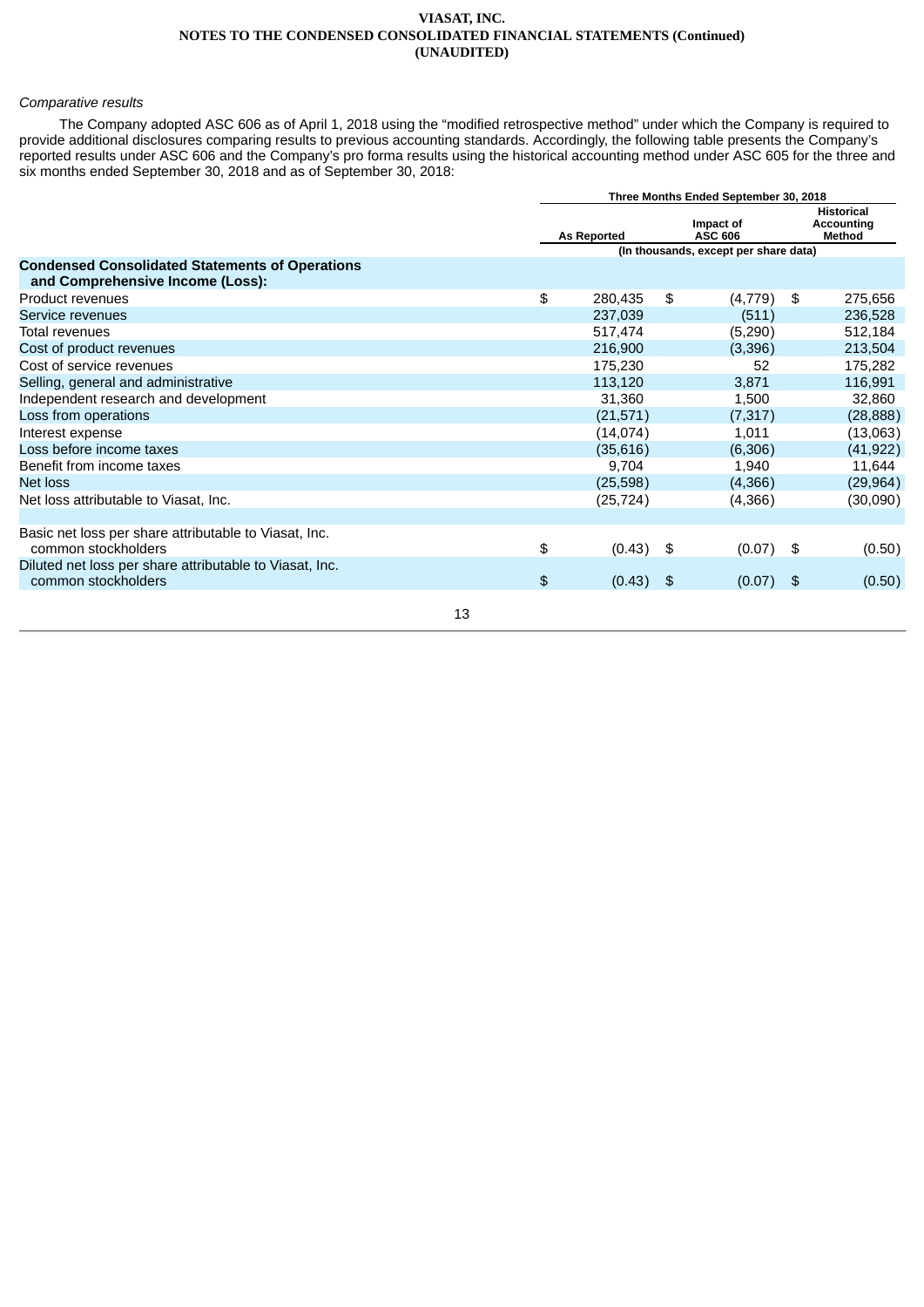*Comparative results*

The Company adopted ASC 606 as of April 1, 2018 using the “modified retrospective method” under which the Company is required to provide additional disclosures comparing results to previous accounting standards. Accordingly, the following table presents the Company's reported results under ASC 606 and the Company's pro forma results using the historical accounting method under ASC 605 for the three and six months ended September 30, 2018 and as of September 30, 2018:

| | Three Months Ended September 30, 2018 | | |
|---|---|---|---|
| | As Reported | Impact of ASC 606 | Historical Accounting Method |
| | (In thousands, except per share data) | | |
| **Condensed Consolidated Statements of Operations and Comprehensive Income (Loss):** | | | |
| Product revenues | $ 280,435 | $ (4,779) | $ 275,656 |
| Service revenues | 237,039 | (511) | 236,528 |
| Total revenues | 517,474 | (5,290) | 512,184 |
| Cost of product revenues | 216,900 | (3,396) | 213,504 |
| Cost of service revenues | 175,230 | 52 | 175,282 |
| Selling, general and administrative | 113,120 | 3,871 | 116,991 |
| Independent research and development | 31,360 | 1,500 | 32,860 |
| Loss from operations | (21,571) | (7,317) | (28,888) |
| Interest expense | (14,074) | 1,011 | (13,063) |
| Loss before income taxes | (35,616) | (6,306) | (41,922) |
| Benefit from income taxes | 9,704 | 1,940 | 11,644 |
| Net loss | (25,598) | (4,366) | (29,964) |
| Net loss attributable to Viasat, Inc. | (25,724) | (4,366) | (30,090) |
| | | | |
| Basic net loss per share attributable to Viasat, Inc. common stockholders | $ (0.43) | $ (0.07) | $ (0.50) |
| Diluted net loss per share attributable to Viasat, Inc. common stockholders | $ (0.43) | $ (0.07) | $ (0.50) |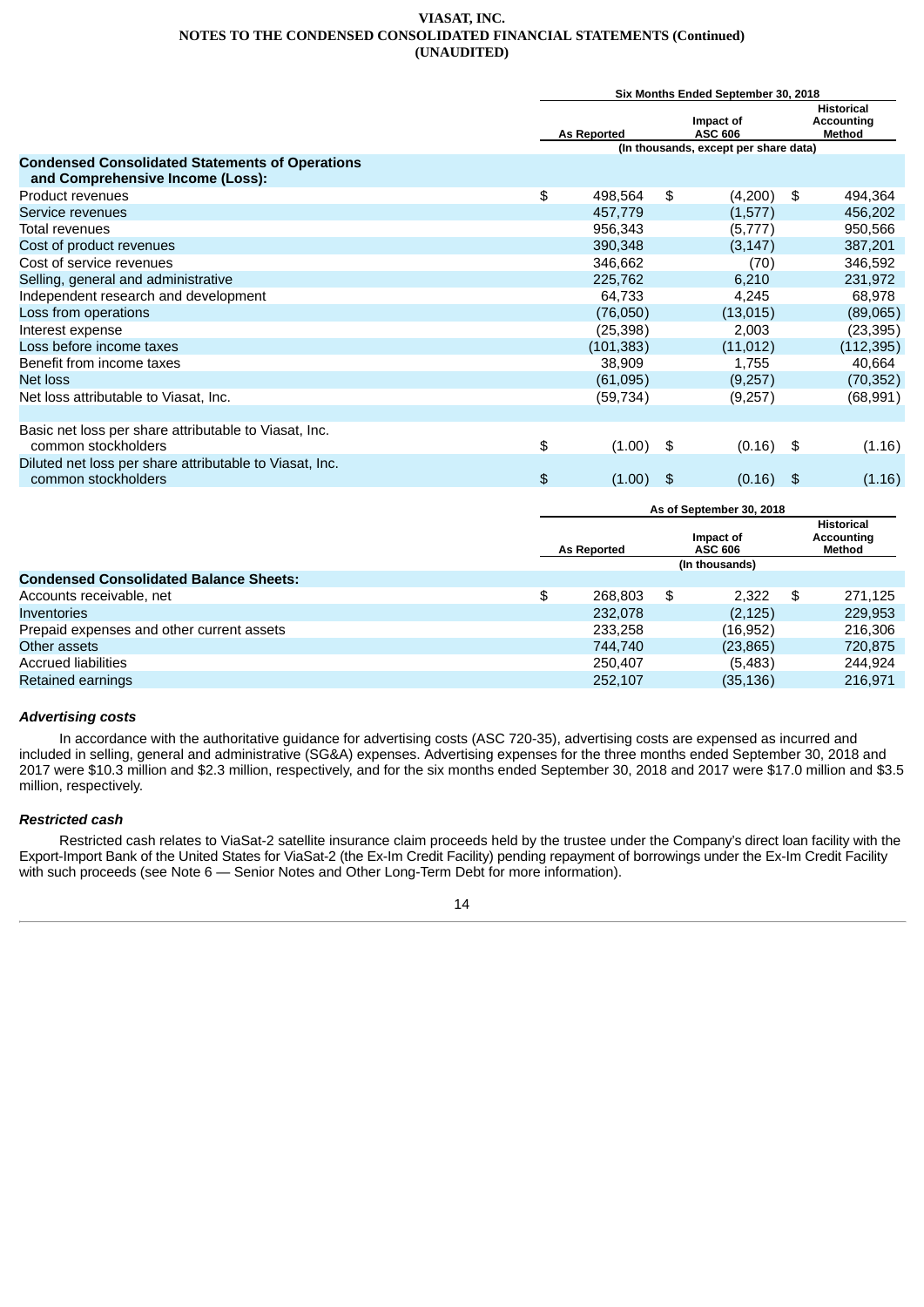**VIASAT, INC.**
**NOTES TO THE CONDENSED CONSOLIDATED FINANCIAL STATEMENTS (Continued)**
**(UNAUDITED)**

| | Six Months Ended September 30, 2018 | | |
|---|---|---|---|
| | As Reported | Impact of ASC 606 | Historical Accounting Method |
| | (In thousands, except per share data) | | |
| **Condensed Consolidated Statements of Operations and Comprehensive Income (Loss):** | | | |
| Product revenues | $ 498,564 | $ (4,200) | $ 494,364 |
| Service revenues | 457,779 | (1,577) | 456,202 |
| Total revenues | 956,343 | (5,777) | 950,566 |
| Cost of product revenues | 390,348 | (3,147) | 387,201 |
| Cost of service revenues | 346,662 | (70) | 346,592 |
| Selling, general and administrative | 225,762 | 6,210 | 231,972 |
| Independent research and development | 64,733 | 4,245 | 68,978 |
| Loss from operations | (76,050) | (13,015) | (89,065) |
| Interest expense | (25,398) | 2,003 | (23,395) |
| Loss before income taxes | (101,383) | (11,012) | (112,395) |
| Benefit from income taxes | 38,909 | 1,755 | 40,664 |
| Net loss | (61,095) | (9,257) | (70,352) |
| Net loss attributable to Viasat, Inc. | (59,734) | (9,257) | (68,991) |
| Basic net loss per share attributable to Viasat, Inc. common stockholders | $ (1.00) | $ (0.16) | $ (1.16) |
| Diluted net loss per share attributable to Viasat, Inc. common stockholders | $ (1.00) | $ (0.16) | $ (1.16) |

| | As of September 30, 2018 | | |
|---|---|---|---|
| | As Reported | Impact of ASC 606 | Historical Accounting Method |
| | (In thousands) | | |
| **Condensed Consolidated Balance Sheets:** | | | |
| Accounts receivable, net | $ 268,803 | $ 2,322 | $ 271,125 |
| Inventories | 232,078 | (2,125) | 229,953 |
| Prepaid expenses and other current assets | 233,258 | (16,952) | 216,306 |
| Other assets | 744,740 | (23,865) | 720,875 |
| Accrued liabilities | 250,407 | (5,483) | 244,924 |
| Retained earnings | 252,107 | (35,136) | 216,971 |

***Advertising costs***

In accordance with the authoritative guidance for advertising costs (ASC 720-35), advertising costs are expensed as incurred and included in selling, general and administrative (SG&A) expenses. Advertising expenses for the three months ended September 30, 2018 and 2017 were $10.3 million and $2.3 million, respectively, and for the six months ended September 30, 2018 and 2017 were $17.0 million and $3.5 million, respectively.

***Restricted cash***

Restricted cash relates to ViaSat-2 satellite insurance claim proceeds held by the trustee under the Company's direct loan facility with the Export-Import Bank of the United States for ViaSat-2 (the Ex-Im Credit Facility) pending repayment of borrowings under the Ex-Im Credit Facility with such proceeds (see Note 6 — Senior Notes and Other Long-Term Debt for more information).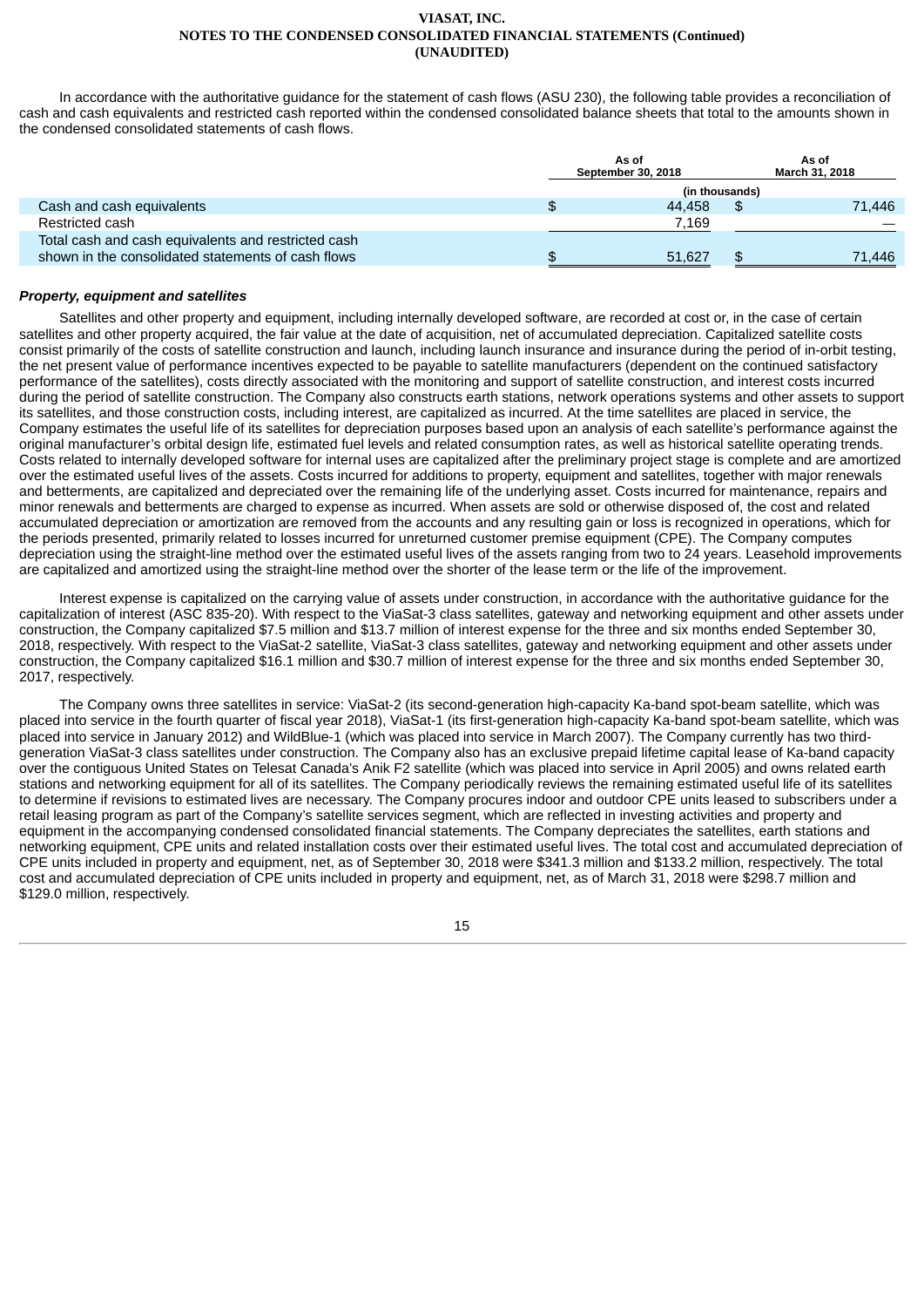In accordance with the authoritative guidance for the statement of cash flows (ASU 230), the following table provides a reconciliation of cash and cash equivalents and restricted cash reported within the condensed consolidated balance sheets that total to the amounts shown in the condensed consolidated statements of cash flows.

| | As of September 30, 2018 | As of March 31, 2018 |
|---|---|---|
| | (in thousands) | |
| Cash and cash equivalents | $ 44,458 | $ 71,446 |
| Restricted cash | 7,169 | — |
| Total cash and cash equivalents and restricted cash shown in the consolidated statements of cash flows | $ 51,627 | $ 71,446 |

***Property, equipment and satellites***

Satellites and other property and equipment, including internally developed software, are recorded at cost or, in the case of certain satellites and other property acquired, the fair value at the date of acquisition, net of accumulated depreciation. Capitalized satellite costs consist primarily of the costs of satellite construction and launch, including launch insurance and insurance during the period of in-orbit testing, the net present value of performance incentives expected to be payable to satellite manufacturers (dependent on the continued satisfactory performance of the satellites), costs directly associated with the monitoring and support of satellite construction, and interest costs incurred during the period of satellite construction. The Company also constructs earth stations, network operations systems and other assets to support its satellites, and those construction costs, including interest, are capitalized as incurred. At the time satellites are placed in service, the Company estimates the useful life of its satellites for depreciation purposes based upon an analysis of each satellite's performance against the original manufacturer's orbital design life, estimated fuel levels and related consumption rates, as well as historical satellite operating trends. Costs related to internally developed software for internal uses are capitalized after the preliminary project stage is complete and are amortized over the estimated useful lives of the assets. Costs incurred for additions to property, equipment and satellites, together with major renewals and betterments, are capitalized and depreciated over the remaining life of the underlying asset. Costs incurred for maintenance, repairs and minor renewals and betterments are charged to expense as incurred. When assets are sold or otherwise disposed of, the cost and related accumulated depreciation or amortization are removed from the accounts and any resulting gain or loss is recognized in operations, which for the periods presented, primarily related to losses incurred for unreturned customer premise equipment (CPE). The Company computes depreciation using the straight-line method over the estimated useful lives of the assets ranging from two to 24 years. Leasehold improvements are capitalized and amortized using the straight-line method over the shorter of the lease term or the life of the improvement.

Interest expense is capitalized on the carrying value of assets under construction, in accordance with the authoritative guidance for the capitalization of interest (ASC 835-20). With respect to the ViaSat-3 class satellites, gateway and networking equipment and other assets under construction, the Company capitalized $7.5 million and $13.7 million of interest expense for the three and six months ended September 30, 2018, respectively. With respect to the ViaSat-2 satellite, ViaSat-3 class satellites, gateway and networking equipment and other assets under construction, the Company capitalized $16.1 million and $30.7 million of interest expense for the three and six months ended September 30, 2017, respectively.

The Company owns three satellites in service: ViaSat-2 (its second-generation high-capacity Ka-band spot-beam satellite, which was placed into service in the fourth quarter of fiscal year 2018), ViaSat-1 (its first-generation high-capacity Ka-band spot-beam satellite, which was placed into service in January 2012) and WildBlue-1 (which was placed into service in March 2007). The Company currently has two third-generation ViaSat-3 class satellites under construction. The Company also has an exclusive prepaid lifetime capital lease of Ka-band capacity over the contiguous United States on Telesat Canada's Anik F2 satellite (which was placed into service in April 2005) and owns related earth stations and networking equipment for all of its satellites. The Company periodically reviews the remaining estimated useful life of its satellites to determine if revisions to estimated lives are necessary. The Company procures indoor and outdoor CPE units leased to subscribers under a retail leasing program as part of the Company's satellite services segment, which are reflected in investing activities and property and equipment in the accompanying condensed consolidated financial statements. The Company depreciates the satellites, earth stations and networking equipment, CPE units and related installation costs over their estimated useful lives. The total cost and accumulated depreciation of CPE units included in property and equipment, net, as of September 30, 2018 were $341.3 million and $133.2 million, respectively. The total cost and accumulated depreciation of CPE units included in property and equipment, net, as of March 31, 2018 were $298.7 million and $129.0 million, respectively.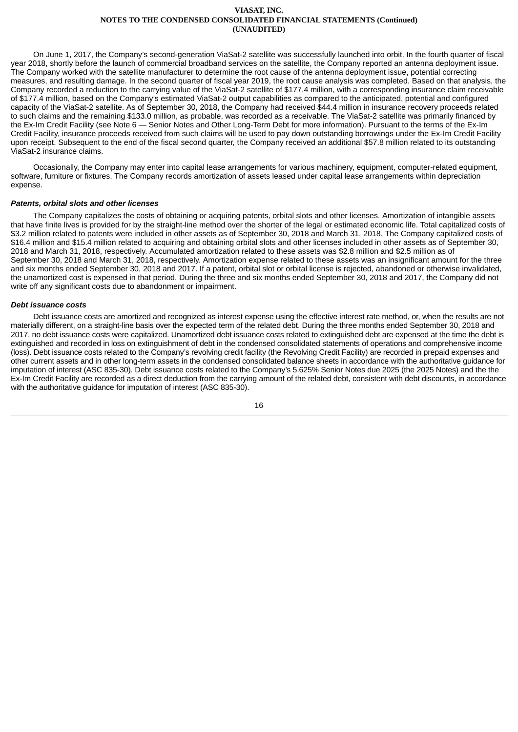On June 1, 2017, the Company's second-generation ViaSat-2 satellite was successfully launched into orbit. In the fourth quarter of fiscal year 2018, shortly before the launch of commercial broadband services on the satellite, the Company reported an antenna deployment issue. The Company worked with the satellite manufacturer to determine the root cause of the antenna deployment issue, potential correcting measures, and resulting damage. In the second quarter of fiscal year 2019, the root cause analysis was completed. Based on that analysis, the Company recorded a reduction to the carrying value of the ViaSat-2 satellite of $177.4 million, with a corresponding insurance claim receivable of $177.4 million, based on the Company's estimated ViaSat-2 output capabilities as compared to the anticipated, potential and configured capacity of the ViaSat-2 satellite. As of September 30, 2018, the Company had received $44.4 million in insurance recovery proceeds related to such claims and the remaining $133.0 million, as probable, was recorded as a receivable. The ViaSat-2 satellite was primarily financed by the Ex-Im Credit Facility (see Note 6 — Senior Notes and Other Long-Term Debt for more information). Pursuant to the terms of the Ex-Im Credit Facility, insurance proceeds received from such claims will be used to pay down outstanding borrowings under the Ex-Im Credit Facility upon receipt. Subsequent to the end of the fiscal second quarter, the Company received an additional $57.8 million related to its outstanding ViaSat-2 insurance claims.

Occasionally, the Company may enter into capital lease arrangements for various machinery, equipment, computer-related equipment, software, furniture or fixtures. The Company records amortization of assets leased under capital lease arrangements within depreciation expense.

***Patents, orbital slots and other licenses***

The Company capitalizes the costs of obtaining or acquiring patents, orbital slots and other licenses. Amortization of intangible assets that have finite lives is provided for by the straight-line method over the shorter of the legal or estimated economic life. Total capitalized costs of $3.2 million related to patents were included in other assets as of September 30, 2018 and March 31, 2018. The Company capitalized costs of $16.4 million and $15.4 million related to acquiring and obtaining orbital slots and other licenses included in other assets as of September 30, 2018 and March 31, 2018, respectively. Accumulated amortization related to these assets was $2.8 million and $2.5 million as of September 30, 2018 and March 31, 2018, respectively. Amortization expense related to these assets was an insignificant amount for the three and six months ended September 30, 2018 and 2017. If a patent, orbital slot or orbital license is rejected, abandoned or otherwise invalidated, the unamortized cost is expensed in that period. During the three and six months ended September 30, 2018 and 2017, the Company did not write off any significant costs due to abandonment or impairment.

***Debt issuance costs***

Debt issuance costs are amortized and recognized as interest expense using the effective interest rate method, or, when the results are not materially different, on a straight-line basis over the expected term of the related debt. During the three months ended September 30, 2018 and 2017, no debt issuance costs were capitalized. Unamortized debt issuance costs related to extinguished debt are expensed at the time the debt is extinguished and recorded in loss on extinguishment of debt in the condensed consolidated statements of operations and comprehensive income (loss). Debt issuance costs related to the Company's revolving credit facility (the Revolving Credit Facility) are recorded in prepaid expenses and other current assets and in other long-term assets in the condensed consolidated balance sheets in accordance with the authoritative guidance for imputation of interest (ASC 835-30). Debt issuance costs related to the Company's 5.625% Senior Notes due 2025 (the 2025 Notes) and the the Ex-Im Credit Facility are recorded as a direct deduction from the carrying amount of the related debt, consistent with debt discounts, in accordance with the authoritative guidance for imputation of interest (ASC 835-30).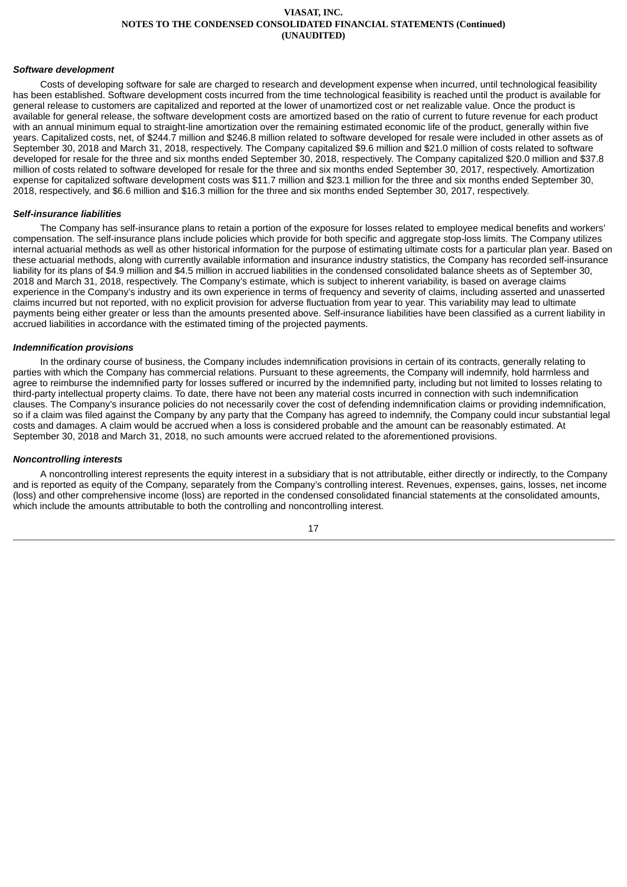***Software development***

Costs of developing software for sale are charged to research and development expense when incurred, until technological feasibility has been established. Software development costs incurred from the time technological feasibility is reached until the product is available for general release to customers are capitalized and reported at the lower of unamortized cost or net realizable value. Once the product is available for general release, the software development costs are amortized based on the ratio of current to future revenue for each product with an annual minimum equal to straight-line amortization over the remaining estimated economic life of the product, generally within five years. Capitalized costs, net, of $244.7 million and $246.8 million related to software developed for resale were included in other assets as of September 30, 2018 and March 31, 2018, respectively. The Company capitalized $9.6 million and $21.0 million of costs related to software developed for resale for the three and six months ended September 30, 2018, respectively. The Company capitalized $20.0 million and $37.8 million of costs related to software developed for resale for the three and six months ended September 30, 2017, respectively. Amortization expense for capitalized software development costs was $11.7 million and $23.1 million for the three and six months ended September 30, 2018, respectively, and $6.6 million and $16.3 million for the three and six months ended September 30, 2017, respectively.

***Self-insurance liabilities***

The Company has self-insurance plans to retain a portion of the exposure for losses related to employee medical benefits and workers' compensation. The self-insurance plans include policies which provide for both specific and aggregate stop-loss limits. The Company utilizes internal actuarial methods as well as other historical information for the purpose of estimating ultimate costs for a particular plan year. Based on these actuarial methods, along with currently available information and insurance industry statistics, the Company has recorded self-insurance liability for its plans of $4.9 million and $4.5 million in accrued liabilities in the condensed consolidated balance sheets as of September 30, 2018 and March 31, 2018, respectively. The Company's estimate, which is subject to inherent variability, is based on average claims experience in the Company's industry and its own experience in terms of frequency and severity of claims, including asserted and unasserted claims incurred but not reported, with no explicit provision for adverse fluctuation from year to year. This variability may lead to ultimate payments being either greater or less than the amounts presented above. Self-insurance liabilities have been classified as a current liability in accrued liabilities in accordance with the estimated timing of the projected payments.

***Indemnification provisions***

In the ordinary course of business, the Company includes indemnification provisions in certain of its contracts, generally relating to parties with which the Company has commercial relations. Pursuant to these agreements, the Company will indemnify, hold harmless and agree to reimburse the indemnified party for losses suffered or incurred by the indemnified party, including but not limited to losses relating to third-party intellectual property claims. To date, there have not been any material costs incurred in connection with such indemnification clauses. The Company's insurance policies do not necessarily cover the cost of defending indemnification claims or providing indemnification, so if a claim was filed against the Company by any party that the Company has agreed to indemnify, the Company could incur substantial legal costs and damages. A claim would be accrued when a loss is considered probable and the amount can be reasonably estimated. At September 30, 2018 and March 31, 2018, no such amounts were accrued related to the aforementioned provisions.

***Noncontrolling interests***

A noncontrolling interest represents the equity interest in a subsidiary that is not attributable, either directly or indirectly, to the Company and is reported as equity of the Company, separately from the Company's controlling interest. Revenues, expenses, gains, losses, net income (loss) and other comprehensive income (loss) are reported in the condensed consolidated financial statements at the consolidated amounts, which include the amounts attributable to both the controlling and noncontrolling interest.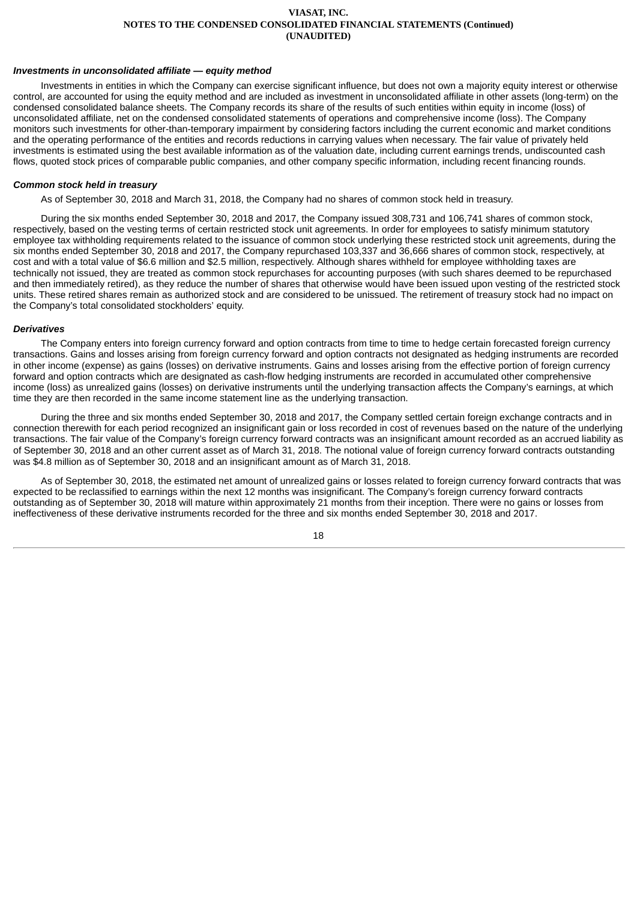***Investments in unconsolidated affiliate — equity method***

Investments in entities in which the Company can exercise significant influence, but does not own a majority equity interest or otherwise control, are accounted for using the equity method and are included as investment in unconsolidated affiliate in other assets (long-term) on the condensed consolidated balance sheets. The Company records its share of the results of such entities within equity in income (loss) of unconsolidated affiliate, net on the condensed consolidated statements of operations and comprehensive income (loss). The Company monitors such investments for other-than-temporary impairment by considering factors including the current economic and market conditions and the operating performance of the entities and records reductions in carrying values when necessary. The fair value of privately held investments is estimated using the best available information as of the valuation date, including current earnings trends, undiscounted cash flows, quoted stock prices of comparable public companies, and other company specific information, including recent financing rounds.

***Common stock held in treasury***

As of September 30, 2018 and March 31, 2018, the Company had no shares of common stock held in treasury.

During the six months ended September 30, 2018 and 2017, the Company issued 308,731 and 106,741 shares of common stock, respectively, based on the vesting terms of certain restricted stock unit agreements. In order for employees to satisfy minimum statutory employee tax withholding requirements related to the issuance of common stock underlying these restricted stock unit agreements, during the six months ended September 30, 2018 and 2017, the Company repurchased 103,337 and 36,666 shares of common stock, respectively, at cost and with a total value of $6.6 million and $2.5 million, respectively. Although shares withheld for employee withholding taxes are technically not issued, they are treated as common stock repurchases for accounting purposes (with such shares deemed to be repurchased and then immediately retired), as they reduce the number of shares that otherwise would have been issued upon vesting of the restricted stock units. These retired shares remain as authorized stock and are considered to be unissued. The retirement of treasury stock had no impact on the Company's total consolidated stockholders' equity.

***Derivatives***

The Company enters into foreign currency forward and option contracts from time to time to hedge certain forecasted foreign currency transactions. Gains and losses arising from foreign currency forward and option contracts not designated as hedging instruments are recorded in other income (expense) as gains (losses) on derivative instruments. Gains and losses arising from the effective portion of foreign currency forward and option contracts which are designated as cash-flow hedging instruments are recorded in accumulated other comprehensive income (loss) as unrealized gains (losses) on derivative instruments until the underlying transaction affects the Company's earnings, at which time they are then recorded in the same income statement line as the underlying transaction.

During the three and six months ended September 30, 2018 and 2017, the Company settled certain foreign exchange contracts and in connection therewith for each period recognized an insignificant gain or loss recorded in cost of revenues based on the nature of the underlying transactions. The fair value of the Company's foreign currency forward contracts was an insignificant amount recorded as an accrued liability as of September 30, 2018 and an other current asset as of March 31, 2018. The notional value of foreign currency forward contracts outstanding was $4.8 million as of September 30, 2018 and an insignificant amount as of March 31, 2018.

As of September 30, 2018, the estimated net amount of unrealized gains or losses related to foreign currency forward contracts that was expected to be reclassified to earnings within the next 12 months was insignificant. The Company's foreign currency forward contracts outstanding as of September 30, 2018 will mature within approximately 21 months from their inception. There were no gains or losses from ineffectiveness of these derivative instruments recorded for the three and six months ended September 30, 2018 and 2017.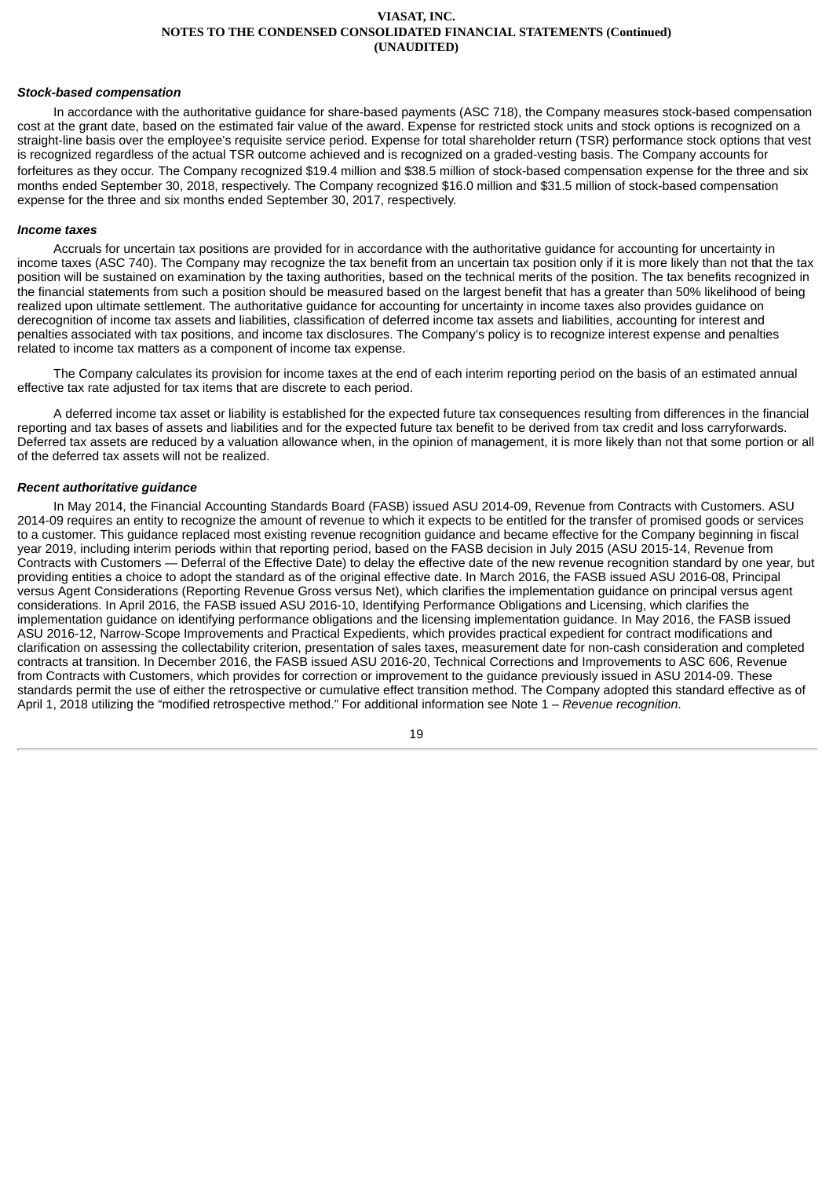### *Stock-based compensation*

In accordance with the authoritative guidance for share-based payments (ASC 718), the Company measures stock-based compensation cost at the grant date, based on the estimated fair value of the award. Expense for restricted stock units and stock options is recognized on a straight-line basis over the employee's requisite service period. Expense for total shareholder return (TSR) performance stock options that vest is recognized regardless of the actual TSR outcome achieved and is recognized on a graded-vesting basis. The Company accounts for forfeitures as they occur. The Company recognized $19.4 million and $38.5 million of stock-based compensation expense for the three and six months ended September 30, 2018, respectively. The Company recognized $16.0 million and $31.5 million of stock-based compensation expense for the three and six months ended September 30, 2017, respectively.

### *Income taxes*

Accruals for uncertain tax positions are provided for in accordance with the authoritative guidance for accounting for uncertainty in income taxes (ASC 740). The Company may recognize the tax benefit from an uncertain tax position only if it is more likely than not that the tax position will be sustained on examination by the taxing authorities, based on the technical merits of the position. The tax benefits recognized in the financial statements from such a position should be measured based on the largest benefit that has a greater than 50% likelihood of being realized upon ultimate settlement. The authoritative guidance for accounting for uncertainty in income taxes also provides guidance on derecognition of income tax assets and liabilities, classification of deferred income tax assets and liabilities, accounting for interest and penalties associated with tax positions, and income tax disclosures. The Company's policy is to recognize interest expense and penalties related to income tax matters as a component of income tax expense.

The Company calculates its provision for income taxes at the end of each interim reporting period on the basis of an estimated annual effective tax rate adjusted for tax items that are discrete to each period.

A deferred income tax asset or liability is established for the expected future tax consequences resulting from differences in the financial reporting and tax bases of assets and liabilities and for the expected future tax benefit to be derived from tax credit and loss carryforwards. Deferred tax assets are reduced by a valuation allowance when, in the opinion of management, it is more likely than not that some portion or all of the deferred tax assets will not be realized.

### *Recent authoritative guidance*

In May 2014, the Financial Accounting Standards Board (FASB) issued ASU 2014-09, Revenue from Contracts with Customers. ASU 2014-09 requires an entity to recognize the amount of revenue to which it expects to be entitled for the transfer of promised goods or services to a customer. This guidance replaced most existing revenue recognition guidance and became effective for the Company beginning in fiscal year 2019, including interim periods within that reporting period, based on the FASB decision in July 2015 (ASU 2015-14, Revenue from Contracts with Customers — Deferral of the Effective Date) to delay the effective date of the new revenue recognition standard by one year, but providing entities a choice to adopt the standard as of the original effective date. In March 2016, the FASB issued ASU 2016-08, Principal versus Agent Considerations (Reporting Revenue Gross versus Net), which clarifies the implementation guidance on principal versus agent considerations. In April 2016, the FASB issued ASU 2016-10, Identifying Performance Obligations and Licensing, which clarifies the implementation guidance on identifying performance obligations and the licensing implementation guidance. In May 2016, the FASB issued ASU 2016-12, Narrow-Scope Improvements and Practical Expedients, which provides practical expedient for contract modifications and clarification on assessing the collectability criterion, presentation of sales taxes, measurement date for non-cash consideration and completed contracts at transition. In December 2016, the FASB issued ASU 2016-20, Technical Corrections and Improvements to ASC 606, Revenue from Contracts with Customers, which provides for correction or improvement to the guidance previously issued in ASU 2014-09. These standards permit the use of either the retrospective or cumulative effect transition method. The Company adopted this standard effective as of April 1, 2018 utilizing the "modified retrospective method." For additional information see Note 1 – *Revenue recognition*.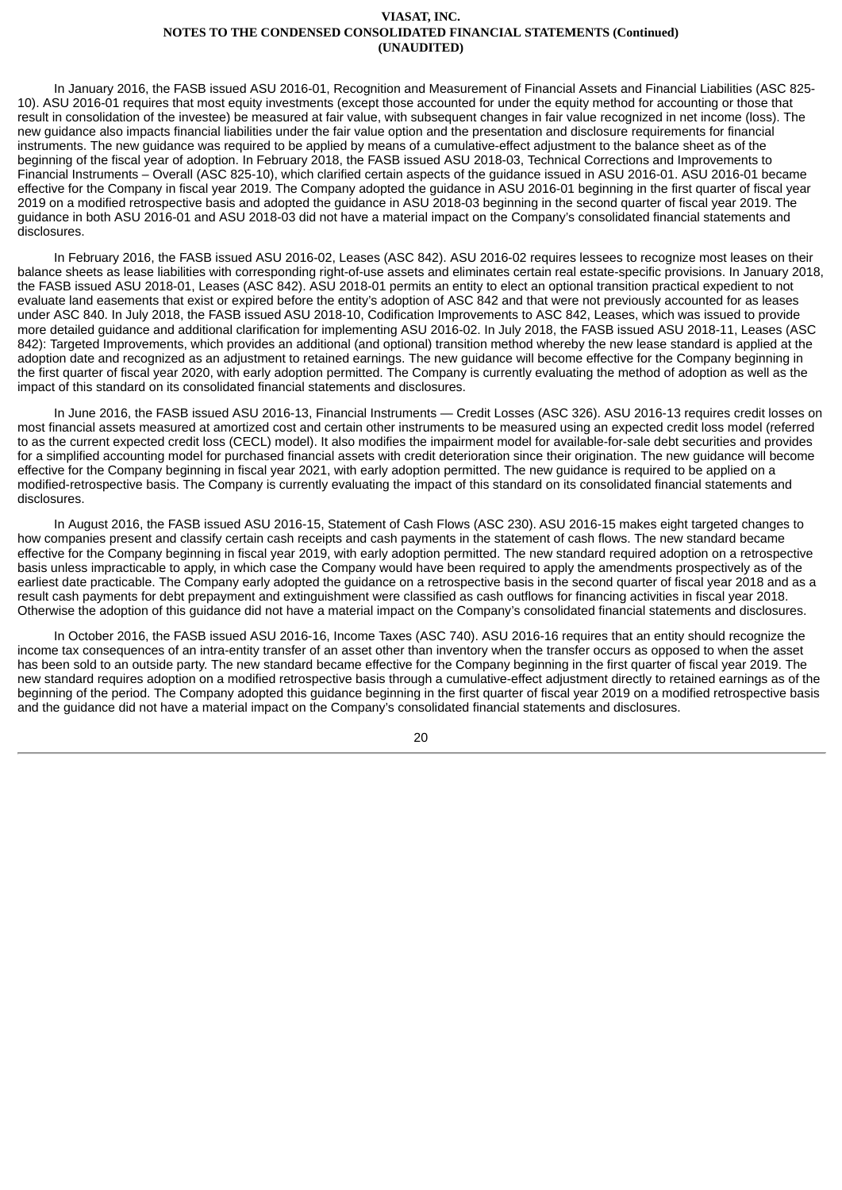In January 2016, the FASB issued ASU 2016-01, Recognition and Measurement of Financial Assets and Financial Liabilities (ASC 825-10). ASU 2016-01 requires that most equity investments (except those accounted for under the equity method for accounting or those that result in consolidation of the investee) be measured at fair value, with subsequent changes in fair value recognized in net income (loss). The new guidance also impacts financial liabilities under the fair value option and the presentation and disclosure requirements for financial instruments. The new guidance was required to be applied by means of a cumulative-effect adjustment to the balance sheet as of the beginning of the fiscal year of adoption. In February 2018, the FASB issued ASU 2018-03, Technical Corrections and Improvements to Financial Instruments – Overall (ASC 825-10), which clarified certain aspects of the guidance issued in ASU 2016-01. ASU 2016-01 became effective for the Company in fiscal year 2019. The Company adopted the guidance in ASU 2016-01 beginning in the first quarter of fiscal year 2019 on a modified retrospective basis and adopted the guidance in ASU 2018-03 beginning in the second quarter of fiscal year 2019. The guidance in both ASU 2016-01 and ASU 2018-03 did not have a material impact on the Company's consolidated financial statements and disclosures.

In February 2016, the FASB issued ASU 2016-02, Leases (ASC 842). ASU 2016-02 requires lessees to recognize most leases on their balance sheets as lease liabilities with corresponding right-of-use assets and eliminates certain real estate-specific provisions. In January 2018, the FASB issued ASU 2018-01, Leases (ASC 842). ASU 2018-01 permits an entity to elect an optional transition practical expedient to not evaluate land easements that exist or expired before the entity's adoption of ASC 842 and that were not previously accounted for as leases under ASC 840. In July 2018, the FASB issued ASU 2018-10, Codification Improvements to ASC 842, Leases, which was issued to provide more detailed guidance and additional clarification for implementing ASU 2016-02. In July 2018, the FASB issued ASU 2018-11, Leases (ASC 842): Targeted Improvements, which provides an additional (and optional) transition method whereby the new lease standard is applied at the adoption date and recognized as an adjustment to retained earnings. The new guidance will become effective for the Company beginning in the first quarter of fiscal year 2020, with early adoption permitted. The Company is currently evaluating the method of adoption as well as the impact of this standard on its consolidated financial statements and disclosures.

In June 2016, the FASB issued ASU 2016-13, Financial Instruments — Credit Losses (ASC 326). ASU 2016-13 requires credit losses on most financial assets measured at amortized cost and certain other instruments to be measured using an expected credit loss model (referred to as the current expected credit loss (CECL) model). It also modifies the impairment model for available-for-sale debt securities and provides for a simplified accounting model for purchased financial assets with credit deterioration since their origination. The new guidance will become effective for the Company beginning in fiscal year 2021, with early adoption permitted. The new guidance is required to be applied on a modified-retrospective basis. The Company is currently evaluating the impact of this standard on its consolidated financial statements and disclosures.

In August 2016, the FASB issued ASU 2016-15, Statement of Cash Flows (ASC 230). ASU 2016-15 makes eight targeted changes to how companies present and classify certain cash receipts and cash payments in the statement of cash flows. The new standard became effective for the Company beginning in fiscal year 2019, with early adoption permitted. The new standard required adoption on a retrospective basis unless impracticable to apply, in which case the Company would have been required to apply the amendments prospectively as of the earliest date practicable. The Company early adopted the guidance on a retrospective basis in the second quarter of fiscal year 2018 and as a result cash payments for debt prepayment and extinguishment were classified as cash outflows for financing activities in fiscal year 2018. Otherwise the adoption of this guidance did not have a material impact on the Company's consolidated financial statements and disclosures.

In October 2016, the FASB issued ASU 2016-16, Income Taxes (ASC 740). ASU 2016-16 requires that an entity should recognize the income tax consequences of an intra-entity transfer of an asset other than inventory when the transfer occurs as opposed to when the asset has been sold to an outside party. The new standard became effective for the Company beginning in the first quarter of fiscal year 2019. The new standard requires adoption on a modified retrospective basis through a cumulative-effect adjustment directly to retained earnings as of the beginning of the period. The Company adopted this guidance beginning in the first quarter of fiscal year 2019 on a modified retrospective basis and the guidance did not have a material impact on the Company's consolidated financial statements and disclosures.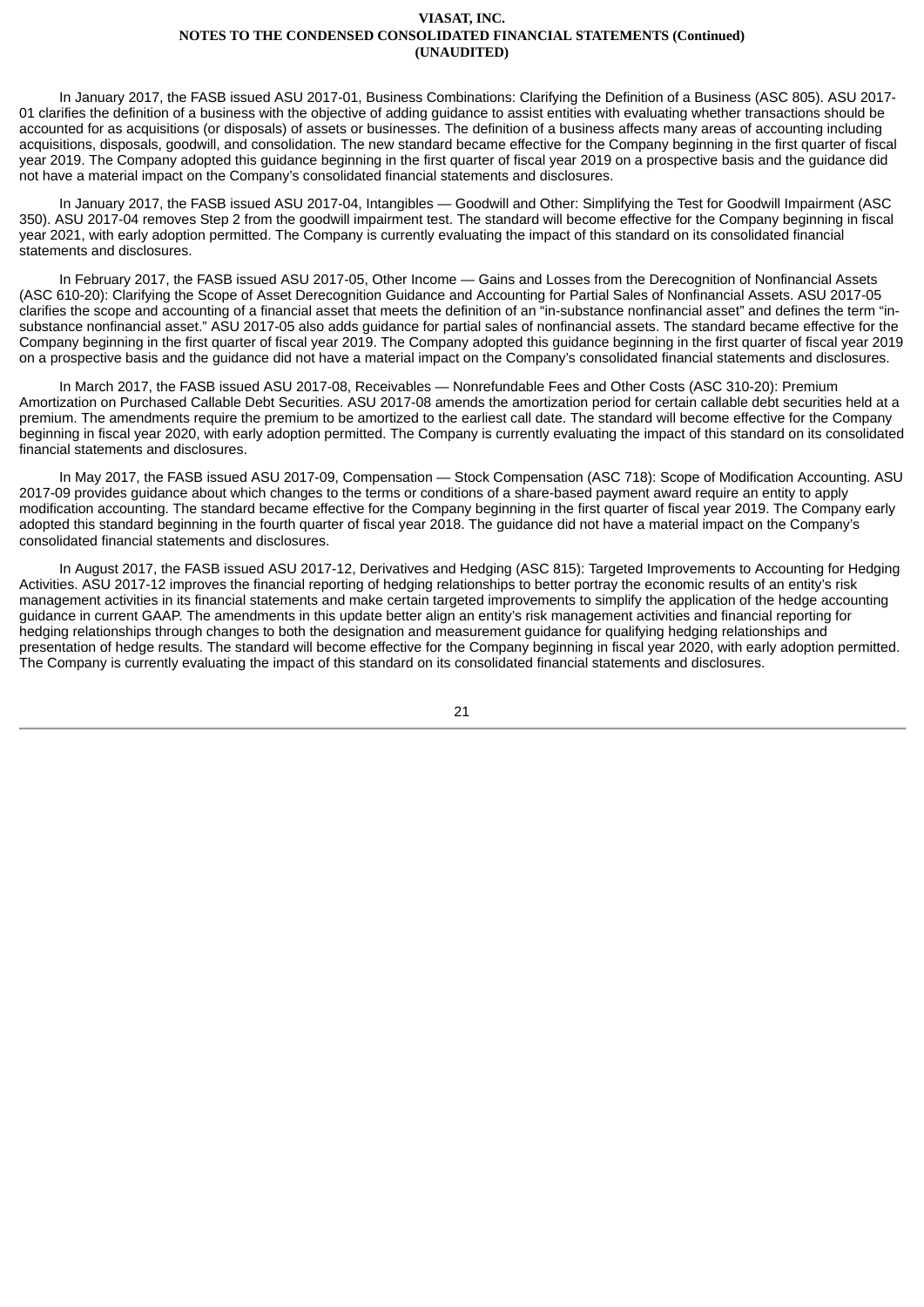In January 2017, the FASB issued ASU 2017-01, Business Combinations: Clarifying the Definition of a Business (ASC 805). ASU 2017-01 clarifies the definition of a business with the objective of adding guidance to assist entities with evaluating whether transactions should be accounted for as acquisitions (or disposals) of assets or businesses. The definition of a business affects many areas of accounting including acquisitions, disposals, goodwill, and consolidation. The new standard became effective for the Company beginning in the first quarter of fiscal year 2019. The Company adopted this guidance beginning in the first quarter of fiscal year 2019 on a prospective basis and the guidance did not have a material impact on the Company's consolidated financial statements and disclosures.

In January 2017, the FASB issued ASU 2017-04, Intangibles — Goodwill and Other: Simplifying the Test for Goodwill Impairment (ASC 350). ASU 2017-04 removes Step 2 from the goodwill impairment test. The standard will become effective for the Company beginning in fiscal year 2021, with early adoption permitted. The Company is currently evaluating the impact of this standard on its consolidated financial statements and disclosures.

In February 2017, the FASB issued ASU 2017-05, Other Income — Gains and Losses from the Derecognition of Nonfinancial Assets (ASC 610-20): Clarifying the Scope of Asset Derecognition Guidance and Accounting for Partial Sales of Nonfinancial Assets. ASU 2017-05 clarifies the scope and accounting of a financial asset that meets the definition of an "in-substance nonfinancial asset" and defines the term "in-substance nonfinancial asset." ASU 2017-05 also adds guidance for partial sales of nonfinancial assets. The standard became effective for the Company beginning in the first quarter of fiscal year 2019. The Company adopted this guidance beginning in the first quarter of fiscal year 2019 on a prospective basis and the guidance did not have a material impact on the Company's consolidated financial statements and disclosures.

In March 2017, the FASB issued ASU 2017-08, Receivables — Nonrefundable Fees and Other Costs (ASC 310-20): Premium Amortization on Purchased Callable Debt Securities. ASU 2017-08 amends the amortization period for certain callable debt securities held at a premium. The amendments require the premium to be amortized to the earliest call date. The standard will become effective for the Company beginning in fiscal year 2020, with early adoption permitted. The Company is currently evaluating the impact of this standard on its consolidated financial statements and disclosures.

In May 2017, the FASB issued ASU 2017-09, Compensation — Stock Compensation (ASC 718): Scope of Modification Accounting. ASU 2017-09 provides guidance about which changes to the terms or conditions of a share-based payment award require an entity to apply modification accounting. The standard became effective for the Company beginning in the first quarter of fiscal year 2019. The Company early adopted this standard beginning in the fourth quarter of fiscal year 2018. The guidance did not have a material impact on the Company's consolidated financial statements and disclosures.

In August 2017, the FASB issued ASU 2017-12, Derivatives and Hedging (ASC 815): Targeted Improvements to Accounting for Hedging Activities. ASU 2017-12 improves the financial reporting of hedging relationships to better portray the economic results of an entity's risk management activities in its financial statements and make certain targeted improvements to simplify the application of the hedge accounting guidance in current GAAP. The amendments in this update better align an entity's risk management activities and financial reporting for hedging relationships through changes to both the designation and measurement guidance for qualifying hedging relationships and presentation of hedge results. The standard will become effective for the Company beginning in fiscal year 2020, with early adoption permitted. The Company is currently evaluating the impact of this standard on its consolidated financial statements and disclosures.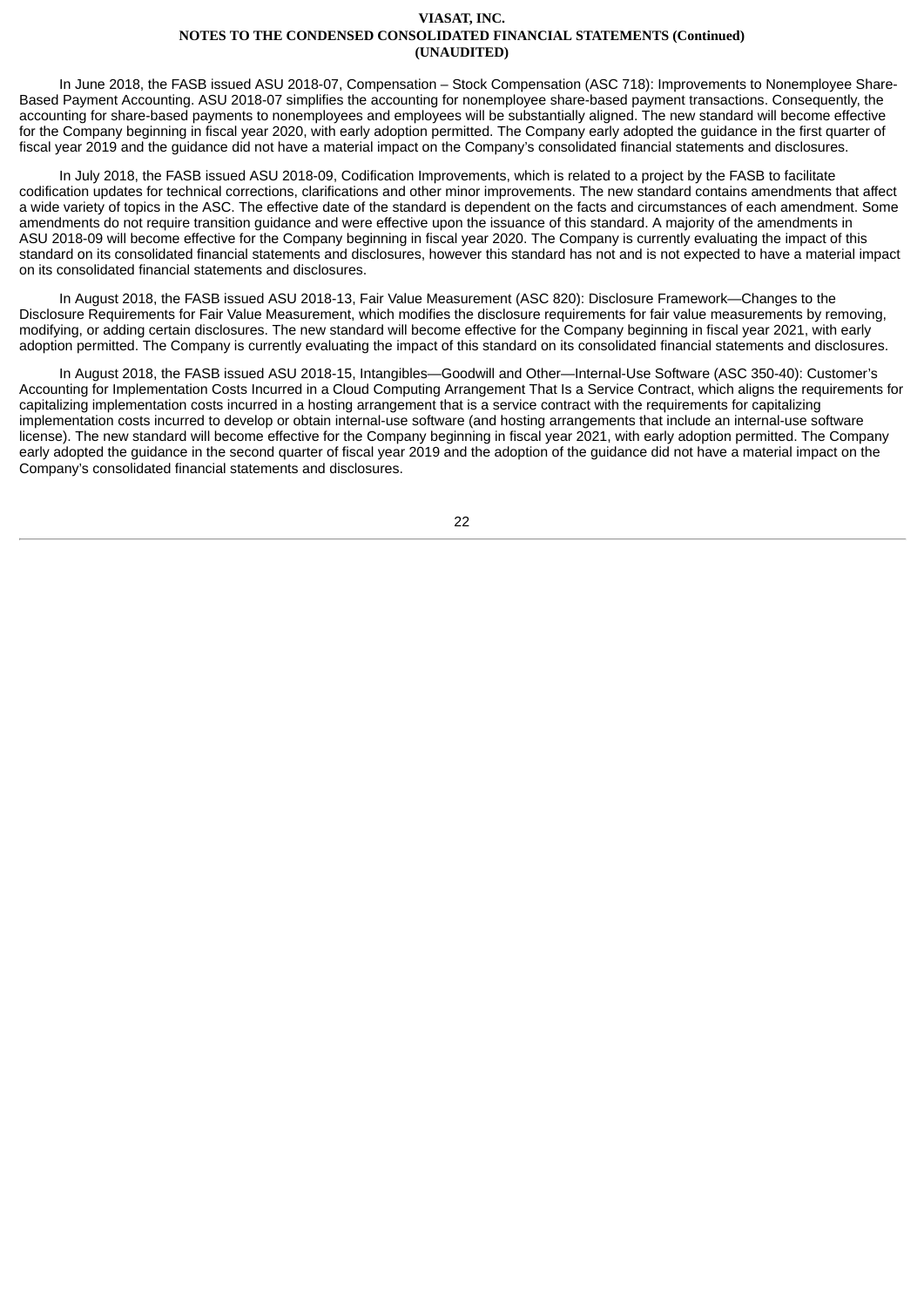In June 2018, the FASB issued ASU 2018-07, Compensation – Stock Compensation (ASC 718): Improvements to Nonemployee Share-Based Payment Accounting. ASU 2018-07 simplifies the accounting for nonemployee share-based payment transactions. Consequently, the accounting for share-based payments to nonemployees and employees will be substantially aligned. The new standard will become effective for the Company beginning in fiscal year 2020, with early adoption permitted. The Company early adopted the guidance in the first quarter of fiscal year 2019 and the guidance did not have a material impact on the Company's consolidated financial statements and disclosures.

In July 2018, the FASB issued ASU 2018-09, Codification Improvements, which is related to a project by the FASB to facilitate codification updates for technical corrections, clarifications and other minor improvements. The new standard contains amendments that affect a wide variety of topics in the ASC. The effective date of the standard is dependent on the facts and circumstances of each amendment. Some amendments do not require transition guidance and were effective upon the issuance of this standard. A majority of the amendments in ASU 2018-09 will become effective for the Company beginning in fiscal year 2020. The Company is currently evaluating the impact of this standard on its consolidated financial statements and disclosures, however this standard has not and is not expected to have a material impact on its consolidated financial statements and disclosures.

In August 2018, the FASB issued ASU 2018-13, Fair Value Measurement (ASC 820): Disclosure Framework—Changes to the Disclosure Requirements for Fair Value Measurement, which modifies the disclosure requirements for fair value measurements by removing, modifying, or adding certain disclosures. The new standard will become effective for the Company beginning in fiscal year 2021, with early adoption permitted. The Company is currently evaluating the impact of this standard on its consolidated financial statements and disclosures.

In August 2018, the FASB issued ASU 2018-15, Intangibles—Goodwill and Other—Internal-Use Software (ASC 350-40): Customer's Accounting for Implementation Costs Incurred in a Cloud Computing Arrangement That Is a Service Contract, which aligns the requirements for capitalizing implementation costs incurred in a hosting arrangement that is a service contract with the requirements for capitalizing implementation costs incurred to develop or obtain internal-use software (and hosting arrangements that include an internal-use software license). The new standard will become effective for the Company beginning in fiscal year 2021, with early adoption permitted. The Company early adopted the guidance in the second quarter of fiscal year 2019 and the adoption of the guidance did not have a material impact on the Company's consolidated financial statements and disclosures.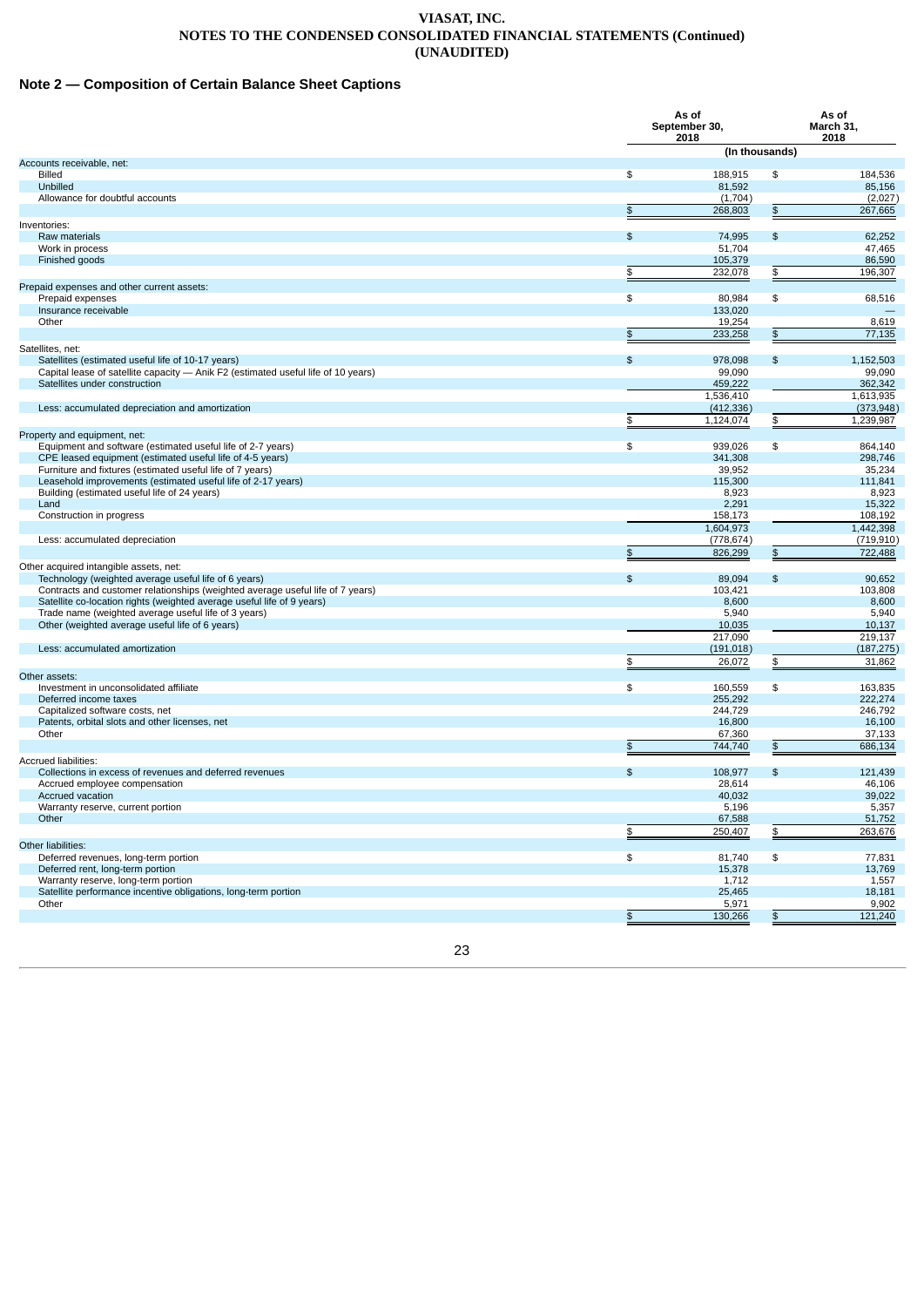# VIASAT, INC.
## NOTES TO THE CONDENSED CONSOLIDATED FINANCIAL STATEMENTS (Continued)
## (UNAUDITED)

## Note 2 — Composition of Certain Balance Sheet Captions

| | As of September 30, 2018 | As of March 31, 2018 |
|---|---|---|
| | (In thousands) | |
| **Accounts receivable, net:** | | |
| Billed | $ 188,915 | $ 184,536 |
| Unbilled | 81,592 | 85,156 |
| Allowance for doubtful accounts | (1,704) | (2,027) |
| | $ 268,803 | $ 267,665 |
| **Inventories:** | | |
| Raw materials | $ 74,995 | $ 62,252 |
| Work in process | 51,704 | 47,465 |
| Finished goods | 105,379 | 86,590 |
| | $ 232,078 | $ 196,307 |
| **Prepaid expenses and other current assets:** | | |
| Prepaid expenses | $ 80,984 | $ 68,516 |
| Insurance receivable | 133,020 | — |
| Other | 19,254 | 8,619 |
| | $ 233,258 | $ 77,135 |
| **Satellites, net:** | | |
| Satellites (estimated useful life of 10-17 years) | $ 978,098 | $ 1,152,503 |
| Capital lease of satellite capacity — Anik F2 (estimated useful life of 10 years) | 99,090 | 99,090 |
| Satellites under construction | 459,222 | 362,342 |
| | 1,536,410 | 1,613,935 |
| Less: accumulated depreciation and amortization | (412,336) | (373,948) |
| | $ 1,124,074 | $ 1,239,987 |
| **Property and equipment, net:** | | |
| Equipment and software (estimated useful life of 2-7 years) | $ 939,026 | $ 864,140 |
| CPE leased equipment (estimated useful life of 4-5 years) | 341,308 | 298,746 |
| Furniture and fixtures (estimated useful life of 7 years) | 39,952 | 35,234 |
| Leasehold improvements (estimated useful life of 2-17 years) | 115,300 | 111,841 |
| Building (estimated useful life of 24 years) | 8,923 | 8,923 |
| Land | 2,291 | 15,322 |
| Construction in progress | 158,173 | 108,192 |
| | 1,604,973 | 1,442,398 |
| Less: accumulated depreciation | (778,674) | (719,910) |
| | $ 826,299 | $ 722,488 |
| **Other acquired intangible assets, net:** | | |
| Technology (weighted average useful life of 6 years) | $ 89,094 | $ 90,652 |
| Contracts and customer relationships (weighted average useful life of 7 years) | 103,421 | 103,808 |
| Satellite co-location rights (weighted average useful life of 9 years) | 8,600 | 8,600 |
| Trade name (weighted average useful life of 3 years) | 5,940 | 5,940 |
| Other (weighted average useful life of 6 years) | 10,035 | 10,137 |
| | 217,090 | 219,137 |
| Less: accumulated amortization | (191,018) | (187,275) |
| | $ 26,072 | $ 31,862 |
| **Other assets:** | | |
| Investment in unconsolidated affiliate | $ 160,559 | $ 163,835 |
| Deferred income taxes | 255,292 | 222,274 |
| Capitalized software costs, net | 244,729 | 246,792 |
| Patents, orbital slots and other licenses, net | 16,800 | 16,100 |
| Other | 67,360 | 37,133 |
| | $ 744,740 | $ 686,134 |
| **Accrued liabilities:** | | |
| Collections in excess of revenues and deferred revenues | $ 108,977 | $ 121,439 |
| Accrued employee compensation | 28,614 | 46,106 |
| Accrued vacation | 40,032 | 39,022 |
| Warranty reserve, current portion | 5,196 | 5,357 |
| Other | 67,588 | 51,752 |
| | $ 250,407 | $ 263,676 |
| **Other liabilities:** | | |
| Deferred revenues, long-term portion | $ 81,740 | $ 77,831 |
| Deferred rent, long-term portion | 15,378 | 13,769 |
| Warranty reserve, long-term portion | 1,712 | 1,557 |
| Satellite performance incentive obligations, long-term portion | 25,465 | 18,181 |
| Other | 5,971 | 9,902 |
| | $ 130,266 | $ 121,240 |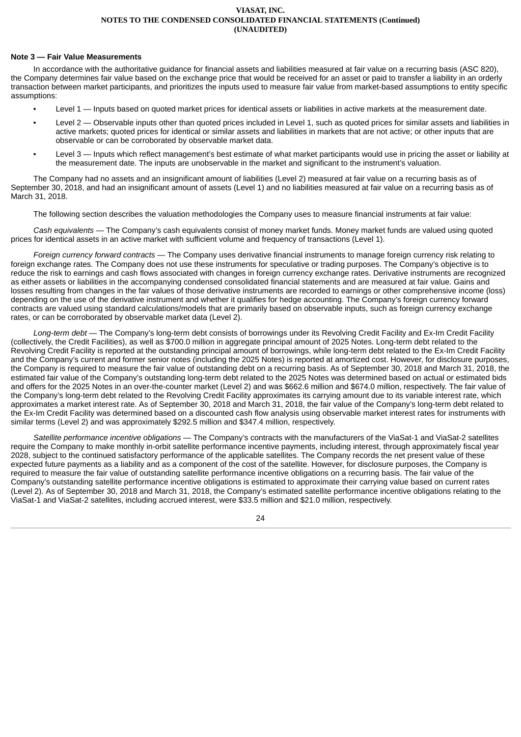## Note 3 — Fair Value Measurements

In accordance with the authoritative guidance for financial assets and liabilities measured at fair value on a recurring basis (ASC 820), the Company determines fair value based on the exchange price that would be received for an asset or paid to transfer a liability in an orderly transaction between market participants, and prioritizes the inputs used to measure fair value from market-based assumptions to entity specific assumptions:

- Level 1 — Inputs based on quoted market prices for identical assets or liabilities in active markets at the measurement date.
- Level 2 — Observable inputs other than quoted prices included in Level 1, such as quoted prices for similar assets and liabilities in active markets; quoted prices for identical or similar assets and liabilities in markets that are not active; or other inputs that are observable or can be corroborated by observable market data.
- Level 3 — Inputs which reflect management's best estimate of what market participants would use in pricing the asset or liability at the measurement date. The inputs are unobservable in the market and significant to the instrument's valuation.

The Company had no assets and an insignificant amount of liabilities (Level 2) measured at fair value on a recurring basis as of September 30, 2018, and had an insignificant amount of assets (Level 1) and no liabilities measured at fair value on a recurring basis as of March 31, 2018.

The following section describes the valuation methodologies the Company uses to measure financial instruments at fair value:

*Cash equivalents* — The Company's cash equivalents consist of money market funds. Money market funds are valued using quoted prices for identical assets in an active market with sufficient volume and frequency of transactions (Level 1).

*Foreign currency forward contracts* — The Company uses derivative financial instruments to manage foreign currency risk relating to foreign exchange rates. The Company does not use these instruments for speculative or trading purposes. The Company's objective is to reduce the risk to earnings and cash flows associated with changes in foreign currency exchange rates. Derivative instruments are recognized as either assets or liabilities in the accompanying condensed consolidated financial statements and are measured at fair value. Gains and losses resulting from changes in the fair values of those derivative instruments are recorded to earnings or other comprehensive income (loss) depending on the use of the derivative instrument and whether it qualifies for hedge accounting. The Company's foreign currency forward contracts are valued using standard calculations/models that are primarily based on observable inputs, such as foreign currency exchange rates, or can be corroborated by observable market data (Level 2).

*Long-term debt* — The Company's long-term debt consists of borrowings under its Revolving Credit Facility and Ex-Im Credit Facility (collectively, the Credit Facilities), as well as $700.0 million in aggregate principal amount of 2025 Notes. Long-term debt related to the Revolving Credit Facility is reported at the outstanding principal amount of borrowings, while long-term debt related to the Ex-Im Credit Facility and the Company's current and former senior notes (including the 2025 Notes) is reported at amortized cost. However, for disclosure purposes, the Company is required to measure the fair value of outstanding debt on a recurring basis. As of September 30, 2018 and March 31, 2018, the estimated fair value of the Company's outstanding long-term debt related to the 2025 Notes was determined based on actual or estimated bids and offers for the 2025 Notes in an over-the-counter market (Level 2) and was $662.6 million and $674.0 million, respectively. The fair value of the Company's long-term debt related to the Revolving Credit Facility approximates its carrying amount due to its variable interest rate, which approximates a market interest rate. As of September 30, 2018 and March 31, 2018, the fair value of the Company's long-term debt related to the Ex-Im Credit Facility was determined based on a discounted cash flow analysis using observable market interest rates for instruments with similar terms (Level 2) and was approximately $292.5 million and $347.4 million, respectively.

*Satellite performance incentive obligations* — The Company's contracts with the manufacturers of the ViaSat-1 and ViaSat-2 satellites require the Company to make monthly in-orbit satellite performance incentive payments, including interest, through approximately fiscal year 2028, subject to the continued satisfactory performance of the applicable satellites. The Company records the net present value of these expected future payments as a liability and as a component of the cost of the satellite. However, for disclosure purposes, the Company is required to measure the fair value of outstanding satellite performance incentive obligations on a recurring basis. The fair value of the Company's outstanding satellite performance incentive obligations is estimated to approximate their carrying value based on current rates (Level 2). As of September 30, 2018 and March 31, 2018, the Company's estimated satellite performance incentive obligations relating to the ViaSat-1 and ViaSat-2 satellites, including accrued interest, were $33.5 million and $21.0 million, respectively.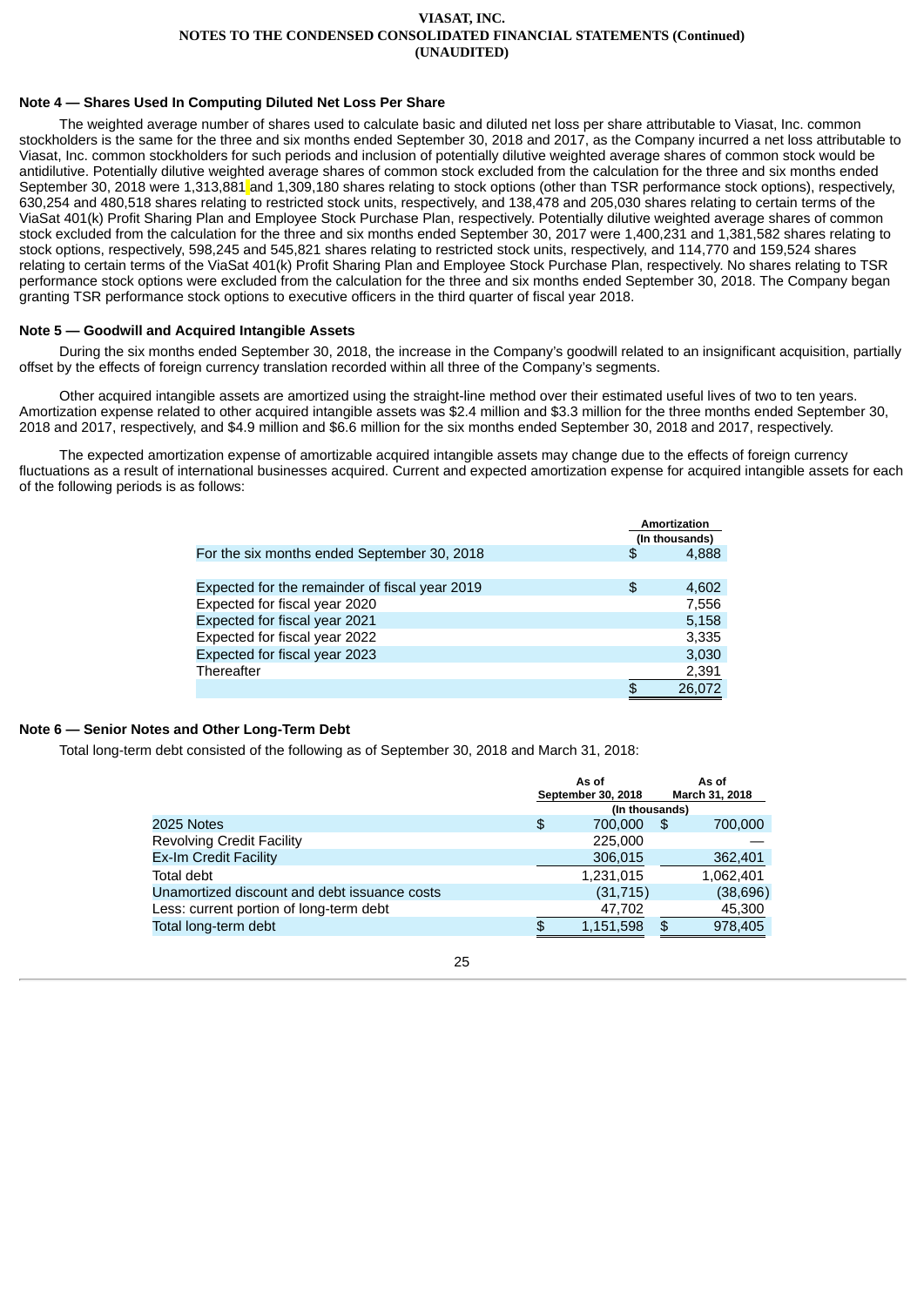### Note 4 — Shares Used In Computing Diluted Net Loss Per Share

The weighted average number of shares used to calculate basic and diluted net loss per share attributable to Viasat, Inc. common stockholders is the same for the three and six months ended September 30, 2018 and 2017, as the Company incurred a net loss attributable to Viasat, Inc. common stockholders for such periods and inclusion of potentially dilutive weighted average shares of common stock would be antidilutive. Potentially dilutive weighted average shares of common stock excluded from the calculation for the three and six months ended September 30, 2018 were 1,313,881 and 1,309,180 shares relating to stock options (other than TSR performance stock options), respectively, 630,254 and 480,518 shares relating to restricted stock units, respectively, and 138,478 and 205,030 shares relating to certain terms of the ViaSat 401(k) Profit Sharing Plan and Employee Stock Purchase Plan, respectively. Potentially dilutive weighted average shares of common stock excluded from the calculation for the three and six months ended September 30, 2017 were 1,400,231 and 1,381,582 shares relating to stock options, respectively, 598,245 and 545,821 shares relating to restricted stock units, respectively, and 114,770 and 159,524 shares relating to certain terms of the ViaSat 401(k) Profit Sharing Plan and Employee Stock Purchase Plan, respectively. No shares relating to TSR performance stock options were excluded from the calculation for the three and six months ended September 30, 2018. The Company began granting TSR performance stock options to executive officers in the third quarter of fiscal year 2018.

### Note 5 — Goodwill and Acquired Intangible Assets

During the six months ended September 30, 2018, the increase in the Company's goodwill related to an insignificant acquisition, partially offset by the effects of foreign currency translation recorded within all three of the Company's segments.

Other acquired intangible assets are amortized using the straight-line method over their estimated useful lives of two to ten years. Amortization expense related to other acquired intangible assets was $2.4 million and $3.3 million for the three months ended September 30, 2018 and 2017, respectively, and $4.9 million and $6.6 million for the six months ended September 30, 2018 and 2017, respectively.

The expected amortization expense of amortizable acquired intangible assets may change due to the effects of foreign currency fluctuations as a result of international businesses acquired. Current and expected amortization expense for acquired intangible assets for each of the following periods is as follows:

| | Amortization (In thousands) |
|---|---|
| For the six months ended September 30, 2018 | $ 4,888 |
| | |
| Expected for the remainder of fiscal year 2019 | $ 4,602 |
| Expected for fiscal year 2020 | 7,556 |
| Expected for fiscal year 2021 | 5,158 |
| Expected for fiscal year 2022 | 3,335 |
| Expected for fiscal year 2023 | 3,030 |
| Thereafter | 2,391 |
| | $ 26,072 |

### Note 6 — Senior Notes and Other Long-Term Debt

Total long-term debt consisted of the following as of September 30, 2018 and March 31, 2018:

| | As of September 30, 2018 | As of March 31, 2018 |
|---|---|---|
| | (In thousands) | |
| 2025 Notes | $ 700,000 | $ 700,000 |
| Revolving Credit Facility | 225,000 | — |
| Ex-Im Credit Facility | 306,015 | 362,401 |
| Total debt | 1,231,015 | 1,062,401 |
| Unamortized discount and debt issuance costs | (31,715) | (38,696) |
| Less: current portion of long-term debt | 47,702 | 45,300 |
| Total long-term debt | $ 1,151,598 | $ 978,405 |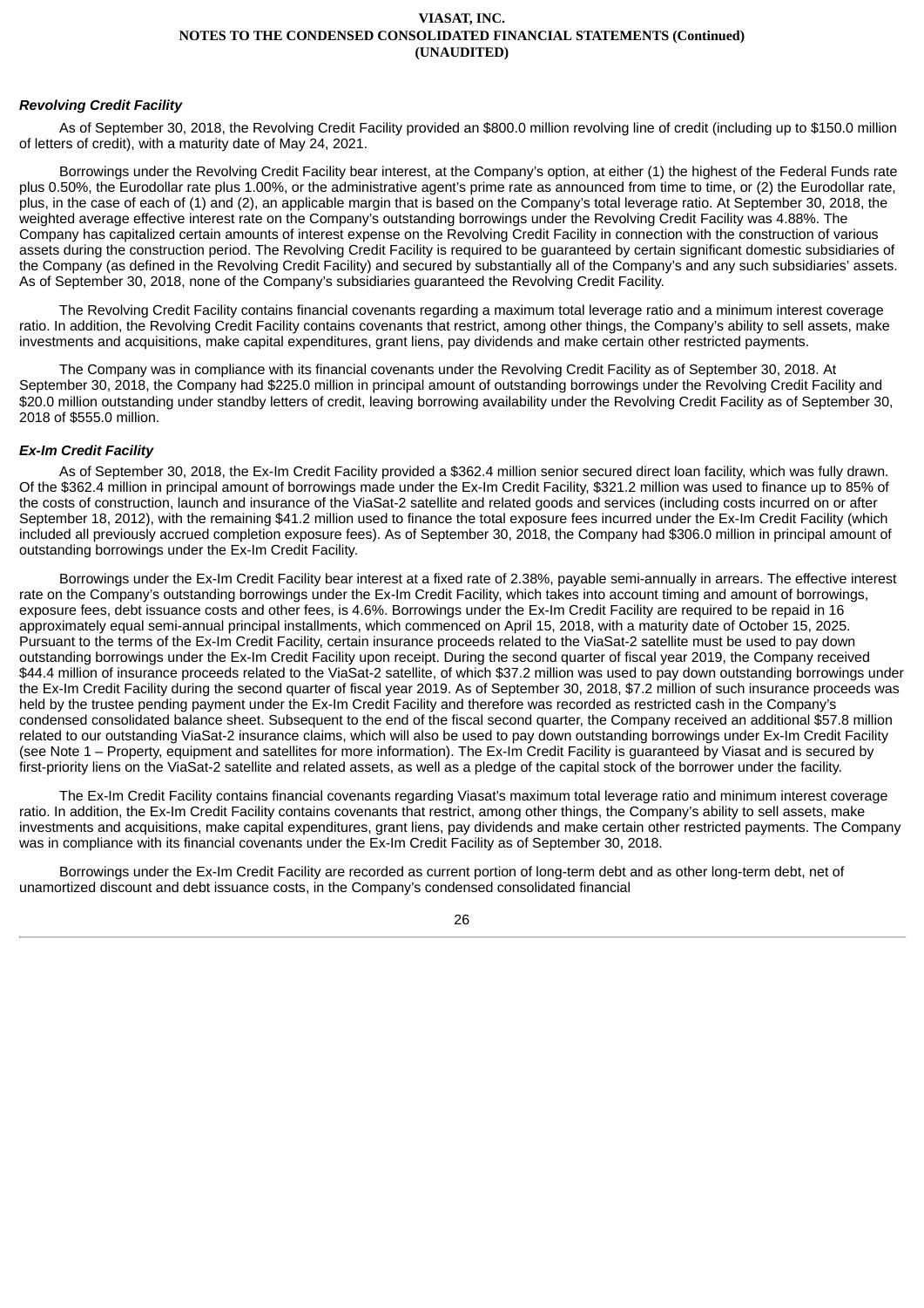### *Revolving Credit Facility*

As of September 30, 2018, the Revolving Credit Facility provided an $800.0 million revolving line of credit (including up to $150.0 million of letters of credit), with a maturity date of May 24, 2021.

Borrowings under the Revolving Credit Facility bear interest, at the Company's option, at either (1) the highest of the Federal Funds rate plus 0.50%, the Eurodollar rate plus 1.00%, or the administrative agent's prime rate as announced from time to time, or (2) the Eurodollar rate, plus, in the case of each of (1) and (2), an applicable margin that is based on the Company's total leverage ratio. At September 30, 2018, the weighted average effective interest rate on the Company's outstanding borrowings under the Revolving Credit Facility was 4.88%. The Company has capitalized certain amounts of interest expense on the Revolving Credit Facility in connection with the construction of various assets during the construction period. The Revolving Credit Facility is required to be guaranteed by certain significant domestic subsidiaries of the Company (as defined in the Revolving Credit Facility) and secured by substantially all of the Company's and any such subsidiaries' assets. As of September 30, 2018, none of the Company's subsidiaries guaranteed the Revolving Credit Facility.

The Revolving Credit Facility contains financial covenants regarding a maximum total leverage ratio and a minimum interest coverage ratio. In addition, the Revolving Credit Facility contains covenants that restrict, among other things, the Company's ability to sell assets, make investments and acquisitions, make capital expenditures, grant liens, pay dividends and make certain other restricted payments.

The Company was in compliance with its financial covenants under the Revolving Credit Facility as of September 30, 2018. At September 30, 2018, the Company had $225.0 million in principal amount of outstanding borrowings under the Revolving Credit Facility and $20.0 million outstanding under standby letters of credit, leaving borrowing availability under the Revolving Credit Facility as of September 30, 2018 of $555.0 million.

### *Ex-Im Credit Facility*

As of September 30, 2018, the Ex-Im Credit Facility provided a $362.4 million senior secured direct loan facility, which was fully drawn. Of the $362.4 million in principal amount of borrowings made under the Ex-Im Credit Facility, $321.2 million was used to finance up to 85% of the costs of construction, launch and insurance of the ViaSat-2 satellite and related goods and services (including costs incurred on or after September 18, 2012), with the remaining $41.2 million used to finance the total exposure fees incurred under the Ex-Im Credit Facility (which included all previously accrued completion exposure fees). As of September 30, 2018, the Company had $306.0 million in principal amount of outstanding borrowings under the Ex-Im Credit Facility.

Borrowings under the Ex-Im Credit Facility bear interest at a fixed rate of 2.38%, payable semi-annually in arrears. The effective interest rate on the Company's outstanding borrowings under the Ex-Im Credit Facility, which takes into account timing and amount of borrowings, exposure fees, debt issuance costs and other fees, is 4.6%. Borrowings under the Ex-Im Credit Facility are required to be repaid in 16 approximately equal semi-annual principal installments, which commenced on April 15, 2018, with a maturity date of October 15, 2025. Pursuant to the terms of the Ex-Im Credit Facility, certain insurance proceeds related to the ViaSat-2 satellite must be used to pay down outstanding borrowings under the Ex-Im Credit Facility upon receipt. During the second quarter of fiscal year 2019, the Company received $44.4 million of insurance proceeds related to the ViaSat-2 satellite, of which $37.2 million was used to pay down outstanding borrowings under the Ex-Im Credit Facility during the second quarter of fiscal year 2019. As of September 30, 2018, $7.2 million of such insurance proceeds was held by the trustee pending payment under the Ex-Im Credit Facility and therefore was recorded as restricted cash in the Company's condensed consolidated balance sheet. Subsequent to the end of the fiscal second quarter, the Company received an additional $57.8 million related to our outstanding ViaSat-2 insurance claims, which will also be used to pay down outstanding borrowings under Ex-Im Credit Facility (see Note 1 – Property, equipment and satellites for more information). The Ex-Im Credit Facility is guaranteed by Viasat and is secured by first-priority liens on the ViaSat-2 satellite and related assets, as well as a pledge of the capital stock of the borrower under the facility.

The Ex-Im Credit Facility contains financial covenants regarding Viasat's maximum total leverage ratio and minimum interest coverage ratio. In addition, the Ex-Im Credit Facility contains covenants that restrict, among other things, the Company's ability to sell assets, make investments and acquisitions, make capital expenditures, grant liens, pay dividends and make certain other restricted payments. The Company was in compliance with its financial covenants under the Ex-Im Credit Facility as of September 30, 2018.

Borrowings under the Ex-Im Credit Facility are recorded as current portion of long-term debt and as other long-term debt, net of unamortized discount and debt issuance costs, in the Company's condensed consolidated financial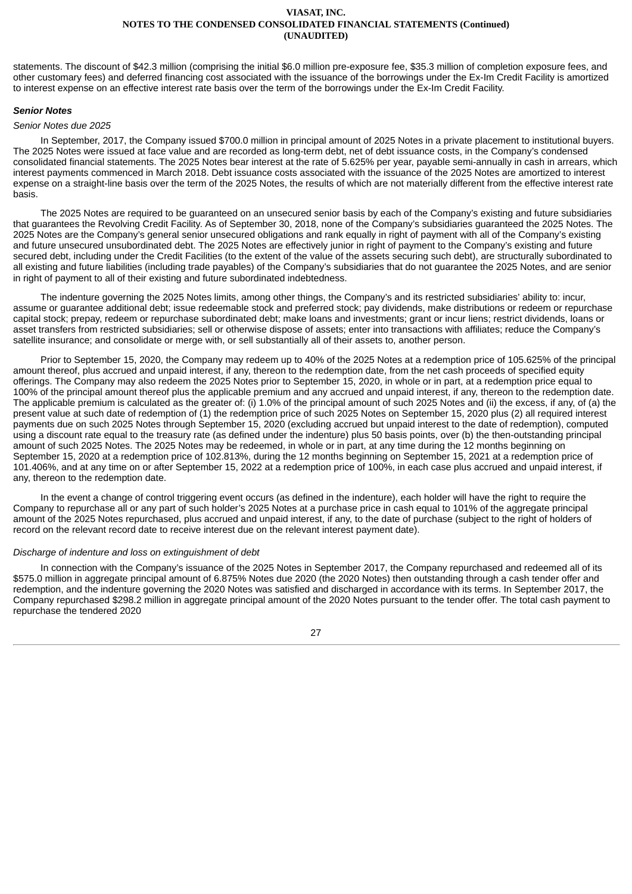statements. The discount of $42.3 million (comprising the initial $6.0 million pre-exposure fee, $35.3 million of completion exposure fees, and other customary fees) and deferred financing cost associated with the issuance of the borrowings under the Ex-Im Credit Facility is amortized to interest expense on an effective interest rate basis over the term of the borrowings under the Ex-Im Credit Facility.

***Senior Notes***

*Senior Notes due 2025*

In September, 2017, the Company issued $700.0 million in principal amount of 2025 Notes in a private placement to institutional buyers. The 2025 Notes were issued at face value and are recorded as long-term debt, net of debt issuance costs, in the Company's condensed consolidated financial statements. The 2025 Notes bear interest at the rate of 5.625% per year, payable semi-annually in cash in arrears, which interest payments commenced in March 2018. Debt issuance costs associated with the issuance of the 2025 Notes are amortized to interest expense on a straight-line basis over the term of the 2025 Notes, the results of which are not materially different from the effective interest rate basis.

The 2025 Notes are required to be guaranteed on an unsecured senior basis by each of the Company's existing and future subsidiaries that guarantees the Revolving Credit Facility. As of September 30, 2018, none of the Company's subsidiaries guaranteed the 2025 Notes. The 2025 Notes are the Company's general senior unsecured obligations and rank equally in right of payment with all of the Company's existing and future unsecured unsubordinated debt. The 2025 Notes are effectively junior in right of payment to the Company's existing and future secured debt, including under the Credit Facilities (to the extent of the value of the assets securing such debt), are structurally subordinated to all existing and future liabilities (including trade payables) of the Company's subsidiaries that do not guarantee the 2025 Notes, and are senior in right of payment to all of their existing and future subordinated indebtedness.

The indenture governing the 2025 Notes limits, among other things, the Company's and its restricted subsidiaries' ability to: incur, assume or guarantee additional debt; issue redeemable stock and preferred stock; pay dividends, make distributions or redeem or repurchase capital stock; prepay, redeem or repurchase subordinated debt; make loans and investments; grant or incur liens; restrict dividends, loans or asset transfers from restricted subsidiaries; sell or otherwise dispose of assets; enter into transactions with affiliates; reduce the Company's satellite insurance; and consolidate or merge with, or sell substantially all of their assets to, another person.

Prior to September 15, 2020, the Company may redeem up to 40% of the 2025 Notes at a redemption price of 105.625% of the principal amount thereof, plus accrued and unpaid interest, if any, thereon to the redemption date, from the net cash proceeds of specified equity offerings. The Company may also redeem the 2025 Notes prior to September 15, 2020, in whole or in part, at a redemption price equal to 100% of the principal amount thereof plus the applicable premium and any accrued and unpaid interest, if any, thereon to the redemption date. The applicable premium is calculated as the greater of: (i) 1.0% of the principal amount of such 2025 Notes and (ii) the excess, if any, of (a) the present value at such date of redemption of (1) the redemption price of such 2025 Notes on September 15, 2020 plus (2) all required interest payments due on such 2025 Notes through September 15, 2020 (excluding accrued but unpaid interest to the date of redemption), computed using a discount rate equal to the treasury rate (as defined under the indenture) plus 50 basis points, over (b) the then-outstanding principal amount of such 2025 Notes. The 2025 Notes may be redeemed, in whole or in part, at any time during the 12 months beginning on September 15, 2020 at a redemption price of 102.813%, during the 12 months beginning on September 15, 2021 at a redemption price of 101.406%, and at any time on or after September 15, 2022 at a redemption price of 100%, in each case plus accrued and unpaid interest, if any, thereon to the redemption date.

In the event a change of control triggering event occurs (as defined in the indenture), each holder will have the right to require the Company to repurchase all or any part of such holder's 2025 Notes at a purchase price in cash equal to 101% of the aggregate principal amount of the 2025 Notes repurchased, plus accrued and unpaid interest, if any, to the date of purchase (subject to the right of holders of record on the relevant record date to receive interest due on the relevant interest payment date).

*Discharge of indenture and loss on extinguishment of debt*

In connection with the Company's issuance of the 2025 Notes in September 2017, the Company repurchased and redeemed all of its $575.0 million in aggregate principal amount of 6.875% Notes due 2020 (the 2020 Notes) then outstanding through a cash tender offer and redemption, and the indenture governing the 2020 Notes was satisfied and discharged in accordance with its terms. In September 2017, the Company repurchased $298.2 million in aggregate principal amount of the 2020 Notes pursuant to the tender offer. The total cash payment to repurchase the tendered 2020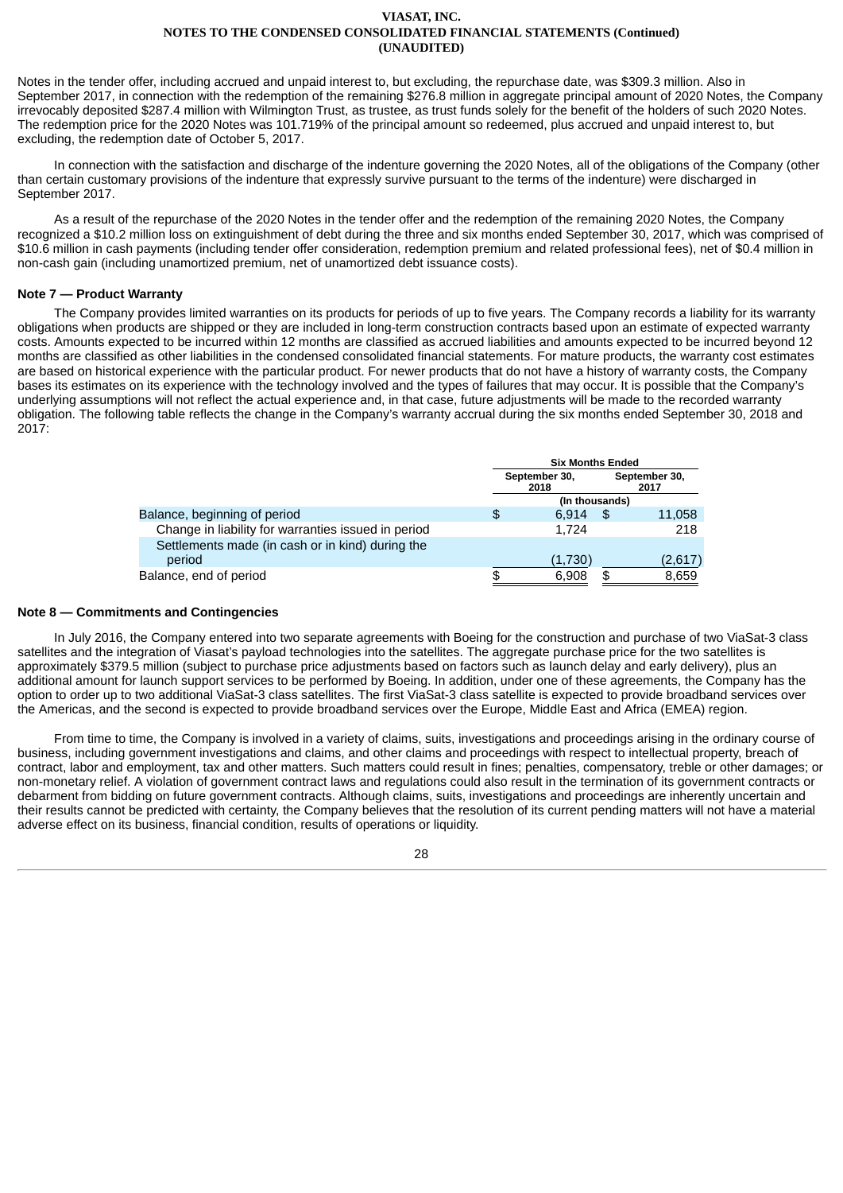Notes in the tender offer, including accrued and unpaid interest to, but excluding, the repurchase date, was $309.3 million. Also in September 2017, in connection with the redemption of the remaining $276.8 million in aggregate principal amount of 2020 Notes, the Company irrevocably deposited $287.4 million with Wilmington Trust, as trustee, as trust funds solely for the benefit of the holders of such 2020 Notes. The redemption price for the 2020 Notes was 101.719% of the principal amount so redeemed, plus accrued and unpaid interest to, but excluding, the redemption date of October 5, 2017.

In connection with the satisfaction and discharge of the indenture governing the 2020 Notes, all of the obligations of the Company (other than certain customary provisions of the indenture that expressly survive pursuant to the terms of the indenture) were discharged in September 2017.

As a result of the repurchase of the 2020 Notes in the tender offer and the redemption of the remaining 2020 Notes, the Company recognized a $10.2 million loss on extinguishment of debt during the three and six months ended September 30, 2017, which was comprised of $10.6 million in cash payments (including tender offer consideration, redemption premium and related professional fees), net of $0.4 million in non-cash gain (including unamortized premium, net of unamortized debt issuance costs).

## Note 7 — Product Warranty

The Company provides limited warranties on its products for periods of up to five years. The Company records a liability for its warranty obligations when products are shipped or they are included in long-term construction contracts based upon an estimate of expected warranty costs. Amounts expected to be incurred within 12 months are classified as accrued liabilities and amounts expected to be incurred beyond 12 months are classified as other liabilities in the condensed consolidated financial statements. For mature products, the warranty cost estimates are based on historical experience with the particular product. For newer products that do not have a history of warranty costs, the Company bases its estimates on its experience with the technology involved and the types of failures that may occur. It is possible that the Company's underlying assumptions will not reflect the actual experience and, in that case, future adjustments will be made to the recorded warranty obligation. The following table reflects the change in the Company's warranty accrual during the six months ended September 30, 2018 and 2017:

| | Six Months Ended | |
|---|---|---|
| | September 30, 2018 | September 30, 2017 |
| | (In thousands) | |
| Balance, beginning of period | $ 6,914 | $ 11,058 |
| Change in liability for warranties issued in period | 1,724 | 218 |
| Settlements made (in cash or in kind) during the period | (1,730) | (2,617) |
| Balance, end of period | $ 6,908 | $ 8,659 |

## Note 8 — Commitments and Contingencies

In July 2016, the Company entered into two separate agreements with Boeing for the construction and purchase of two ViaSat-3 class satellites and the integration of Viasat's payload technologies into the satellites. The aggregate purchase price for the two satellites is approximately $379.5 million (subject to purchase price adjustments based on factors such as launch delay and early delivery), plus an additional amount for launch support services to be performed by Boeing. In addition, under one of these agreements, the Company has the option to order up to two additional ViaSat-3 class satellites. The first ViaSat-3 class satellite is expected to provide broadband services over the Americas, and the second is expected to provide broadband services over the Europe, Middle East and Africa (EMEA) region.

From time to time, the Company is involved in a variety of claims, suits, investigations and proceedings arising in the ordinary course of business, including government investigations and claims, and other claims and proceedings with respect to intellectual property, breach of contract, labor and employment, tax and other matters. Such matters could result in fines; penalties, compensatory, treble or other damages; or non-monetary relief. A violation of government contract laws and regulations could also result in the termination of its government contracts or debarment from bidding on future government contracts. Although claims, suits, investigations and proceedings are inherently uncertain and their results cannot be predicted with certainty, the Company believes that the resolution of its current pending matters will not have a material adverse effect on its business, financial condition, results of operations or liquidity.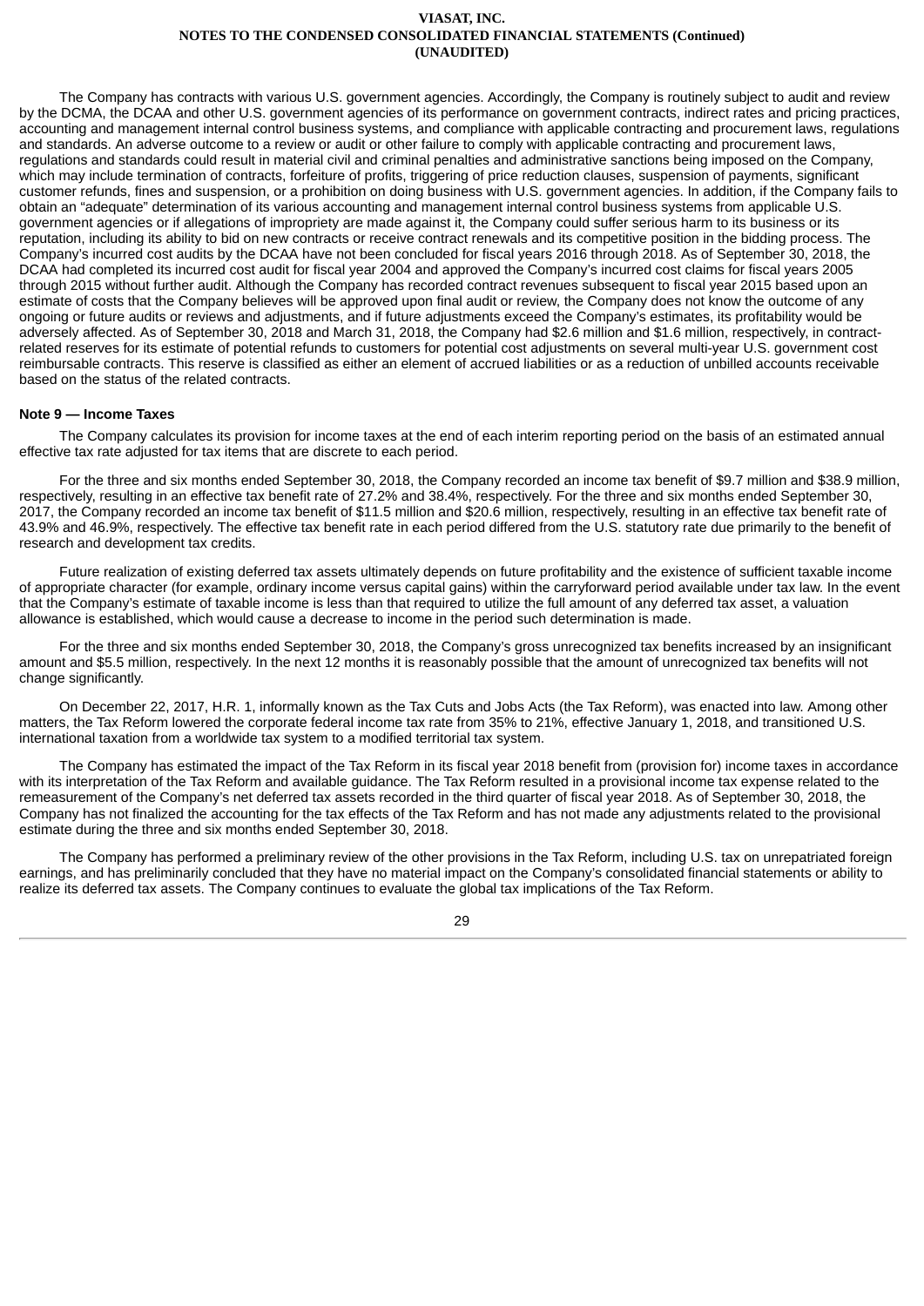The Company has contracts with various U.S. government agencies. Accordingly, the Company is routinely subject to audit and review by the DCMA, the DCAA and other U.S. government agencies of its performance on government contracts, indirect rates and pricing practices, accounting and management internal control business systems, and compliance with applicable contracting and procurement laws, regulations and standards. An adverse outcome to a review or audit or other failure to comply with applicable contracting and procurement laws, regulations and standards could result in material civil and criminal penalties and administrative sanctions being imposed on the Company, which may include termination of contracts, forfeiture of profits, triggering of price reduction clauses, suspension of payments, significant customer refunds, fines and suspension, or a prohibition on doing business with U.S. government agencies. In addition, if the Company fails to obtain an "adequate" determination of its various accounting and management internal control business systems from applicable U.S. government agencies or if allegations of impropriety are made against it, the Company could suffer serious harm to its business or its reputation, including its ability to bid on new contracts or receive contract renewals and its competitive position in the bidding process. The Company's incurred cost audits by the DCAA have not been concluded for fiscal years 2016 through 2018. As of September 30, 2018, the DCAA had completed its incurred cost audit for fiscal year 2004 and approved the Company's incurred cost claims for fiscal years 2005 through 2015 without further audit. Although the Company has recorded contract revenues subsequent to fiscal year 2015 based upon an estimate of costs that the Company believes will be approved upon final audit or review, the Company does not know the outcome of any ongoing or future audits or reviews and adjustments, and if future adjustments exceed the Company's estimates, its profitability would be adversely affected. As of September 30, 2018 and March 31, 2018, the Company had $2.6 million and $1.6 million, respectively, in contract-related reserves for its estimate of potential refunds to customers for potential cost adjustments on several multi-year U.S. government cost reimbursable contracts. This reserve is classified as either an element of accrued liabilities or as a reduction of unbilled accounts receivable based on the status of the related contracts.

**Note 9 — Income Taxes**

The Company calculates its provision for income taxes at the end of each interim reporting period on the basis of an estimated annual effective tax rate adjusted for tax items that are discrete to each period.

For the three and six months ended September 30, 2018, the Company recorded an income tax benefit of $9.7 million and $38.9 million, respectively, resulting in an effective tax benefit rate of 27.2% and 38.4%, respectively. For the three and six months ended September 30, 2017, the Company recorded an income tax benefit of $11.5 million and $20.6 million, respectively, resulting in an effective tax benefit rate of 43.9% and 46.9%, respectively. The effective tax benefit rate in each period differed from the U.S. statutory rate due primarily to the benefit of research and development tax credits.

Future realization of existing deferred tax assets ultimately depends on future profitability and the existence of sufficient taxable income of appropriate character (for example, ordinary income versus capital gains) within the carryforward period available under tax law. In the event that the Company's estimate of taxable income is less than that required to utilize the full amount of any deferred tax asset, a valuation allowance is established, which would cause a decrease to income in the period such determination is made.

For the three and six months ended September 30, 2018, the Company's gross unrecognized tax benefits increased by an insignificant amount and $5.5 million, respectively. In the next 12 months it is reasonably possible that the amount of unrecognized tax benefits will not change significantly.

On December 22, 2017, H.R. 1, informally known as the Tax Cuts and Jobs Acts (the Tax Reform), was enacted into law. Among other matters, the Tax Reform lowered the corporate federal income tax rate from 35% to 21%, effective January 1, 2018, and transitioned U.S. international taxation from a worldwide tax system to a modified territorial tax system.

The Company has estimated the impact of the Tax Reform in its fiscal year 2018 benefit from (provision for) income taxes in accordance with its interpretation of the Tax Reform and available guidance. The Tax Reform resulted in a provisional income tax expense related to the remeasurement of the Company's net deferred tax assets recorded in the third quarter of fiscal year 2018. As of September 30, 2018, the Company has not finalized the accounting for the tax effects of the Tax Reform and has not made any adjustments related to the provisional estimate during the three and six months ended September 30, 2018.

The Company has performed a preliminary review of the other provisions in the Tax Reform, including U.S. tax on unrepatriated foreign earnings, and has preliminarily concluded that they have no material impact on the Company's consolidated financial statements or ability to realize its deferred tax assets. The Company continues to evaluate the global tax implications of the Tax Reform.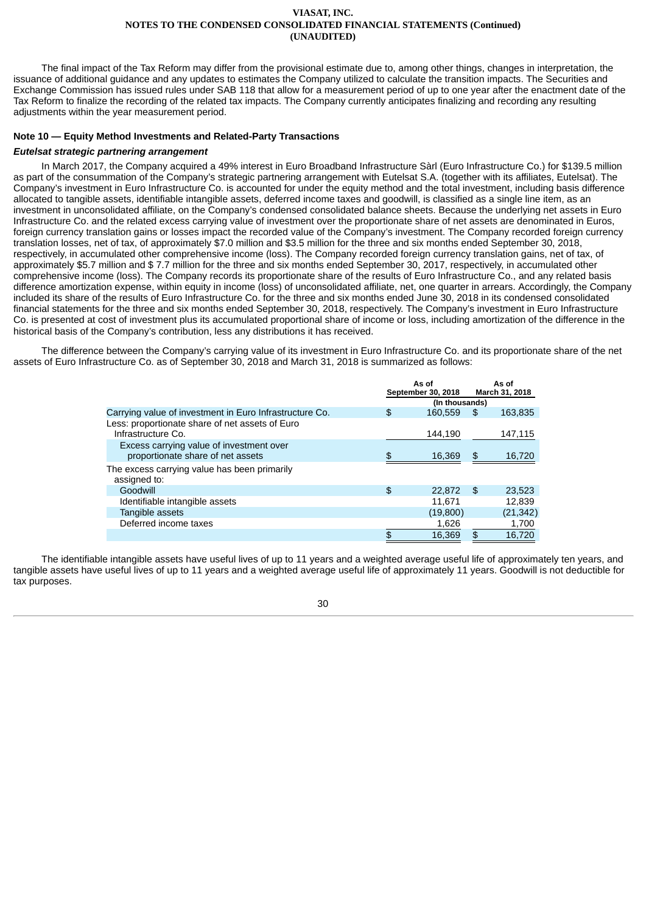The final impact of the Tax Reform may differ from the provisional estimate due to, among other things, changes in interpretation, the issuance of additional guidance and any updates to estimates the Company utilized to calculate the transition impacts. The Securities and Exchange Commission has issued rules under SAB 118 that allow for a measurement period of up to one year after the enactment date of the Tax Reform to finalize the recording of the related tax impacts. The Company currently anticipates finalizing and recording any resulting adjustments within the year measurement period.

**Note 10 — Equity Method Investments and Related-Party Transactions**

***Eutelsat strategic partnering arrangement***

In March 2017, the Company acquired a 49% interest in Euro Broadband Infrastructure Sàrl (Euro Infrastructure Co.) for $139.5 million as part of the consummation of the Company's strategic partnering arrangement with Eutelsat S.A. (together with its affiliates, Eutelsat). The Company's investment in Euro Infrastructure Co. is accounted for under the equity method and the total investment, including basis difference allocated to tangible assets, identifiable intangible assets, deferred income taxes and goodwill, is classified as a single line item, as an investment in unconsolidated affiliate, on the Company's condensed consolidated balance sheets. Because the underlying net assets in Euro Infrastructure Co. and the related excess carrying value of investment over the proportionate share of net assets are denominated in Euros, foreign currency translation gains or losses impact the recorded value of the Company's investment. The Company recorded foreign currency translation losses, net of tax, of approximately $7.0 million and $3.5 million for the three and six months ended September 30, 2018, respectively, in accumulated other comprehensive income (loss). The Company recorded foreign currency translation gains, net of tax, of approximately $5.7 million and $ 7.7 million for the three and six months ended September 30, 2017, respectively, in accumulated other comprehensive income (loss). The Company records its proportionate share of the results of Euro Infrastructure Co., and any related basis difference amortization expense, within equity in income (loss) of unconsolidated affiliate, net, one quarter in arrears. Accordingly, the Company included its share of the results of Euro Infrastructure Co. for the three and six months ended June 30, 2018 in its condensed consolidated financial statements for the three and six months ended September 30, 2018, respectively. The Company's investment in Euro Infrastructure Co. is presented at cost of investment plus its accumulated proportional share of income or loss, including amortization of the difference in the historical basis of the Company's contribution, less any distributions it has received.

The difference between the Company's carrying value of its investment in Euro Infrastructure Co. and its proportionate share of the net assets of Euro Infrastructure Co. as of September 30, 2018 and March 31, 2018 is summarized as follows:

| | As of September 30, 2018 | As of March 31, 2018 |
|---|---|---|
| | (In thousands) | |
| Carrying value of investment in Euro Infrastructure Co. | $ 160,559 | $ 163,835 |
| Less: proportionate share of net assets of Euro Infrastructure Co. | 144,190 | 147,115 |
| Excess carrying value of investment over proportionate share of net assets | $ 16,369 | $ 16,720 |
| The excess carrying value has been primarily assigned to: | | |
| Goodwill | $ 22,872 | $ 23,523 |
| Identifiable intangible assets | 11,671 | 12,839 |
| Tangible assets | (19,800) | (21,342) |
| Deferred income taxes | 1,626 | 1,700 |
| | $ 16,369 | $ 16,720 |

The identifiable intangible assets have useful lives of up to 11 years and a weighted average useful life of approximately ten years, and tangible assets have useful lives of up to 11 years and a weighted average useful life of approximately 11 years. Goodwill is not deductible for tax purposes.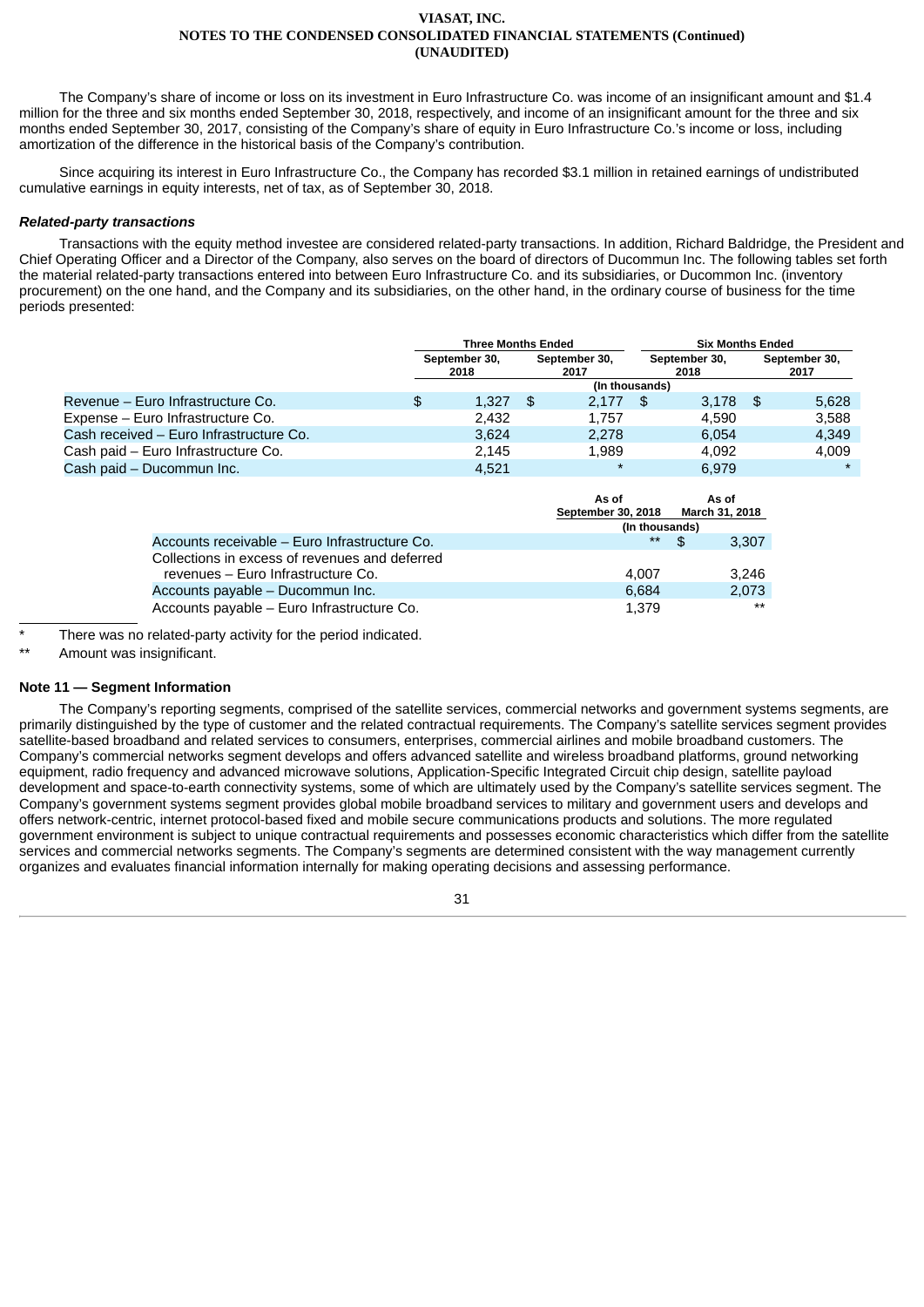The Company's share of income or loss on its investment in Euro Infrastructure Co. was income of an insignificant amount and $1.4 million for the three and six months ended September 30, 2018, respectively, and income of an insignificant amount for the three and six months ended September 30, 2017, consisting of the Company's share of equity in Euro Infrastructure Co.'s income or loss, including amortization of the difference in the historical basis of the Company's contribution.

Since acquiring its interest in Euro Infrastructure Co., the Company has recorded $3.1 million in retained earnings of undistributed cumulative earnings in equity interests, net of tax, as of September 30, 2018.

***Related-party transactions***

Transactions with the equity method investee are considered related-party transactions. In addition, Richard Baldridge, the President and Chief Operating Officer and a Director of the Company, also serves on the board of directors of Ducommun Inc. The following tables set forth the material related-party transactions entered into between Euro Infrastructure Co. and its subsidiaries, or Ducommon Inc. (inventory procurement) on the one hand, and the Company and its subsidiaries, on the other hand, in the ordinary course of business for the time periods presented:

| | Three Months Ended | | Six Months Ended | |
|---|---|---|---|---|
| | September 30, 2018 | September 30, 2017 | September 30, 2018 | September 30, 2017 |
| | (In thousands) | | | |
| Revenue – Euro Infrastructure Co. | $ 1,327 | $ 2,177 | $ 3,178 | $ 5,628 |
| Expense – Euro Infrastructure Co. | 2,432 | 1,757 | 4,590 | 3,588 |
| Cash received – Euro Infrastructure Co. | 3,624 | 2,278 | 6,054 | 4,349 |
| Cash paid – Euro Infrastructure Co. | 2,145 | 1,989 | 4,092 | 4,009 |
| Cash paid – Ducommun Inc. | 4,521 | * | 6,979 | * |

| | As of September 30, 2018 | As of March 31, 2018 |
|---|---|---|
| | (In thousands) | |
| Accounts receivable – Euro Infrastructure Co. | ** | $ 3,307 |
| Collections in excess of revenues and deferred revenues – Euro Infrastructure Co. | 4,007 | 3,246 |
| Accounts payable – Ducommun Inc. | 6,684 | 2,073 |
| Accounts payable – Euro Infrastructure Co. | 1,379 | ** |

\* There was no related-party activity for the period indicated.

** Amount was insignificant.

**Note 11 — Segment Information**

The Company's reporting segments, comprised of the satellite services, commercial networks and government systems segments, are primarily distinguished by the type of customer and the related contractual requirements. The Company's satellite services segment provides satellite-based broadband and related services to consumers, enterprises, commercial airlines and mobile broadband customers. The Company's commercial networks segment develops and offers advanced satellite and wireless broadband platforms, ground networking equipment, radio frequency and advanced microwave solutions, Application-Specific Integrated Circuit chip design, satellite payload development and space-to-earth connectivity systems, some of which are ultimately used by the Company's satellite services segment. The Company's government systems segment provides global mobile broadband services to military and government users and develops and offers network-centric, internet protocol-based fixed and mobile secure communications products and solutions. The more regulated government environment is subject to unique contractual requirements and possesses economic characteristics which differ from the satellite services and commercial networks segments. The Company's segments are determined consistent with the way management currently organizes and evaluates financial information internally for making operating decisions and assessing performance.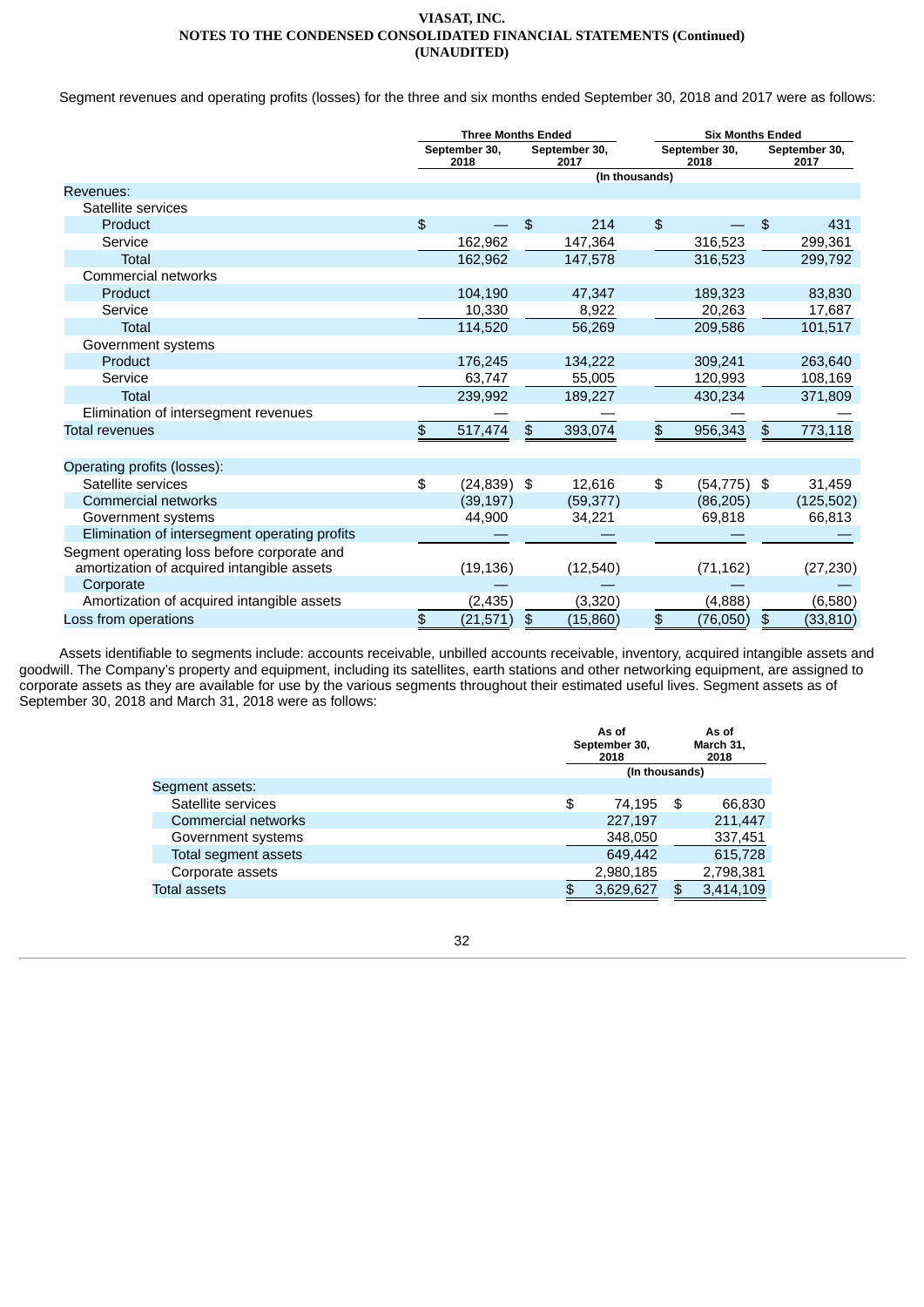Segment revenues and operating profits (losses) for the three and six months ended September 30, 2018 and 2017 were as follows:

| | Three Months Ended | | Six Months Ended | |
|---|---|---|---|---|
| | September 30, 2018 | September 30, 2017 | September 30, 2018 | September 30, 2017 |
| | (In thousands) | | | |
| Revenues: | | | | |
| Satellite services | | | | |
| Product | $ — | $ 214 | $ — | $ 431 |
| Service | 162,962 | 147,364 | 316,523 | 299,361 |
| Total | 162,962 | 147,578 | 316,523 | 299,792 |
| Commercial networks | | | | |
| Product | 104,190 | 47,347 | 189,323 | 83,830 |
| Service | 10,330 | 8,922 | 20,263 | 17,687 |
| Total | 114,520 | 56,269 | 209,586 | 101,517 |
| Government systems | | | | |
| Product | 176,245 | 134,222 | 309,241 | 263,640 |
| Service | 63,747 | 55,005 | 120,993 | 108,169 |
| Total | 239,992 | 189,227 | 430,234 | 371,809 |
| Elimination of intersegment revenues | — | — | — | — |
| Total revenues | $ 517,474 | $ 393,074 | $ 956,343 | $ 773,118 |
| Operating profits (losses): | | | | |
| Satellite services | $ (24,839) | $ 12,616 | $ (54,775) | $ 31,459 |
| Commercial networks | (39,197) | (59,377) | (86,205) | (125,502) |
| Government systems | 44,900 | 34,221 | 69,818 | 66,813 |
| Elimination of intersegment operating profits | — | — | — | — |
| Segment operating loss before corporate and amortization of acquired intangible assets | (19,136) | (12,540) | (71,162) | (27,230) |
| Corporate | — | — | — | — |
| Amortization of acquired intangible assets | (2,435) | (3,320) | (4,888) | (6,580) |
| Loss from operations | $ (21,571) | $ (15,860) | $ (76,050) | $ (33,810) |

Assets identifiable to segments include: accounts receivable, unbilled accounts receivable, inventory, acquired intangible assets and goodwill. The Company's property and equipment, including its satellites, earth stations and other networking equipment, are assigned to corporate assets as they are available for use by the various segments throughout their estimated useful lives. Segment assets as of September 30, 2018 and March 31, 2018 were as follows:

| | As of September 30, 2018 | As of March 31, 2018 |
|---|---|---|
| | (In thousands) | |
| Segment assets: | | |
| Satellite services | $ 74,195 | $ 66,830 |
| Commercial networks | 227,197 | 211,447 |
| Government systems | 348,050 | 337,451 |
| Total segment assets | 649,442 | 615,728 |
| Corporate assets | 2,980,185 | 2,798,381 |
| Total assets | $ 3,629,627 | $ 3,414,109 |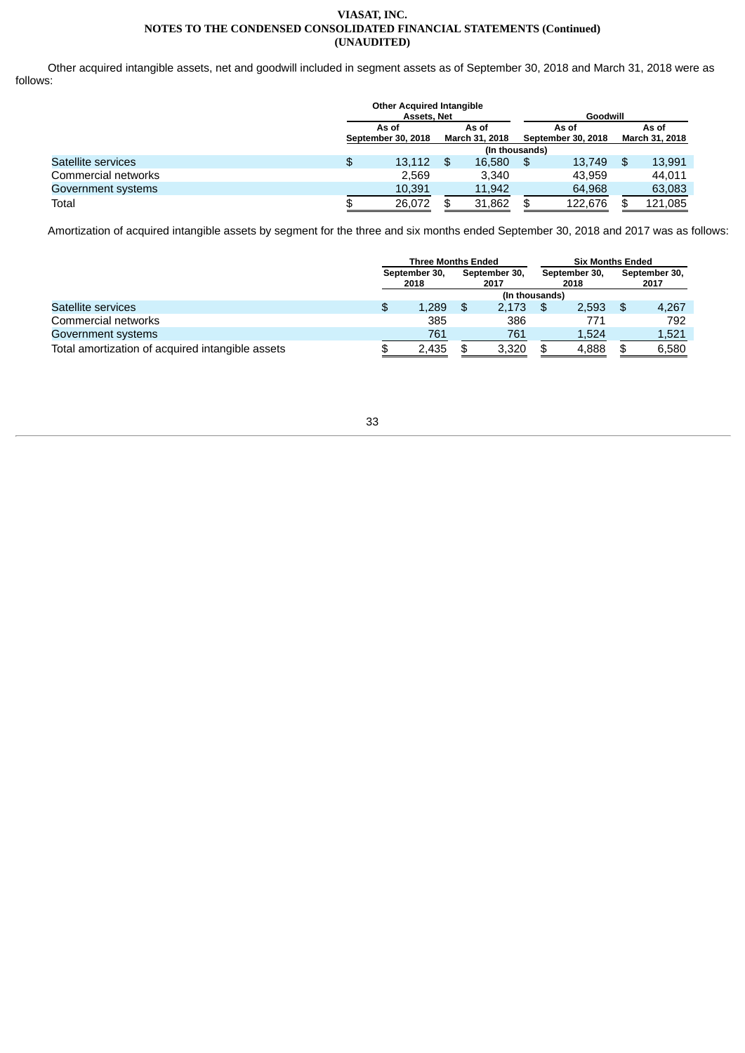Other acquired intangible assets, net and goodwill included in segment assets as of September 30, 2018 and March 31, 2018 were as follows:

| | Other Acquired Intangible Assets, Net | | Goodwill | |
|---|---|---|---|---|
| | As of September 30, 2018 | As of March 31, 2018 | As of September 30, 2018 | As of March 31, 2018 |
| | (In thousands) | | | |
| Satellite services | $ 13,112 | $ 16,580 | $ 13,749 | $ 13,991 |
| Commercial networks | 2,569 | 3,340 | 43,959 | 44,011 |
| Government systems | 10,391 | 11,942 | 64,968 | 63,083 |
| Total | $ 26,072 | $ 31,862 | $ 122,676 | $ 121,085 |

Amortization of acquired intangible assets by segment for the three and six months ended September 30, 2018 and 2017 was as follows:

| | Three Months Ended | | Six Months Ended | |
|---|---|---|---|---|
| | September 30, 2018 | September 30, 2017 | September 30, 2018 | September 30, 2017 |
| | (In thousands) | | | |
| Satellite services | $ 1,289 | $ 2,173 | $ 2,593 | $ 4,267 |
| Commercial networks | 385 | 386 | 771 | 792 |
| Government systems | 761 | 761 | 1,524 | 1,521 |
| Total amortization of acquired intangible assets | $ 2,435 | $ 3,320 | $ 4,888 | $ 6,580 |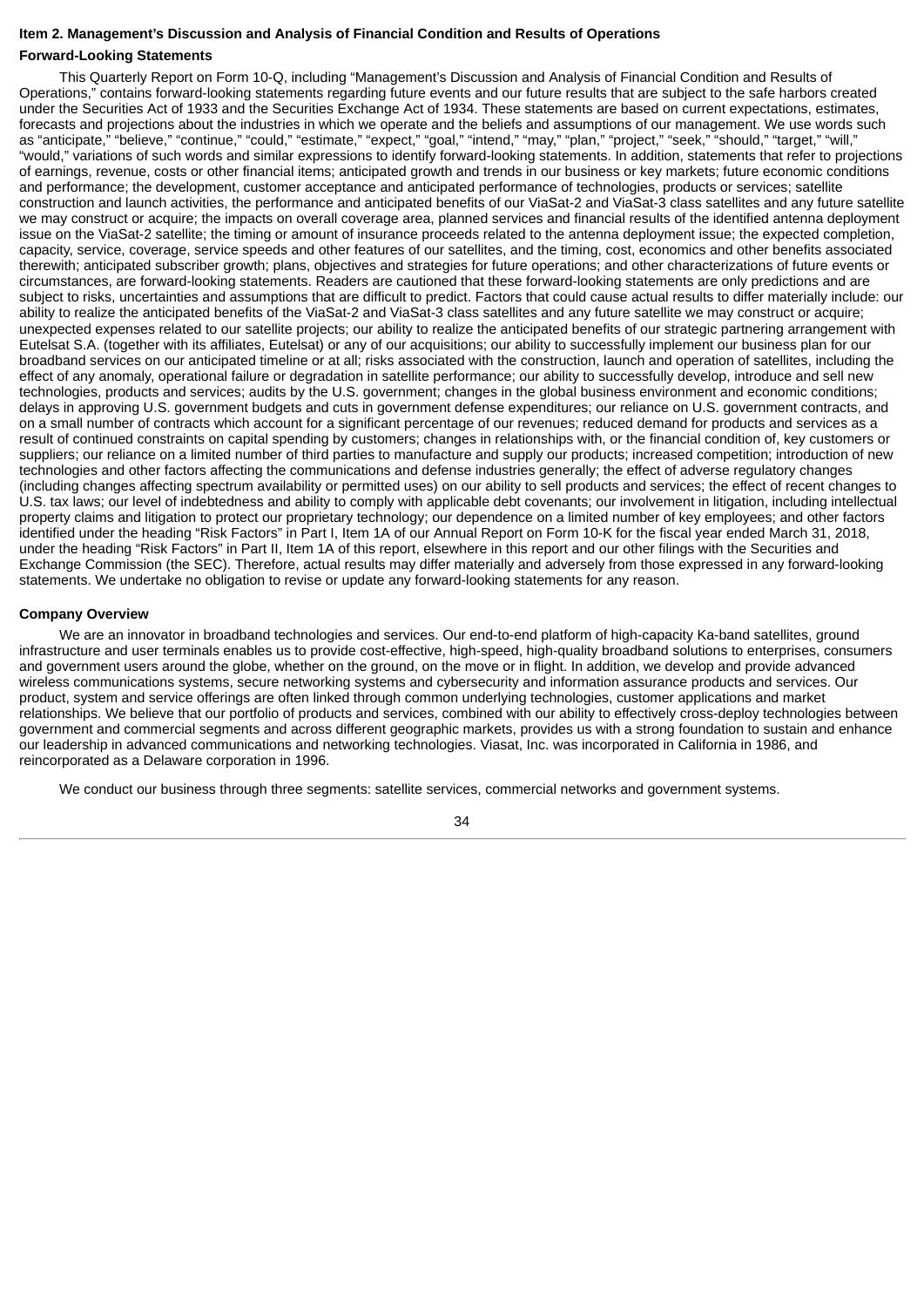## Item 2. Management's Discussion and Analysis of Financial Condition and Results of Operations

### Forward-Looking Statements

This Quarterly Report on Form 10-Q, including "Management's Discussion and Analysis of Financial Condition and Results of Operations," contains forward-looking statements regarding future events and our future results that are subject to the safe harbors created under the Securities Act of 1933 and the Securities Exchange Act of 1934. These statements are based on current expectations, estimates, forecasts and projections about the industries in which we operate and the beliefs and assumptions of our management. We use words such as "anticipate," "believe," "continue," "could," "estimate," "expect," "goal," "intend," "may," "plan," "project," "seek," "should," "target," "will," "would," variations of such words and similar expressions to identify forward-looking statements. In addition, statements that refer to projections of earnings, revenue, costs or other financial items; anticipated growth and trends in our business or key markets; future economic conditions and performance; the development, customer acceptance and anticipated performance of technologies, products or services; satellite construction and launch activities, the performance and anticipated benefits of our ViaSat-2 and ViaSat-3 class satellites and any future satellite we may construct or acquire; the impacts on overall coverage area, planned services and financial results of the identified antenna deployment issue on the ViaSat-2 satellite; the timing or amount of insurance proceeds related to the antenna deployment issue; the expected completion, capacity, service, coverage, service speeds and other features of our satellites, and the timing, cost, economics and other benefits associated therewith; anticipated subscriber growth; plans, objectives and strategies for future operations; and other characterizations of future events or circumstances, are forward-looking statements. Readers are cautioned that these forward-looking statements are only predictions and are subject to risks, uncertainties and assumptions that are difficult to predict. Factors that could cause actual results to differ materially include: our ability to realize the anticipated benefits of the ViaSat-2 and ViaSat-3 class satellites and any future satellite we may construct or acquire; unexpected expenses related to our satellite projects; our ability to realize the anticipated benefits of our strategic partnering arrangement with Eutelsat S.A. (together with its affiliates, Eutelsat) or any of our acquisitions; our ability to successfully implement our business plan for our broadband services on our anticipated timeline or at all; risks associated with the construction, launch and operation of satellites, including the effect of any anomaly, operational failure or degradation in satellite performance; our ability to successfully develop, introduce and sell new technologies, products and services; audits by the U.S. government; changes in the global business environment and economic conditions; delays in approving U.S. government budgets and cuts in government defense expenditures; our reliance on U.S. government contracts, and on a small number of contracts which account for a significant percentage of our revenues; reduced demand for products and services as a result of continued constraints on capital spending by customers; changes in relationships with, or the financial condition of, key customers or suppliers; our reliance on a limited number of third parties to manufacture and supply our products; increased competition; introduction of new technologies and other factors affecting the communications and defense industries generally; the effect of adverse regulatory changes (including changes affecting spectrum availability or permitted uses) on our ability to sell products and services; the effect of recent changes to U.S. tax laws; our level of indebtedness and ability to comply with applicable debt covenants; our involvement in litigation, including intellectual property claims and litigation to protect our proprietary technology; our dependence on a limited number of key employees; and other factors identified under the heading "Risk Factors" in Part I, Item 1A of our Annual Report on Form 10-K for the fiscal year ended March 31, 2018, under the heading "Risk Factors" in Part II, Item 1A of this report, elsewhere in this report and our other filings with the Securities and Exchange Commission (the SEC). Therefore, actual results may differ materially and adversely from those expressed in any forward-looking statements. We undertake no obligation to revise or update any forward-looking statements for any reason.

### Company Overview

We are an innovator in broadband technologies and services. Our end-to-end platform of high-capacity Ka-band satellites, ground infrastructure and user terminals enables us to provide cost-effective, high-speed, high-quality broadband solutions to enterprises, consumers and government users around the globe, whether on the ground, on the move or in flight. In addition, we develop and provide advanced wireless communications systems, secure networking systems and cybersecurity and information assurance products and services. Our product, system and service offerings are often linked through common underlying technologies, customer applications and market relationships. We believe that our portfolio of products and services, combined with our ability to effectively cross-deploy technologies between government and commercial segments and across different geographic markets, provides us with a strong foundation to sustain and enhance our leadership in advanced communications and networking technologies. Viasat, Inc. was incorporated in California in 1986, and reincorporated as a Delaware corporation in 1996.

We conduct our business through three segments: satellite services, commercial networks and government systems.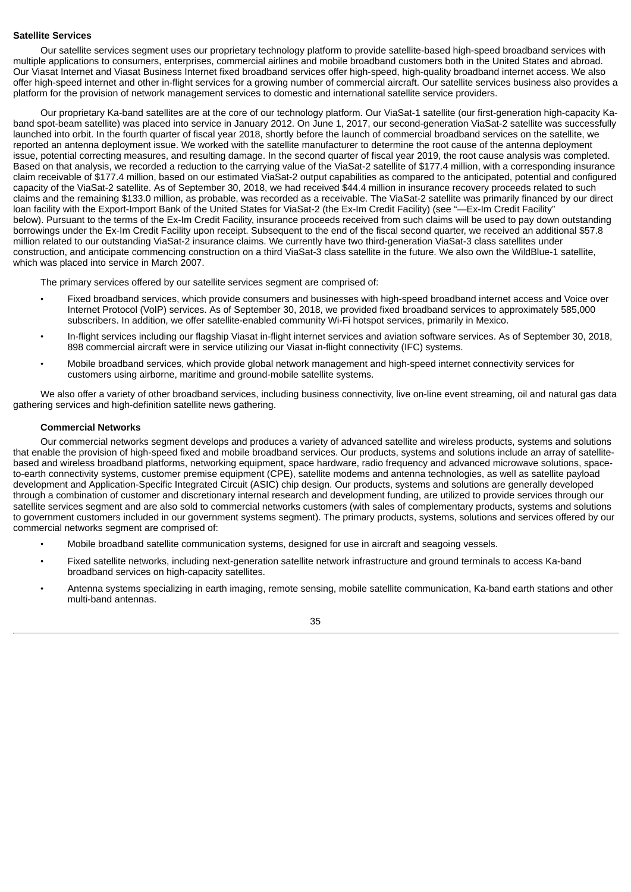**Satellite Services**

Our satellite services segment uses our proprietary technology platform to provide satellite-based high-speed broadband services with multiple applications to consumers, enterprises, commercial airlines and mobile broadband customers both in the United States and abroad. Our Viasat Internet and Viasat Business Internet fixed broadband services offer high-speed, high-quality broadband internet access. We also offer high-speed internet and other in-flight services for a growing number of commercial aircraft. Our satellite services business also provides a platform for the provision of network management services to domestic and international satellite service providers.

Our proprietary Ka-band satellites are at the core of our technology platform. Our ViaSat-1 satellite (our first-generation high-capacity Ka-band spot-beam satellite) was placed into service in January 2012. On June 1, 2017, our second-generation ViaSat-2 satellite was successfully launched into orbit. In the fourth quarter of fiscal year 2018, shortly before the launch of commercial broadband services on the satellite, we reported an antenna deployment issue. We worked with the satellite manufacturer to determine the root cause of the antenna deployment issue, potential correcting measures, and resulting damage. In the second quarter of fiscal year 2019, the root cause analysis was completed. Based on that analysis, we recorded a reduction to the carrying value of the ViaSat-2 satellite of $177.4 million, with a corresponding insurance claim receivable of $177.4 million, based on our estimated ViaSat-2 output capabilities as compared to the anticipated, potential and configured capacity of the ViaSat-2 satellite. As of September 30, 2018, we had received $44.4 million in insurance recovery proceeds related to such claims and the remaining $133.0 million, as probable, was recorded as a receivable. The ViaSat-2 satellite was primarily financed by our direct loan facility with the Export-Import Bank of the United States for ViaSat-2 (the Ex-Im Credit Facility) (see "—Ex-Im Credit Facility" below). Pursuant to the terms of the Ex-Im Credit Facility, insurance proceeds received from such claims will be used to pay down outstanding borrowings under the Ex-Im Credit Facility upon receipt. Subsequent to the end of the fiscal second quarter, we received an additional $57.8 million related to our outstanding ViaSat-2 insurance claims. We currently have two third-generation ViaSat-3 class satellites under construction, and anticipate commencing construction on a third ViaSat-3 class satellite in the future. We also own the WildBlue-1 satellite, which was placed into service in March 2007.

The primary services offered by our satellite services segment are comprised of:

- Fixed broadband services, which provide consumers and businesses with high-speed broadband internet access and Voice over Internet Protocol (VoIP) services. As of September 30, 2018, we provided fixed broadband services to approximately 585,000 subscribers. In addition, we offer satellite-enabled community Wi-Fi hotspot services, primarily in Mexico.
- In-flight services including our flagship Viasat in-flight internet services and aviation software services. As of September 30, 2018, 898 commercial aircraft were in service utilizing our Viasat in-flight connectivity (IFC) systems.
- Mobile broadband services, which provide global network management and high-speed internet connectivity services for customers using airborne, maritime and ground-mobile satellite systems.

We also offer a variety of other broadband services, including business connectivity, live on-line event streaming, oil and natural gas data gathering services and high-definition satellite news gathering.

**Commercial Networks**

Our commercial networks segment develops and produces a variety of advanced satellite and wireless products, systems and solutions that enable the provision of high-speed fixed and mobile broadband services. Our products, systems and solutions include an array of satellite-based and wireless broadband platforms, networking equipment, space hardware, radio frequency and advanced microwave solutions, space-to-earth connectivity systems, customer premise equipment (CPE), satellite modems and antenna technologies, as well as satellite payload development and Application-Specific Integrated Circuit (ASIC) chip design. Our products, systems and solutions are generally developed through a combination of customer and discretionary internal research and development funding, are utilized to provide services through our satellite services segment and are also sold to commercial networks customers (with sales of complementary products, systems and solutions to government customers included in our government systems segment). The primary products, systems, solutions and services offered by our commercial networks segment are comprised of:

- Mobile broadband satellite communication systems, designed for use in aircraft and seagoing vessels.
- Fixed satellite networks, including next-generation satellite network infrastructure and ground terminals to access Ka-band broadband services on high-capacity satellites.
- Antenna systems specializing in earth imaging, remote sensing, mobile satellite communication, Ka-band earth stations and other multi-band antennas.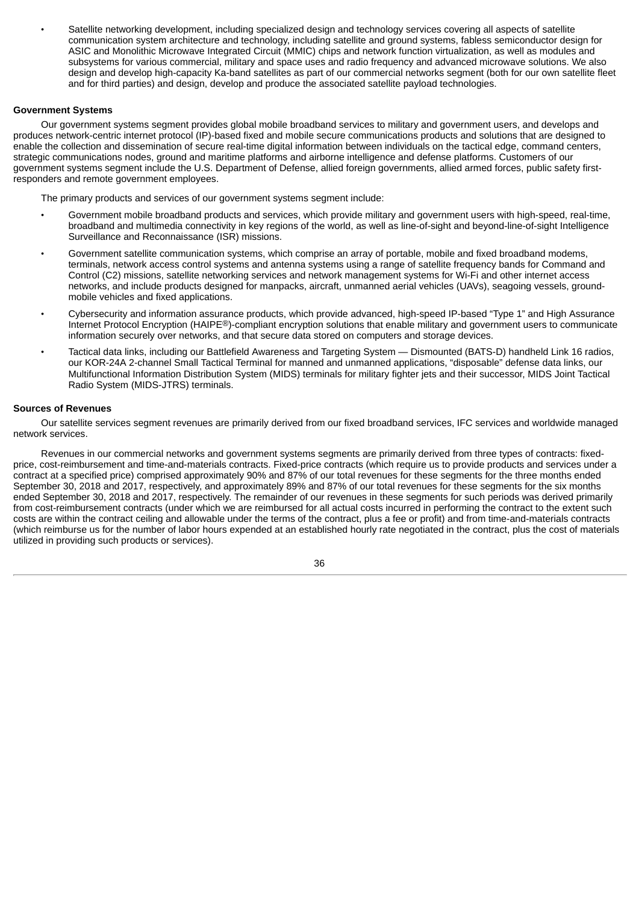- Satellite networking development, including specialized design and technology services covering all aspects of satellite communication system architecture and technology, including satellite and ground systems, fabless semiconductor design for ASIC and Monolithic Microwave Integrated Circuit (MMIC) chips and network function virtualization, as well as modules and subsystems for various commercial, military and space uses and radio frequency and advanced microwave solutions. We also design and develop high-capacity Ka-band satellites as part of our commercial networks segment (both for our own satellite fleet and for third parties) and design, develop and produce the associated satellite payload technologies.

**Government Systems**

Our government systems segment provides global mobile broadband services to military and government users, and develops and produces network-centric internet protocol (IP)-based fixed and mobile secure communications products and solutions that are designed to enable the collection and dissemination of secure real-time digital information between individuals on the tactical edge, command centers, strategic communications nodes, ground and maritime platforms and airborne intelligence and defense platforms. Customers of our government systems segment include the U.S. Department of Defense, allied foreign governments, allied armed forces, public safety first-responders and remote government employees.

The primary products and services of our government systems segment include:

- Government mobile broadband products and services, which provide military and government users with high-speed, real-time, broadband and multimedia connectivity in key regions of the world, as well as line-of-sight and beyond-line-of-sight Intelligence Surveillance and Reconnaissance (ISR) missions.
- Government satellite communication systems, which comprise an array of portable, mobile and fixed broadband modems, terminals, network access control systems and antenna systems using a range of satellite frequency bands for Command and Control (C2) missions, satellite networking services and network management systems for Wi-Fi and other internet access networks, and include products designed for manpacks, aircraft, unmanned aerial vehicles (UAVs), seagoing vessels, ground-mobile vehicles and fixed applications.
- Cybersecurity and information assurance products, which provide advanced, high-speed IP-based "Type 1" and High Assurance Internet Protocol Encryption (HAIPE®)-compliant encryption solutions that enable military and government users to communicate information securely over networks, and that secure data stored on computers and storage devices.
- Tactical data links, including our Battlefield Awareness and Targeting System — Dismounted (BATS-D) handheld Link 16 radios, our KOR-24A 2-channel Small Tactical Terminal for manned and unmanned applications, "disposable" defense data links, our Multifunctional Information Distribution System (MIDS) terminals for military fighter jets and their successor, MIDS Joint Tactical Radio System (MIDS-JTRS) terminals.

**Sources of Revenues**

Our satellite services segment revenues are primarily derived from our fixed broadband services, IFC services and worldwide managed network services.

Revenues in our commercial networks and government systems segments are primarily derived from three types of contracts: fixed-price, cost-reimbursement and time-and-materials contracts. Fixed-price contracts (which require us to provide products and services under a contract at a specified price) comprised approximately 90% and 87% of our total revenues for these segments for the three months ended September 30, 2018 and 2017, respectively, and approximately 89% and 87% of our total revenues for these segments for the six months ended September 30, 2018 and 2017, respectively. The remainder of our revenues in these segments for such periods was derived primarily from cost-reimbursement contracts (under which we are reimbursed for all actual costs incurred in performing the contract to the extent such costs are within the contract ceiling and allowable under the terms of the contract, plus a fee or profit) and from time-and-materials contracts (which reimburse us for the number of labor hours expended at an established hourly rate negotiated in the contract, plus the cost of materials utilized in providing such products or services).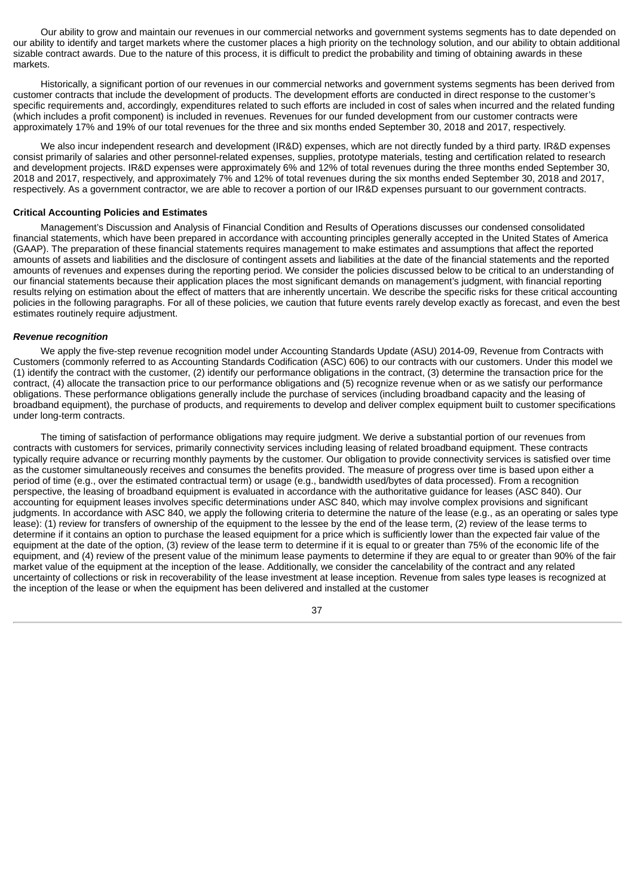Our ability to grow and maintain our revenues in our commercial networks and government systems segments has to date depended on our ability to identify and target markets where the customer places a high priority on the technology solution, and our ability to obtain additional sizable contract awards. Due to the nature of this process, it is difficult to predict the probability and timing of obtaining awards in these markets.

Historically, a significant portion of our revenues in our commercial networks and government systems segments has been derived from customer contracts that include the development of products. The development efforts are conducted in direct response to the customer's specific requirements and, accordingly, expenditures related to such efforts are included in cost of sales when incurred and the related funding (which includes a profit component) is included in revenues. Revenues for our funded development from our customer contracts were approximately 17% and 19% of our total revenues for the three and six months ended September 30, 2018 and 2017, respectively.

We also incur independent research and development (IR&D) expenses, which are not directly funded by a third party. IR&D expenses consist primarily of salaries and other personnel-related expenses, supplies, prototype materials, testing and certification related to research and development projects. IR&D expenses were approximately 6% and 12% of total revenues during the three months ended September 30, 2018 and 2017, respectively, and approximately 7% and 12% of total revenues during the six months ended September 30, 2018 and 2017, respectively. As a government contractor, we are able to recover a portion of our IR&D expenses pursuant to our government contracts.

**Critical Accounting Policies and Estimates**

Management's Discussion and Analysis of Financial Condition and Results of Operations discusses our condensed consolidated financial statements, which have been prepared in accordance with accounting principles generally accepted in the United States of America (GAAP). The preparation of these financial statements requires management to make estimates and assumptions that affect the reported amounts of assets and liabilities and the disclosure of contingent assets and liabilities at the date of the financial statements and the reported amounts of revenues and expenses during the reporting period. We consider the policies discussed below to be critical to an understanding of our financial statements because their application places the most significant demands on management's judgment, with financial reporting results relying on estimation about the effect of matters that are inherently uncertain. We describe the specific risks for these critical accounting policies in the following paragraphs. For all of these policies, we caution that future events rarely develop exactly as forecast, and even the best estimates routinely require adjustment.

***Revenue recognition***

We apply the five-step revenue recognition model under Accounting Standards Update (ASU) 2014-09, Revenue from Contracts with Customers (commonly referred to as Accounting Standards Codification (ASC) 606) to our contracts with our customers. Under this model we (1) identify the contract with the customer, (2) identify our performance obligations in the contract, (3) determine the transaction price for the contract, (4) allocate the transaction price to our performance obligations and (5) recognize revenue when or as we satisfy our performance obligations. These performance obligations generally include the purchase of services (including broadband capacity and the leasing of broadband equipment), the purchase of products, and requirements to develop and deliver complex equipment built to customer specifications under long-term contracts.

The timing of satisfaction of performance obligations may require judgment. We derive a substantial portion of our revenues from contracts with customers for services, primarily connectivity services including leasing of related broadband equipment. These contracts typically require advance or recurring monthly payments by the customer. Our obligation to provide connectivity services is satisfied over time as the customer simultaneously receives and consumes the benefits provided. The measure of progress over time is based upon either a period of time (e.g., over the estimated contractual term) or usage (e.g., bandwidth used/bytes of data processed). From a recognition perspective, the leasing of broadband equipment is evaluated in accordance with the authoritative guidance for leases (ASC 840). Our accounting for equipment leases involves specific determinations under ASC 840, which may involve complex provisions and significant judgments. In accordance with ASC 840, we apply the following criteria to determine the nature of the lease (e.g., as an operating or sales type lease): (1) review for transfers of ownership of the equipment to the lessee by the end of the lease term, (2) review of the lease terms to determine if it contains an option to purchase the leased equipment for a price which is sufficiently lower than the expected fair value of the equipment at the date of the option, (3) review of the lease term to determine if it is equal to or greater than 75% of the economic life of the equipment, and (4) review of the present value of the minimum lease payments to determine if they are equal to or greater than 90% of the fair market value of the equipment at the inception of the lease. Additionally, we consider the cancelability of the contract and any related uncertainty of collections or risk in recoverability of the lease investment at lease inception. Revenue from sales type leases is recognized at the inception of the lease or when the equipment has been delivered and installed at the customer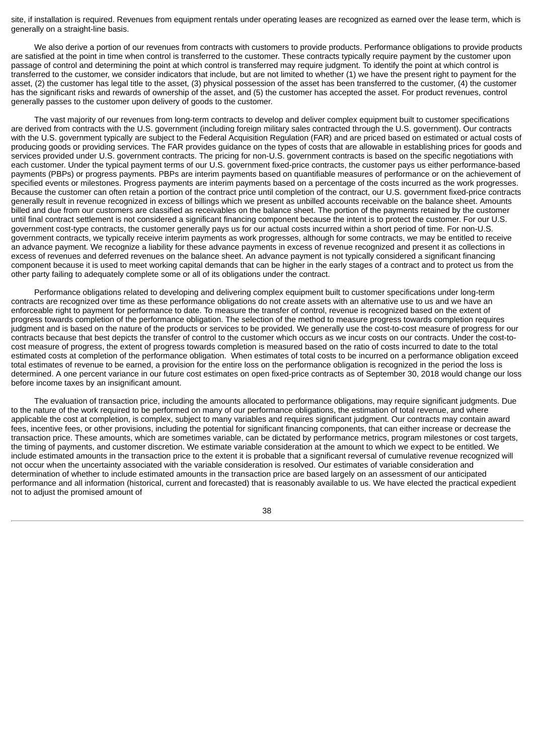site, if installation is required. Revenues from equipment rentals under operating leases are recognized as earned over the lease term, which is generally on a straight-line basis.

We also derive a portion of our revenues from contracts with customers to provide products. Performance obligations to provide products are satisfied at the point in time when control is transferred to the customer. These contracts typically require payment by the customer upon passage of control and determining the point at which control is transferred may require judgment. To identify the point at which control is transferred to the customer, we consider indicators that include, but are not limited to whether (1) we have the present right to payment for the asset, (2) the customer has legal title to the asset, (3) physical possession of the asset has been transferred to the customer, (4) the customer has the significant risks and rewards of ownership of the asset, and (5) the customer has accepted the asset. For product revenues, control generally passes to the customer upon delivery of goods to the customer.

The vast majority of our revenues from long-term contracts to develop and deliver complex equipment built to customer specifications are derived from contracts with the U.S. government (including foreign military sales contracted through the U.S. government). Our contracts with the U.S. government typically are subject to the Federal Acquisition Regulation (FAR) and are priced based on estimated or actual costs of producing goods or providing services. The FAR provides guidance on the types of costs that are allowable in establishing prices for goods and services provided under U.S. government contracts. The pricing for non-U.S. government contracts is based on the specific negotiations with each customer. Under the typical payment terms of our U.S. government fixed-price contracts, the customer pays us either performance-based payments (PBPs) or progress payments. PBPs are interim payments based on quantifiable measures of performance or on the achievement of specified events or milestones. Progress payments are interim payments based on a percentage of the costs incurred as the work progresses. Because the customer can often retain a portion of the contract price until completion of the contract, our U.S. government fixed-price contracts generally result in revenue recognized in excess of billings which we present as unbilled accounts receivable on the balance sheet. Amounts billed and due from our customers are classified as receivables on the balance sheet. The portion of the payments retained by the customer until final contract settlement is not considered a significant financing component because the intent is to protect the customer. For our U.S. government cost-type contracts, the customer generally pays us for our actual costs incurred within a short period of time. For non-U.S. government contracts, we typically receive interim payments as work progresses, although for some contracts, we may be entitled to receive an advance payment. We recognize a liability for these advance payments in excess of revenue recognized and present it as collections in excess of revenues and deferred revenues on the balance sheet. An advance payment is not typically considered a significant financing component because it is used to meet working capital demands that can be higher in the early stages of a contract and to protect us from the other party failing to adequately complete some or all of its obligations under the contract.

Performance obligations related to developing and delivering complex equipment built to customer specifications under long-term contracts are recognized over time as these performance obligations do not create assets with an alternative use to us and we have an enforceable right to payment for performance to date. To measure the transfer of control, revenue is recognized based on the extent of progress towards completion of the performance obligation. The selection of the method to measure progress towards completion requires judgment and is based on the nature of the products or services to be provided. We generally use the cost-to-cost measure of progress for our contracts because that best depicts the transfer of control to the customer which occurs as we incur costs on our contracts. Under the cost-to-cost measure of progress, the extent of progress towards completion is measured based on the ratio of costs incurred to date to the total estimated costs at completion of the performance obligation. When estimates of total costs to be incurred on a performance obligation exceed total estimates of revenue to be earned, a provision for the entire loss on the performance obligation is recognized in the period the loss is determined. A one percent variance in our future cost estimates on open fixed-price contracts as of September 30, 2018 would change our loss before income taxes by an insignificant amount.

The evaluation of transaction price, including the amounts allocated to performance obligations, may require significant judgments. Due to the nature of the work required to be performed on many of our performance obligations, the estimation of total revenue, and where applicable the cost at completion, is complex, subject to many variables and requires significant judgment. Our contracts may contain award fees, incentive fees, or other provisions, including the potential for significant financing components, that can either increase or decrease the transaction price. These amounts, which are sometimes variable, can be dictated by performance metrics, program milestones or cost targets, the timing of payments, and customer discretion. We estimate variable consideration at the amount to which we expect to be entitled. We include estimated amounts in the transaction price to the extent it is probable that a significant reversal of cumulative revenue recognized will not occur when the uncertainty associated with the variable consideration is resolved. Our estimates of variable consideration and determination of whether to include estimated amounts in the transaction price are based largely on an assessment of our anticipated performance and all information (historical, current and forecasted) that is reasonably available to us. We have elected the practical expedient not to adjust the promised amount of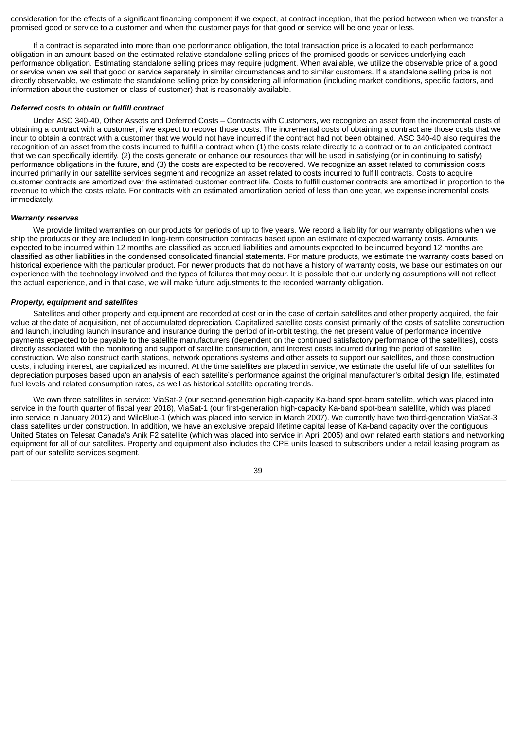consideration for the effects of a significant financing component if we expect, at contract inception, that the period between when we transfer a promised good or service to a customer and when the customer pays for that good or service will be one year or less.

If a contract is separated into more than one performance obligation, the total transaction price is allocated to each performance obligation in an amount based on the estimated relative standalone selling prices of the promised goods or services underlying each performance obligation. Estimating standalone selling prices may require judgment. When available, we utilize the observable price of a good or service when we sell that good or service separately in similar circumstances and to similar customers. If a standalone selling price is not directly observable, we estimate the standalone selling price by considering all information (including market conditions, specific factors, and information about the customer or class of customer) that is reasonably available.

***Deferred costs to obtain or fulfill contract***

Under ASC 340-40, Other Assets and Deferred Costs – Contracts with Customers, we recognize an asset from the incremental costs of obtaining a contract with a customer, if we expect to recover those costs. The incremental costs of obtaining a contract are those costs that we incur to obtain a contract with a customer that we would not have incurred if the contract had not been obtained. ASC 340-40 also requires the recognition of an asset from the costs incurred to fulfill a contract when (1) the costs relate directly to a contract or to an anticipated contract that we can specifically identify, (2) the costs generate or enhance our resources that will be used in satisfying (or in continuing to satisfy) performance obligations in the future, and (3) the costs are expected to be recovered. We recognize an asset related to commission costs incurred primarily in our satellite services segment and recognize an asset related to costs incurred to fulfill contracts. Costs to acquire customer contracts are amortized over the estimated customer contract life. Costs to fulfill customer contracts are amortized in proportion to the revenue to which the costs relate. For contracts with an estimated amortization period of less than one year, we expense incremental costs immediately.

***Warranty reserves***

We provide limited warranties on our products for periods of up to five years. We record a liability for our warranty obligations when we ship the products or they are included in long-term construction contracts based upon an estimate of expected warranty costs. Amounts expected to be incurred within 12 months are classified as accrued liabilities and amounts expected to be incurred beyond 12 months are classified as other liabilities in the condensed consolidated financial statements. For mature products, we estimate the warranty costs based on historical experience with the particular product. For newer products that do not have a history of warranty costs, we base our estimates on our experience with the technology involved and the types of failures that may occur. It is possible that our underlying assumptions will not reflect the actual experience, and in that case, we will make future adjustments to the recorded warranty obligation.

***Property, equipment and satellites***

Satellites and other property and equipment are recorded at cost or in the case of certain satellites and other property acquired, the fair value at the date of acquisition, net of accumulated depreciation. Capitalized satellite costs consist primarily of the costs of satellite construction and launch, including launch insurance and insurance during the period of in-orbit testing, the net present value of performance incentive payments expected to be payable to the satellite manufacturers (dependent on the continued satisfactory performance of the satellites), costs directly associated with the monitoring and support of satellite construction, and interest costs incurred during the period of satellite construction. We also construct earth stations, network operations systems and other assets to support our satellites, and those construction costs, including interest, are capitalized as incurred. At the time satellites are placed in service, we estimate the useful life of our satellites for depreciation purposes based upon an analysis of each satellite's performance against the original manufacturer's orbital design life, estimated fuel levels and related consumption rates, as well as historical satellite operating trends.

We own three satellites in service: ViaSat-2 (our second-generation high-capacity Ka-band spot-beam satellite, which was placed into service in the fourth quarter of fiscal year 2018), ViaSat-1 (our first-generation high-capacity Ka-band spot-beam satellite, which was placed into service in January 2012) and WildBlue-1 (which was placed into service in March 2007). We currently have two third-generation ViaSat-3 class satellites under construction. In addition, we have an exclusive prepaid lifetime capital lease of Ka-band capacity over the contiguous United States on Telesat Canada's Anik F2 satellite (which was placed into service in April 2005) and own related earth stations and networking equipment for all of our satellites. Property and equipment also includes the CPE units leased to subscribers under a retail leasing program as part of our satellite services segment.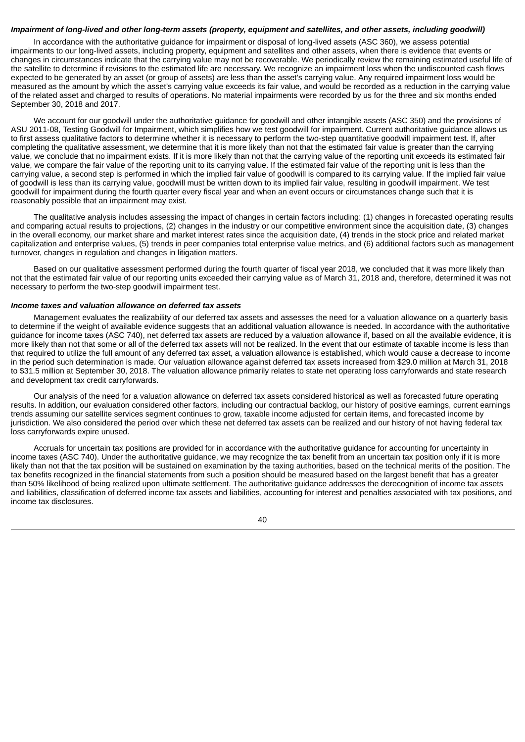***Impairment of long-lived and other long-term assets (property, equipment and satellites, and other assets, including goodwill)***

In accordance with the authoritative guidance for impairment or disposal of long-lived assets (ASC 360), we assess potential impairments to our long-lived assets, including property, equipment and satellites and other assets, when there is evidence that events or changes in circumstances indicate that the carrying value may not be recoverable. We periodically review the remaining estimated useful life of the satellite to determine if revisions to the estimated life are necessary. We recognize an impairment loss when the undiscounted cash flows expected to be generated by an asset (or group of assets) are less than the asset's carrying value. Any required impairment loss would be measured as the amount by which the asset's carrying value exceeds its fair value, and would be recorded as a reduction in the carrying value of the related asset and charged to results of operations. No material impairments were recorded by us for the three and six months ended September 30, 2018 and 2017.

We account for our goodwill under the authoritative guidance for goodwill and other intangible assets (ASC 350) and the provisions of ASU 2011-08, Testing Goodwill for Impairment, which simplifies how we test goodwill for impairment. Current authoritative guidance allows us to first assess qualitative factors to determine whether it is necessary to perform the two-step quantitative goodwill impairment test. If, after completing the qualitative assessment, we determine that it is more likely than not that the estimated fair value is greater than the carrying value, we conclude that no impairment exists. If it is more likely than not that the carrying value of the reporting unit exceeds its estimated fair value, we compare the fair value of the reporting unit to its carrying value. If the estimated fair value of the reporting unit is less than the carrying value, a second step is performed in which the implied fair value of goodwill is compared to its carrying value. If the implied fair value of goodwill is less than its carrying value, goodwill must be written down to its implied fair value, resulting in goodwill impairment. We test goodwill for impairment during the fourth quarter every fiscal year and when an event occurs or circumstances change such that it is reasonably possible that an impairment may exist.

The qualitative analysis includes assessing the impact of changes in certain factors including: (1) changes in forecasted operating results and comparing actual results to projections, (2) changes in the industry or our competitive environment since the acquisition date, (3) changes in the overall economy, our market share and market interest rates since the acquisition date, (4) trends in the stock price and related market capitalization and enterprise values, (5) trends in peer companies total enterprise value metrics, and (6) additional factors such as management turnover, changes in regulation and changes in litigation matters.

Based on our qualitative assessment performed during the fourth quarter of fiscal year 2018, we concluded that it was more likely than not that the estimated fair value of our reporting units exceeded their carrying value as of March 31, 2018 and, therefore, determined it was not necessary to perform the two-step goodwill impairment test.

***Income taxes and valuation allowance on deferred tax assets***

Management evaluates the realizability of our deferred tax assets and assesses the need for a valuation allowance on a quarterly basis to determine if the weight of available evidence suggests that an additional valuation allowance is needed. In accordance with the authoritative guidance for income taxes (ASC 740), net deferred tax assets are reduced by a valuation allowance if, based on all the available evidence, it is more likely than not that some or all of the deferred tax assets will not be realized. In the event that our estimate of taxable income is less than that required to utilize the full amount of any deferred tax asset, a valuation allowance is established, which would cause a decrease to income in the period such determination is made. Our valuation allowance against deferred tax assets increased from $29.0 million at March 31, 2018 to $31.5 million at September 30, 2018. The valuation allowance primarily relates to state net operating loss carryforwards and state research and development tax credit carryforwards.

Our analysis of the need for a valuation allowance on deferred tax assets considered historical as well as forecasted future operating results. In addition, our evaluation considered other factors, including our contractual backlog, our history of positive earnings, current earnings trends assuming our satellite services segment continues to grow, taxable income adjusted for certain items, and forecasted income by jurisdiction. We also considered the period over which these net deferred tax assets can be realized and our history of not having federal tax loss carryforwards expire unused.

Accruals for uncertain tax positions are provided for in accordance with the authoritative guidance for accounting for uncertainty in income taxes (ASC 740). Under the authoritative guidance, we may recognize the tax benefit from an uncertain tax position only if it is more likely than not that the tax position will be sustained on examination by the taxing authorities, based on the technical merits of the position. The tax benefits recognized in the financial statements from such a position should be measured based on the largest benefit that has a greater than 50% likelihood of being realized upon ultimate settlement. The authoritative guidance addresses the derecognition of income tax assets and liabilities, classification of deferred income tax assets and liabilities, accounting for interest and penalties associated with tax positions, and income tax disclosures.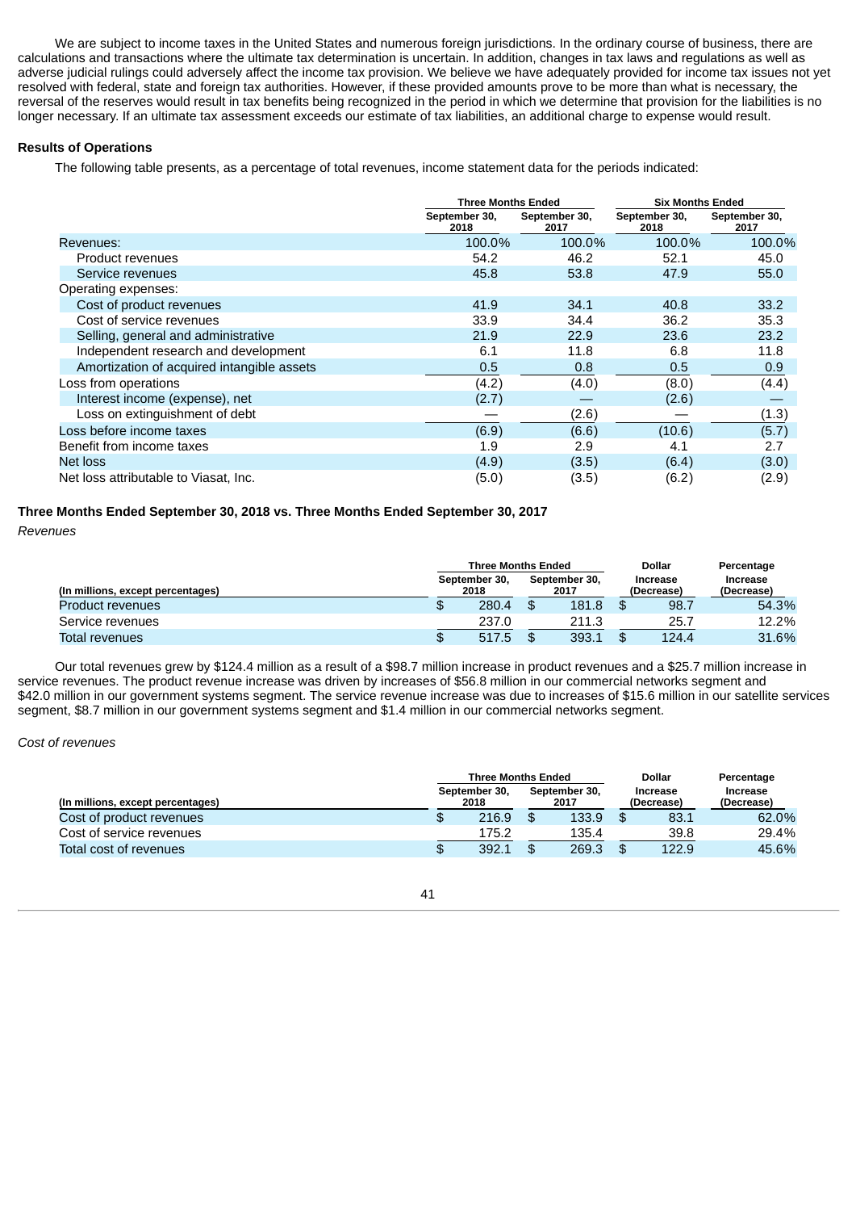We are subject to income taxes in the United States and numerous foreign jurisdictions. In the ordinary course of business, there are calculations and transactions where the ultimate tax determination is uncertain. In addition, changes in tax laws and regulations as well as adverse judicial rulings could adversely affect the income tax provision. We believe we have adequately provided for income tax issues not yet resolved with federal, state and foreign tax authorities. However, if these provided amounts prove to be more than what is necessary, the reversal of the reserves would result in tax benefits being recognized in the period in which we determine that provision for the liabilities is no longer necessary. If an ultimate tax assessment exceeds our estimate of tax liabilities, an additional charge to expense would result.

**Results of Operations**

The following table presents, as a percentage of total revenues, income statement data for the periods indicated:

| | Three Months Ended | | Six Months Ended | |
|---|---|---|---|---|
| | September 30, 2018 | September 30, 2017 | September 30, 2018 | September 30, 2017 |
| Revenues: | 100.0% | 100.0% | 100.0% | 100.0% |
| Product revenues | 54.2 | 46.2 | 52.1 | 45.0 |
| Service revenues | 45.8 | 53.8 | 47.9 | 55.0 |
| Operating expenses: | | | | |
| Cost of product revenues | 41.9 | 34.1 | 40.8 | 33.2 |
| Cost of service revenues | 33.9 | 34.4 | 36.2 | 35.3 |
| Selling, general and administrative | 21.9 | 22.9 | 23.6 | 23.2 |
| Independent research and development | 6.1 | 11.8 | 6.8 | 11.8 |
| Amortization of acquired intangible assets | 0.5 | 0.8 | 0.5 | 0.9 |
| Loss from operations | (4.2) | (4.0) | (8.0) | (4.4) |
| Interest income (expense), net | (2.7) | — | (2.6) | — |
| Loss on extinguishment of debt | — | (2.6) | — | (1.3) |
| Loss before income taxes | (6.9) | (6.6) | (10.6) | (5.7) |
| Benefit from income taxes | 1.9 | 2.9 | 4.1 | 2.7 |
| Net loss | (4.9) | (3.5) | (6.4) | (3.0) |
| Net loss attributable to Viasat, Inc. | (5.0) | (3.5) | (6.2) | (2.9) |

**Three Months Ended September 30, 2018 vs. Three Months Ended September 30, 2017**

*Revenues*

| (In millions, except percentages) | Three Months Ended September 30, 2018 | Three Months Ended September 30, 2017 | Dollar Increase (Decrease) | Percentage Increase (Decrease) |
|---|---|---|---|---|
| Product revenues | $ 280.4 | $ 181.8 | $ 98.7 | 54.3% |
| Service revenues | 237.0 | 211.3 | 25.7 | 12.2% |
| Total revenues | $ 517.5 | $ 393.1 | $ 124.4 | 31.6% |

Our total revenues grew by $124.4 million as a result of a $98.7 million increase in product revenues and a $25.7 million increase in service revenues. The product revenue increase was driven by increases of $56.8 million in our commercial networks segment and $42.0 million in our government systems segment. The service revenue increase was due to increases of $15.6 million in our satellite services segment, $8.7 million in our government systems segment and $1.4 million in our commercial networks segment.

*Cost of revenues*

| (In millions, except percentages) | Three Months Ended September 30, 2018 | Three Months Ended September 30, 2017 | Dollar Increase (Decrease) | Percentage Increase (Decrease) |
|---|---|---|---|---|
| Cost of product revenues | $ 216.9 | $ 133.9 | $ 83.1 | 62.0% |
| Cost of service revenues | 175.2 | 135.4 | 39.8 | 29.4% |
| Total cost of revenues | $ 392.1 | $ 269.3 | $ 122.9 | 45.6% |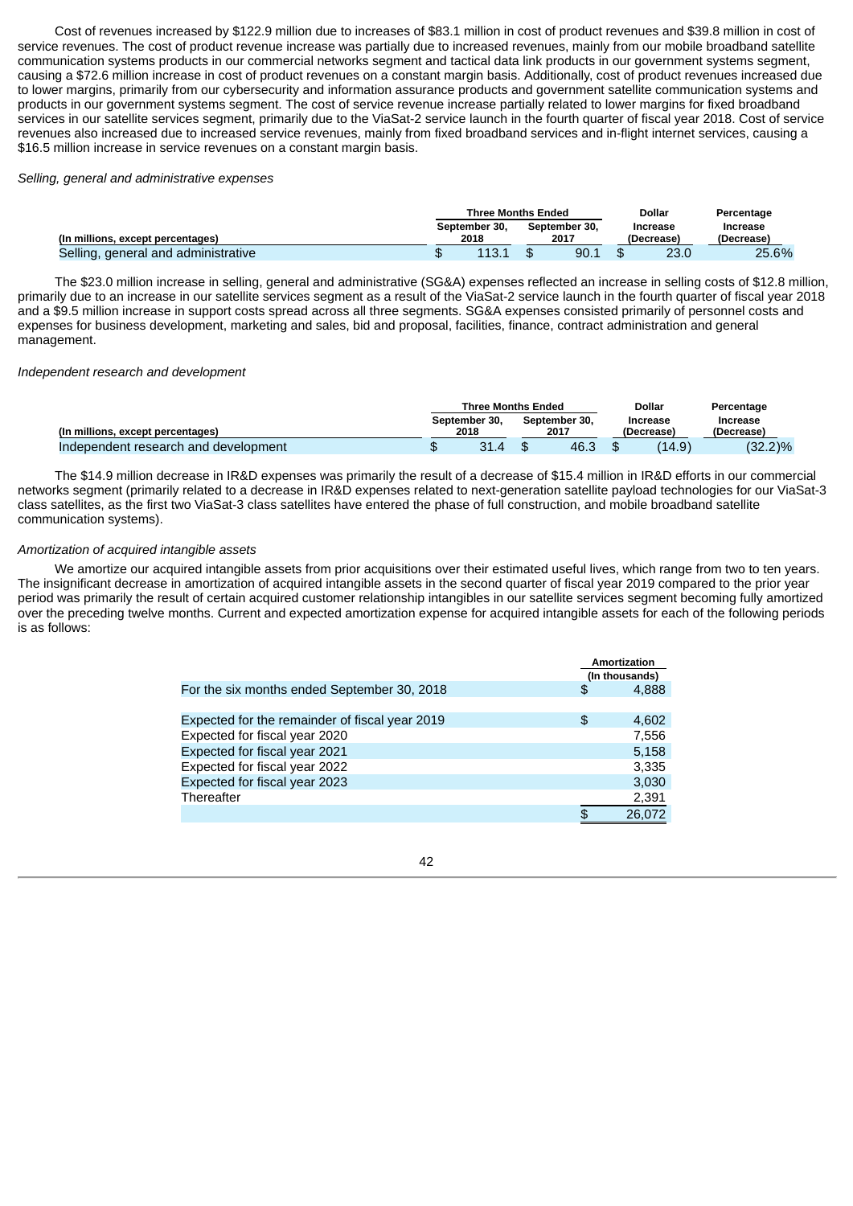Cost of revenues increased by $122.9 million due to increases of $83.1 million in cost of product revenues and $39.8 million in cost of service revenues. The cost of product revenue increase was partially due to increased revenues, mainly from our mobile broadband satellite communication systems products in our commercial networks segment and tactical data link products in our government systems segment, causing a $72.6 million increase in cost of product revenues on a constant margin basis. Additionally, cost of product revenues increased due to lower margins, primarily from our cybersecurity and information assurance products and government satellite communication systems and products in our government systems segment. The cost of service revenue increase partially related to lower margins for fixed broadband services in our satellite services segment, primarily due to the ViaSat-2 service launch in the fourth quarter of fiscal year 2018. Cost of service revenues also increased due to increased service revenues, mainly from fixed broadband services and in-flight internet services, causing a $16.5 million increase in service revenues on a constant margin basis.

*Selling, general and administrative expenses*

| | Three Months Ended | | Dollar | Percentage |
|---|---|---|---|---|
| **(In millions, except percentages)** | **September 30, 2018** | **September 30, 2017** | **Increase (Decrease)** | **Increase (Decrease)** |
| Selling, general and administrative | $ 113.1 | $ 90.1 | $ 23.0 | 25.6% |

The $23.0 million increase in selling, general and administrative (SG&A) expenses reflected an increase in selling costs of $12.8 million, primarily due to an increase in our satellite services segment as a result of the ViaSat-2 service launch in the fourth quarter of fiscal year 2018 and a $9.5 million increase in support costs spread across all three segments. SG&A expenses consisted primarily of personnel costs and expenses for business development, marketing and sales, bid and proposal, facilities, finance, contract administration and general management.

*Independent research and development*

| | Three Months Ended | | Dollar | Percentage |
|---|---|---|---|---|
| **(In millions, except percentages)** | **September 30, 2018** | **September 30, 2017** | **Increase (Decrease)** | **Increase (Decrease)** |
| Independent research and development | $ 31.4 | $ 46.3 | $ (14.9) | (32.2)% |

The $14.9 million decrease in IR&D expenses was primarily the result of a decrease of $15.4 million in IR&D efforts in our commercial networks segment (primarily related to a decrease in IR&D expenses related to next-generation satellite payload technologies for our ViaSat-3 class satellites, as the first two ViaSat-3 class satellites have entered the phase of full construction, and mobile broadband satellite communication systems).

*Amortization of acquired intangible assets*

We amortize our acquired intangible assets from prior acquisitions over their estimated useful lives, which range from two to ten years. The insignificant decrease in amortization of acquired intangible assets in the second quarter of fiscal year 2019 compared to the prior year period was primarily the result of certain acquired customer relationship intangibles in our satellite services segment becoming fully amortized over the preceding twelve months. Current and expected amortization expense for acquired intangible assets for each of the following periods is as follows:

| | Amortization (In thousands) |
|---|---|
| For the six months ended September 30, 2018 | $ 4,888 |
| | |
| Expected for the remainder of fiscal year 2019 | $ 4,602 |
| Expected for fiscal year 2020 | 7,556 |
| Expected for fiscal year 2021 | 5,158 |
| Expected for fiscal year 2022 | 3,335 |
| Expected for fiscal year 2023 | 3,030 |
| Thereafter | 2,391 |
| | $ 26,072 |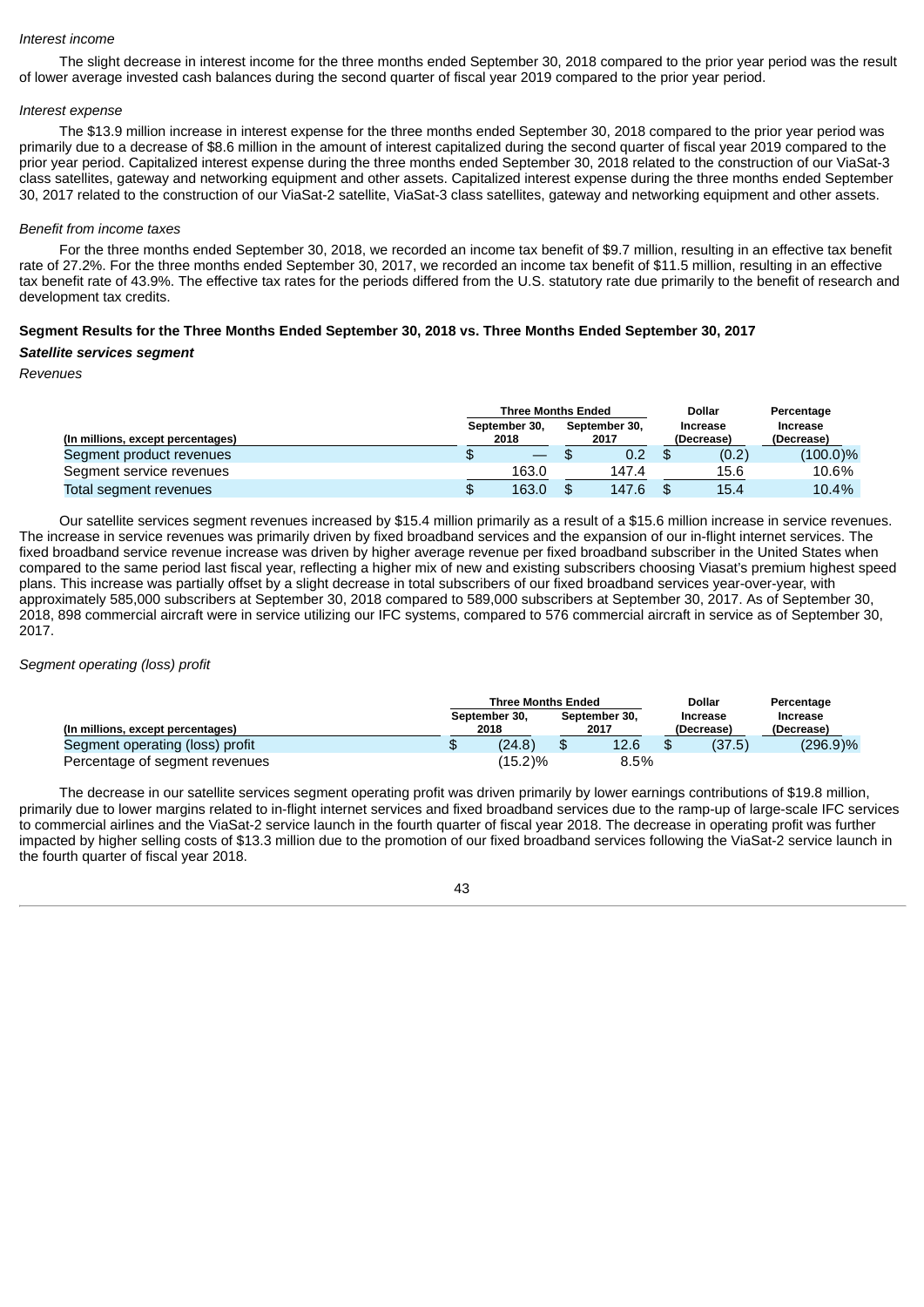*Interest income*

The slight decrease in interest income for the three months ended September 30, 2018 compared to the prior year period was the result of lower average invested cash balances during the second quarter of fiscal year 2019 compared to the prior year period.

*Interest expense*

The $13.9 million increase in interest expense for the three months ended September 30, 2018 compared to the prior year period was primarily due to a decrease of $8.6 million in the amount of interest capitalized during the second quarter of fiscal year 2019 compared to the prior year period. Capitalized interest expense during the three months ended September 30, 2018 related to the construction of our ViaSat-3 class satellites, gateway and networking equipment and other assets. Capitalized interest expense during the three months ended September 30, 2017 related to the construction of our ViaSat-2 satellite, ViaSat-3 class satellites, gateway and networking equipment and other assets.

*Benefit from income taxes*

For the three months ended September 30, 2018, we recorded an income tax benefit of $9.7 million, resulting in an effective tax benefit rate of 27.2%. For the three months ended September 30, 2017, we recorded an income tax benefit of $11.5 million, resulting in an effective tax benefit rate of 43.9%. The effective tax rates for the periods differed from the U.S. statutory rate due primarily to the benefit of research and development tax credits.

**Segment Results for the Three Months Ended September 30, 2018 vs. Three Months Ended September 30, 2017**

***Satellite services segment***

*Revenues*

| (In millions, except percentages) | Three Months Ended September 30, 2018 | Three Months Ended September 30, 2017 | Dollar Increase (Decrease) | Percentage Increase (Decrease) |
|---|---|---|---|---|
| Segment product revenues | $ — | $ 0.2 | $ (0.2) | (100.0)% |
| Segment service revenues | 163.0 | 147.4 | 15.6 | 10.6% |
| Total segment revenues | $ 163.0 | $ 147.6 | $ 15.4 | 10.4% |

Our satellite services segment revenues increased by $15.4 million primarily as a result of a $15.6 million increase in service revenues. The increase in service revenues was primarily driven by fixed broadband services and the expansion of our in-flight internet services. The fixed broadband service revenue increase was driven by higher average revenue per fixed broadband subscriber in the United States when compared to the same period last fiscal year, reflecting a higher mix of new and existing subscribers choosing Viasat's premium highest speed plans. This increase was partially offset by a slight decrease in total subscribers of our fixed broadband services year-over-year, with approximately 585,000 subscribers at September 30, 2018 compared to 589,000 subscribers at September 30, 2017. As of September 30, 2018, 898 commercial aircraft were in service utilizing our IFC systems, compared to 576 commercial aircraft in service as of September 30, 2017.

*Segment operating (loss) profit*

| (In millions, except percentages) | Three Months Ended September 30, 2018 | Three Months Ended September 30, 2017 | Dollar Increase (Decrease) | Percentage Increase (Decrease) |
|---|---|---|---|---|
| Segment operating (loss) profit | $ (24.8) | $ 12.6 | $ (37.5) | (296.9)% |
| Percentage of segment revenues | (15.2)% | 8.5% | | |

The decrease in our satellite services segment operating profit was driven primarily by lower earnings contributions of $19.8 million, primarily due to lower margins related to in-flight internet services and fixed broadband services due to the ramp-up of large-scale IFC services to commercial airlines and the ViaSat-2 service launch in the fourth quarter of fiscal year 2018. The decrease in operating profit was further impacted by higher selling costs of $13.3 million due to the promotion of our fixed broadband services following the ViaSat-2 service launch in the fourth quarter of fiscal year 2018.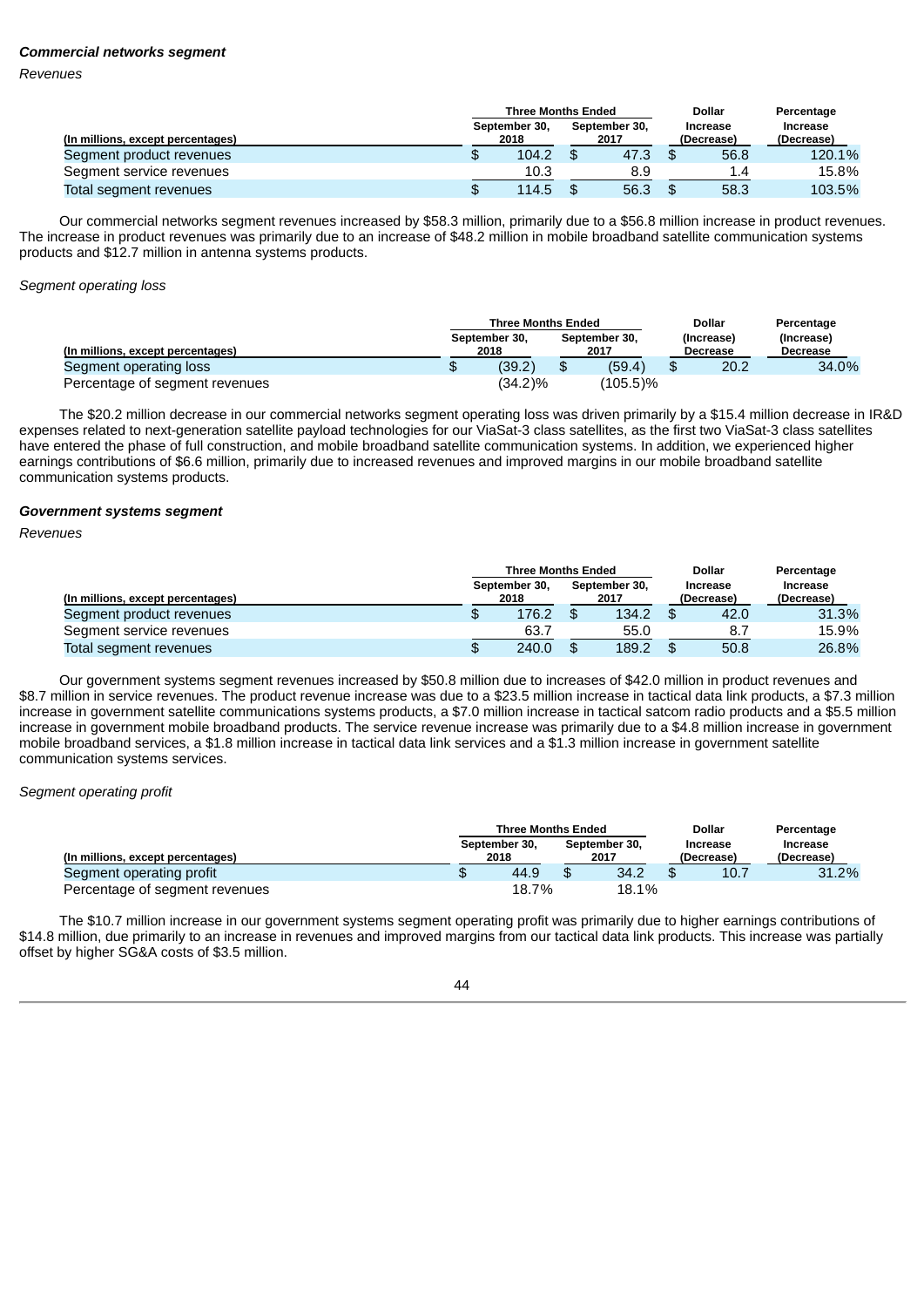***Commercial networks segment***

*Revenues*

| (In millions, except percentages) | Three Months Ended September 30, 2018 | Three Months Ended September 30, 2017 | Dollar Increase (Decrease) | Percentage Increase (Decrease) |
|---|---|---|---|---|
| Segment product revenues | $ 104.2 | $ 47.3 | $ 56.8 | 120.1% |
| Segment service revenues | 10.3 | 8.9 | 1.4 | 15.8% |
| Total segment revenues | $ 114.5 | $ 56.3 | $ 58.3 | 103.5% |

Our commercial networks segment revenues increased by $58.3 million, primarily due to a $56.8 million increase in product revenues. The increase in product revenues was primarily due to an increase of $48.2 million in mobile broadband satellite communication systems products and $12.7 million in antenna systems products.

*Segment operating loss*

| (In millions, except percentages) | Three Months Ended September 30, 2018 | Three Months Ended September 30, 2017 | Dollar (Increase) Decrease | Percentage (Increase) Decrease |
|---|---|---|---|---|
| Segment operating loss | $ (39.2) | $ (59.4) | $ 20.2 | 34.0% |
| Percentage of segment revenues | (34.2)% | (105.5)% | | |

The $20.2 million decrease in our commercial networks segment operating loss was driven primarily by a $15.4 million decrease in IR&D expenses related to next-generation satellite payload technologies for our ViaSat-3 class satellites, as the first two ViaSat-3 class satellites have entered the phase of full construction, and mobile broadband satellite communication systems. In addition, we experienced higher earnings contributions of $6.6 million, primarily due to increased revenues and improved margins in our mobile broadband satellite communication systems products.

***Government systems segment***

*Revenues*

| (In millions, except percentages) | Three Months Ended September 30, 2018 | Three Months Ended September 30, 2017 | Dollar Increase (Decrease) | Percentage Increase (Decrease) |
|---|---|---|---|---|
| Segment product revenues | $ 176.2 | $ 134.2 | $ 42.0 | 31.3% |
| Segment service revenues | 63.7 | 55.0 | 8.7 | 15.9% |
| Total segment revenues | $ 240.0 | $ 189.2 | $ 50.8 | 26.8% |

Our government systems segment revenues increased by $50.8 million due to increases of $42.0 million in product revenues and $8.7 million in service revenues. The product revenue increase was due to a $23.5 million increase in tactical data link products, a $7.3 million increase in government satellite communications systems products, a $7.0 million increase in tactical satcom radio products and a $5.5 million increase in government mobile broadband products. The service revenue increase was primarily due to a $4.8 million increase in government mobile broadband services, a $1.8 million increase in tactical data link services and a $1.3 million increase in government satellite communication systems services.

*Segment operating profit*

| (In millions, except percentages) | Three Months Ended September 30, 2018 | Three Months Ended September 30, 2017 | Dollar Increase (Decrease) | Percentage Increase (Decrease) |
|---|---|---|---|---|
| Segment operating profit | $ 44.9 | $ 34.2 | $ 10.7 | 31.2% |
| Percentage of segment revenues | 18.7% | 18.1% | | |

The $10.7 million increase in our government systems segment operating profit was primarily due to higher earnings contributions of $14.8 million, due primarily to an increase in revenues and improved margins from our tactical data link products. This increase was partially offset by higher SG&A costs of $3.5 million.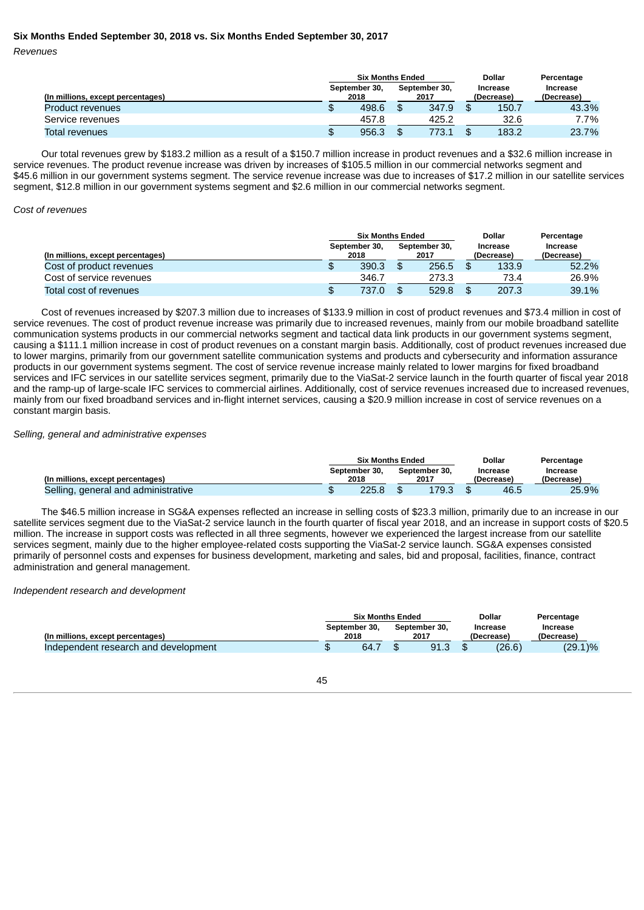**Six Months Ended September 30, 2018 vs. Six Months Ended September 30, 2017**

*Revenues*

| (In millions, except percentages) | Six Months Ended September 30, 2018 | Six Months Ended September 30, 2017 | Dollar Increase (Decrease) | Percentage Increase (Decrease) |
|---|---|---|---|---|
| Product revenues | $ 498.6 | $ 347.9 | $ 150.7 | 43.3% |
| Service revenues | 457.8 | 425.2 | 32.6 | 7.7% |
| Total revenues | $ 956.3 | $ 773.1 | $ 183.2 | 23.7% |

Our total revenues grew by $183.2 million as a result of a $150.7 million increase in product revenues and a $32.6 million increase in service revenues. The product revenue increase was driven by increases of $105.5 million in our commercial networks segment and $45.6 million in our government systems segment. The service revenue increase was due to increases of $17.2 million in our satellite services segment, $12.8 million in our government systems segment and $2.6 million in our commercial networks segment.

*Cost of revenues*

| (In millions, except percentages) | Six Months Ended September 30, 2018 | Six Months Ended September 30, 2017 | Dollar Increase (Decrease) | Percentage Increase (Decrease) |
|---|---|---|---|---|
| Cost of product revenues | $ 390.3 | $ 256.5 | $ 133.9 | 52.2% |
| Cost of service revenues | 346.7 | 273.3 | 73.4 | 26.9% |
| Total cost of revenues | $ 737.0 | $ 529.8 | $ 207.3 | 39.1% |

Cost of revenues increased by $207.3 million due to increases of $133.9 million in cost of product revenues and $73.4 million in cost of service revenues. The cost of product revenue increase was primarily due to increased revenues, mainly from our mobile broadband satellite communication systems products in our commercial networks segment and tactical data link products in our government systems segment, causing a $111.1 million increase in cost of product revenues on a constant margin basis. Additionally, cost of product revenues increased due to lower margins, primarily from our government satellite communication systems and products and cybersecurity and information assurance products in our government systems segment. The cost of service revenue increase mainly related to lower margins for fixed broadband services and IFC services in our satellite services segment, primarily due to the ViaSat-2 service launch in the fourth quarter of fiscal year 2018 and the ramp-up of large-scale IFC services to commercial airlines. Additionally, cost of service revenues increased due to increased revenues, mainly from our fixed broadband services and in-flight internet services, causing a $20.9 million increase in cost of service revenues on a constant margin basis.

*Selling, general and administrative expenses*

| (In millions, except percentages) | Six Months Ended September 30, 2018 | Six Months Ended September 30, 2017 | Dollar Increase (Decrease) | Percentage Increase (Decrease) |
|---|---|---|---|---|
| Selling, general and administrative | $ 225.8 | $ 179.3 | $ 46.5 | 25.9% |

The $46.5 million increase in SG&A expenses reflected an increase in selling costs of $23.3 million, primarily due to an increase in our satellite services segment due to the ViaSat-2 service launch in the fourth quarter of fiscal year 2018, and an increase in support costs of $20.5 million. The increase in support costs was reflected in all three segments, however we experienced the largest increase from our satellite services segment, mainly due to the higher employee-related costs supporting the ViaSat-2 service launch. SG&A expenses consisted primarily of personnel costs and expenses for business development, marketing and sales, bid and proposal, facilities, finance, contract administration and general management.

*Independent research and development*

| (In millions, except percentages) | Six Months Ended September 30, 2018 | Six Months Ended September 30, 2017 | Dollar Increase (Decrease) | Percentage Increase (Decrease) |
|---|---|---|---|---|
| Independent research and development | $ 64.7 | $ 91.3 | $ (26.6) | (29.1)% |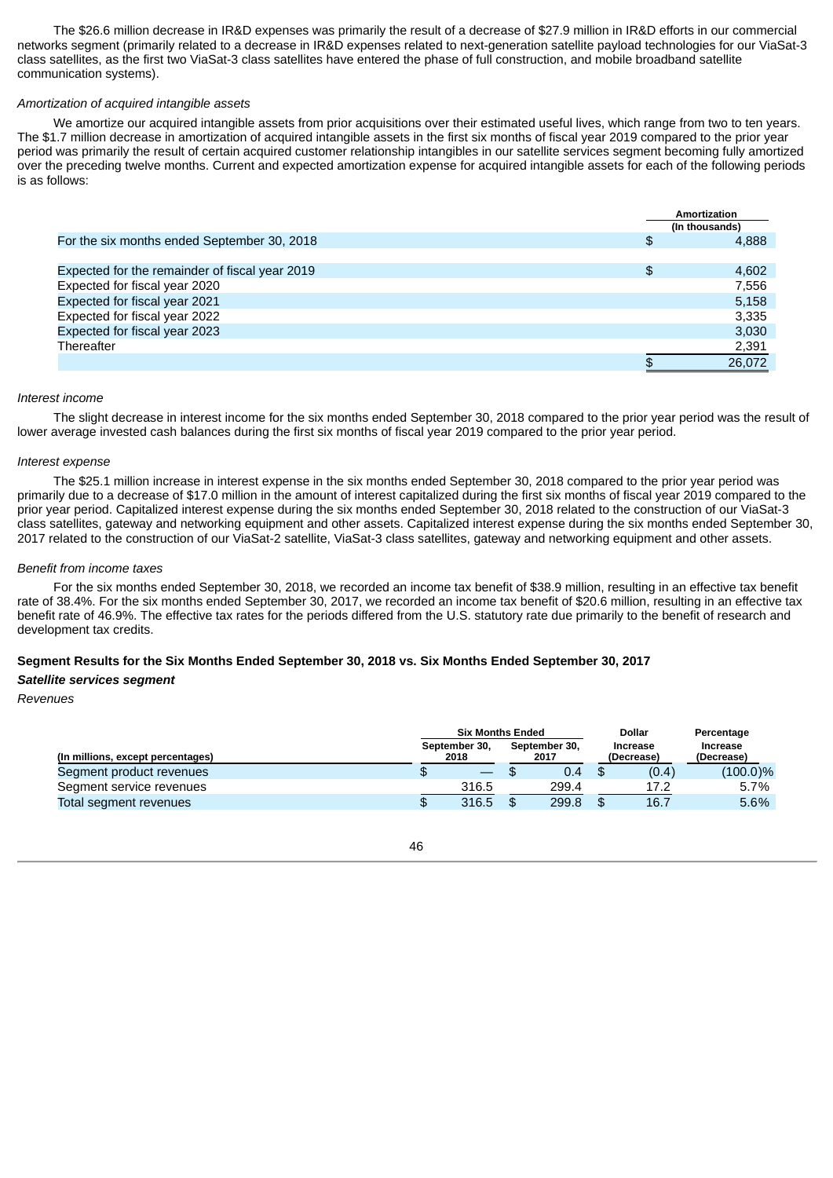The $26.6 million decrease in IR&D expenses was primarily the result of a decrease of $27.9 million in IR&D efforts in our commercial networks segment (primarily related to a decrease in IR&D expenses related to next-generation satellite payload technologies for our ViaSat-3 class satellites, as the first two ViaSat-3 class satellites have entered the phase of full construction, and mobile broadband satellite communication systems).

*Amortization of acquired intangible assets*

We amortize our acquired intangible assets from prior acquisitions over their estimated useful lives, which range from two to ten years. The $1.7 million decrease in amortization of acquired intangible assets in the first six months of fiscal year 2019 compared to the prior year period was primarily the result of certain acquired customer relationship intangibles in our satellite services segment becoming fully amortized over the preceding twelve months. Current and expected amortization expense for acquired intangible assets for each of the following periods is as follows:

| | Amortization (In thousands) |
|---|---|
| For the six months ended September 30, 2018 | $ 4,888 |
| | |
| Expected for the remainder of fiscal year 2019 | $ 4,602 |
| Expected for fiscal year 2020 | 7,556 |
| Expected for fiscal year 2021 | 5,158 |
| Expected for fiscal year 2022 | 3,335 |
| Expected for fiscal year 2023 | 3,030 |
| Thereafter | 2,391 |
| | $ 26,072 |

*Interest income*

The slight decrease in interest income for the six months ended September 30, 2018 compared to the prior year period was the result of lower average invested cash balances during the first six months of fiscal year 2019 compared to the prior year period.

*Interest expense*

The $25.1 million increase in interest expense in the six months ended September 30, 2018 compared to the prior year period was primarily due to a decrease of $17.0 million in the amount of interest capitalized during the first six months of fiscal year 2019 compared to the prior year period. Capitalized interest expense during the six months ended September 30, 2018 related to the construction of our ViaSat-3 class satellites, gateway and networking equipment and other assets. Capitalized interest expense during the six months ended September 30, 2017 related to the construction of our ViaSat-2 satellite, ViaSat-3 class satellites, gateway and networking equipment and other assets.

*Benefit from income taxes*

For the six months ended September 30, 2018, we recorded an income tax benefit of $38.9 million, resulting in an effective tax benefit rate of 38.4%. For the six months ended September 30, 2017, we recorded an income tax benefit of $20.6 million, resulting in an effective tax benefit rate of 46.9%. The effective tax rates for the periods differed from the U.S. statutory rate due primarily to the benefit of research and development tax credits.

**Segment Results for the Six Months Ended September 30, 2018 vs. Six Months Ended September 30, 2017**

***Satellite services segment***

*Revenues*

| | Six Months Ended | | Dollar | Percentage |
|---|---|---|---|---|
| (In millions, except percentages) | September 30, 2018 | September 30, 2017 | Increase (Decrease) | Increase (Decrease) |
| Segment product revenues | $ — | $ 0.4 | $ (0.4) | (100.0)% |
| Segment service revenues | 316.5 | 299.4 | 17.2 | 5.7% |
| Total segment revenues | $ 316.5 | $ 299.8 | $ 16.7 | 5.6% |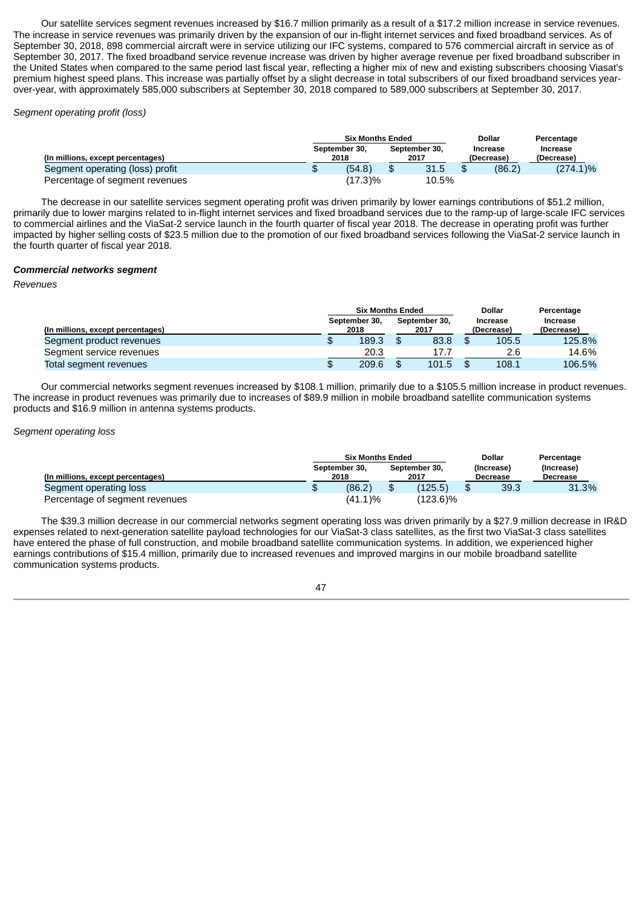Our satellite services segment revenues increased by $16.7 million primarily as a result of a $17.2 million increase in service revenues. The increase in service revenues was primarily driven by the expansion of our in-flight internet services and fixed broadband services. As of September 30, 2018, 898 commercial aircraft were in service utilizing our IFC systems, compared to 576 commercial aircraft in service as of September 30, 2017. The fixed broadband service revenue increase was driven by higher average revenue per fixed broadband subscriber in the United States when compared to the same period last fiscal year, reflecting a higher mix of new and existing subscribers choosing Viasat's premium highest speed plans. This increase was partially offset by a slight decrease in total subscribers of our fixed broadband services year-over-year, with approximately 585,000 subscribers at September 30, 2018 compared to 589,000 subscribers at September 30, 2017.

*Segment operating profit (loss)*

| | Six Months Ended | | Dollar | Percentage |
|---|---|---|---|---|
| (In millions, except percentages) | September 30, 2018 | September 30, 2017 | Increase (Decrease) | Increase (Decrease) |
| Segment operating (loss) profit | $ (54.8) | $ 31.5 | $ (86.2) | (274.1)% |
| Percentage of segment revenues | (17.3)% | 10.5% | | |

The decrease in our satellite services segment operating profit was driven primarily by lower earnings contributions of $51.2 million, primarily due to lower margins related to in-flight internet services and fixed broadband services due to the ramp-up of large-scale IFC services to commercial airlines and the ViaSat-2 service launch in the fourth quarter of fiscal year 2018. The decrease in operating profit was further impacted by higher selling costs of $23.5 million due to the promotion of our fixed broadband services following the ViaSat-2 service launch in the fourth quarter of fiscal year 2018.

***Commercial networks segment***

*Revenues*

| | Six Months Ended | | Dollar | Percentage |
|---|---|---|---|---|
| (In millions, except percentages) | September 30, 2018 | September 30, 2017 | Increase (Decrease) | Increase (Decrease) |
| Segment product revenues | $ 189.3 | $ 83.8 | $ 105.5 | 125.8% |
| Segment service revenues | 20.3 | 17.7 | 2.6 | 14.6% |
| Total segment revenues | $ 209.6 | $ 101.5 | $ 108.1 | 106.5% |

Our commercial networks segment revenues increased by $108.1 million, primarily due to a $105.5 million increase in product revenues. The increase in product revenues was primarily due to increases of $89.9 million in mobile broadband satellite communication systems products and $16.9 million in antenna systems products.

*Segment operating loss*

| | Six Months Ended | | Dollar | Percentage |
|---|---|---|---|---|
| (In millions, except percentages) | September 30, 2018 | September 30, 2017 | (Increase) Decrease | (Increase) Decrease |
| Segment operating loss | $ (86.2) | $ (125.5) | $ 39.3 | 31.3% |
| Percentage of segment revenues | (41.1)% | (123.6)% | | |

The $39.3 million decrease in our commercial networks segment operating loss was driven primarily by a $27.9 million decrease in IR&D expenses related to next-generation satellite payload technologies for our ViaSat-3 class satellites, as the first two ViaSat-3 class satellites have entered the phase of full construction, and mobile broadband satellite communication systems. In addition, we experienced higher earnings contributions of $15.4 million, primarily due to increased revenues and improved margins in our mobile broadband satellite communication systems products.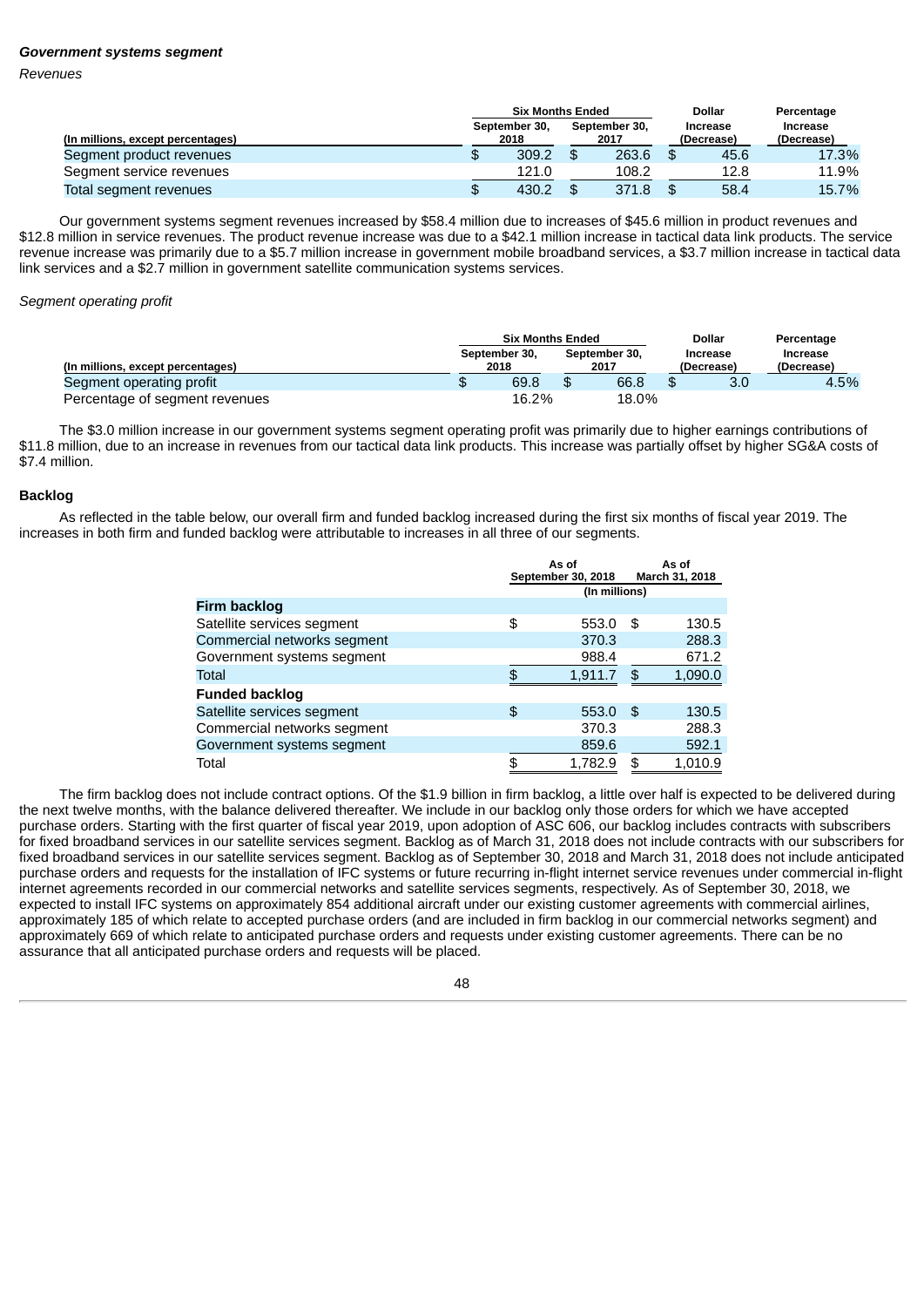***Government systems segment***

*Revenues*

| (In millions, except percentages) | Six Months Ended September 30, 2018 | Six Months Ended September 30, 2017 | Dollar Increase (Decrease) | Percentage Increase (Decrease) |
|---|---|---|---|---|
| Segment product revenues | $ 309.2 | $ 263.6 | $ 45.6 | 17.3% |
| Segment service revenues | 121.0 | 108.2 | 12.8 | 11.9% |
| Total segment revenues | $ 430.2 | $ 371.8 | $ 58.4 | 15.7% |

Our government systems segment revenues increased by $58.4 million due to increases of $45.6 million in product revenues and $12.8 million in service revenues. The product revenue increase was due to a $42.1 million increase in tactical data link products. The service revenue increase was primarily due to a $5.7 million increase in government mobile broadband services, a $3.7 million increase in tactical data link services and a $2.7 million in government satellite communication systems services.

*Segment operating profit*

| (In millions, except percentages) | Six Months Ended September 30, 2018 | Six Months Ended September 30, 2017 | Dollar Increase (Decrease) | Percentage Increase (Decrease) |
|---|---|---|---|---|
| Segment operating profit | $ 69.8 | $ 66.8 | $ 3.0 | 4.5% |
| Percentage of segment revenues | 16.2% | 18.0% | | |

The $3.0 million increase in our government systems segment operating profit was primarily due to higher earnings contributions of $11.8 million, due to an increase in revenues from our tactical data link products. This increase was partially offset by higher SG&A costs of $7.4 million.

**Backlog**

As reflected in the table below, our overall firm and funded backlog increased during the first six months of fiscal year 2019. The increases in both firm and funded backlog were attributable to increases in all three of our segments.

| | As of September 30, 2018 | As of March 31, 2018 |
|---|---|---|
| | (In millions) | |
| **Firm backlog** | | |
| Satellite services segment | $ 553.0 | $ 130.5 |
| Commercial networks segment | 370.3 | 288.3 |
| Government systems segment | 988.4 | 671.2 |
| Total | $ 1,911.7 | $ 1,090.0 |
| **Funded backlog** | | |
| Satellite services segment | $ 553.0 | $ 130.5 |
| Commercial networks segment | 370.3 | 288.3 |
| Government systems segment | 859.6 | 592.1 |
| Total | $ 1,782.9 | $ 1,010.9 |

The firm backlog does not include contract options. Of the $1.9 billion in firm backlog, a little over half is expected to be delivered during the next twelve months, with the balance delivered thereafter. We include in our backlog only those orders for which we have accepted purchase orders. Starting with the first quarter of fiscal year 2019, upon adoption of ASC 606, our backlog includes contracts with subscribers for fixed broadband services in our satellite services segment. Backlog as of March 31, 2018 does not include contracts with our subscribers for fixed broadband services in our satellite services segment. Backlog as of September 30, 2018 and March 31, 2018 does not include anticipated purchase orders and requests for the installation of IFC systems or future recurring in-flight internet service revenues under commercial in-flight internet agreements recorded in our commercial networks and satellite services segments, respectively. As of September 30, 2018, we expected to install IFC systems on approximately 854 additional aircraft under our existing customer agreements with commercial airlines, approximately 185 of which relate to accepted purchase orders (and are included in firm backlog in our commercial networks segment) and approximately 669 of which relate to anticipated purchase orders and requests under existing customer agreements. There can be no assurance that all anticipated purchase orders and requests will be placed.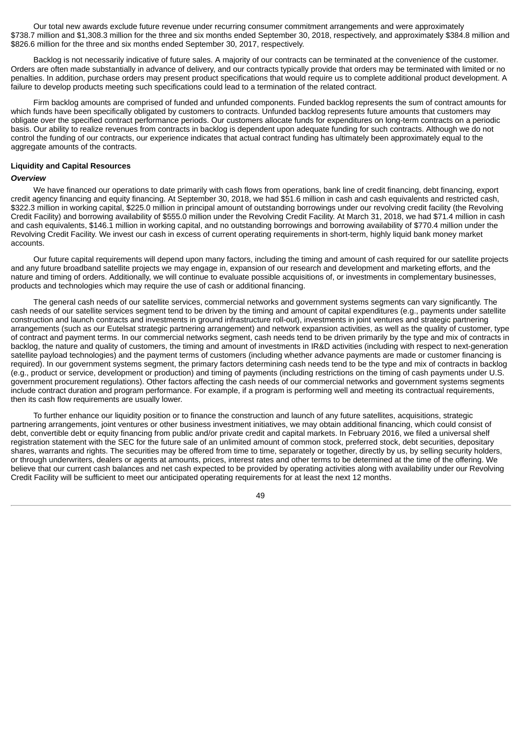Our total new awards exclude future revenue under recurring consumer commitment arrangements and were approximately $738.7 million and $1,308.3 million for the three and six months ended September 30, 2018, respectively, and approximately $384.8 million and $826.6 million for the three and six months ended September 30, 2017, respectively.

Backlog is not necessarily indicative of future sales. A majority of our contracts can be terminated at the convenience of the customer. Orders are often made substantially in advance of delivery, and our contracts typically provide that orders may be terminated with limited or no penalties. In addition, purchase orders may present product specifications that would require us to complete additional product development. A failure to develop products meeting such specifications could lead to a termination of the related contract.

Firm backlog amounts are comprised of funded and unfunded components. Funded backlog represents the sum of contract amounts for which funds have been specifically obligated by customers to contracts. Unfunded backlog represents future amounts that customers may obligate over the specified contract performance periods. Our customers allocate funds for expenditures on long-term contracts on a periodic basis. Our ability to realize revenues from contracts in backlog is dependent upon adequate funding for such contracts. Although we do not control the funding of our contracts, our experience indicates that actual contract funding has ultimately been approximately equal to the aggregate amounts of the contracts.

**Liquidity and Capital Resources**

***Overview***

We have financed our operations to date primarily with cash flows from operations, bank line of credit financing, debt financing, export credit agency financing and equity financing. At September 30, 2018, we had $51.6 million in cash and cash equivalents and restricted cash, $322.3 million in working capital, $225.0 million in principal amount of outstanding borrowings under our revolving credit facility (the Revolving Credit Facility) and borrowing availability of $555.0 million under the Revolving Credit Facility. At March 31, 2018, we had $71.4 million in cash and cash equivalents, $146.1 million in working capital, and no outstanding borrowings and borrowing availability of $770.4 million under the Revolving Credit Facility. We invest our cash in excess of current operating requirements in short-term, highly liquid bank money market accounts.

Our future capital requirements will depend upon many factors, including the timing and amount of cash required for our satellite projects and any future broadband satellite projects we may engage in, expansion of our research and development and marketing efforts, and the nature and timing of orders. Additionally, we will continue to evaluate possible acquisitions of, or investments in complementary businesses, products and technologies which may require the use of cash or additional financing.

The general cash needs of our satellite services, commercial networks and government systems segments can vary significantly. The cash needs of our satellite services segment tend to be driven by the timing and amount of capital expenditures (e.g., payments under satellite construction and launch contracts and investments in ground infrastructure roll-out), investments in joint ventures and strategic partnering arrangements (such as our Eutelsat strategic partnering arrangement) and network expansion activities, as well as the quality of customer, type of contract and payment terms. In our commercial networks segment, cash needs tend to be driven primarily by the type and mix of contracts in backlog, the nature and quality of customers, the timing and amount of investments in IR&D activities (including with respect to next-generation satellite payload technologies) and the payment terms of customers (including whether advance payments are made or customer financing is required). In our government systems segment, the primary factors determining cash needs tend to be the type and mix of contracts in backlog (e.g., product or service, development or production) and timing of payments (including restrictions on the timing of cash payments under U.S. government procurement regulations). Other factors affecting the cash needs of our commercial networks and government systems segments include contract duration and program performance. For example, if a program is performing well and meeting its contractual requirements, then its cash flow requirements are usually lower.

To further enhance our liquidity position or to finance the construction and launch of any future satellites, acquisitions, strategic partnering arrangements, joint ventures or other business investment initiatives, we may obtain additional financing, which could consist of debt, convertible debt or equity financing from public and/or private credit and capital markets. In February 2016, we filed a universal shelf registration statement with the SEC for the future sale of an unlimited amount of common stock, preferred stock, debt securities, depositary shares, warrants and rights. The securities may be offered from time to time, separately or together, directly by us, by selling security holders, or through underwriters, dealers or agents at amounts, prices, interest rates and other terms to be determined at the time of the offering. We believe that our current cash balances and net cash expected to be provided by operating activities along with availability under our Revolving Credit Facility will be sufficient to meet our anticipated operating requirements for at least the next 12 months.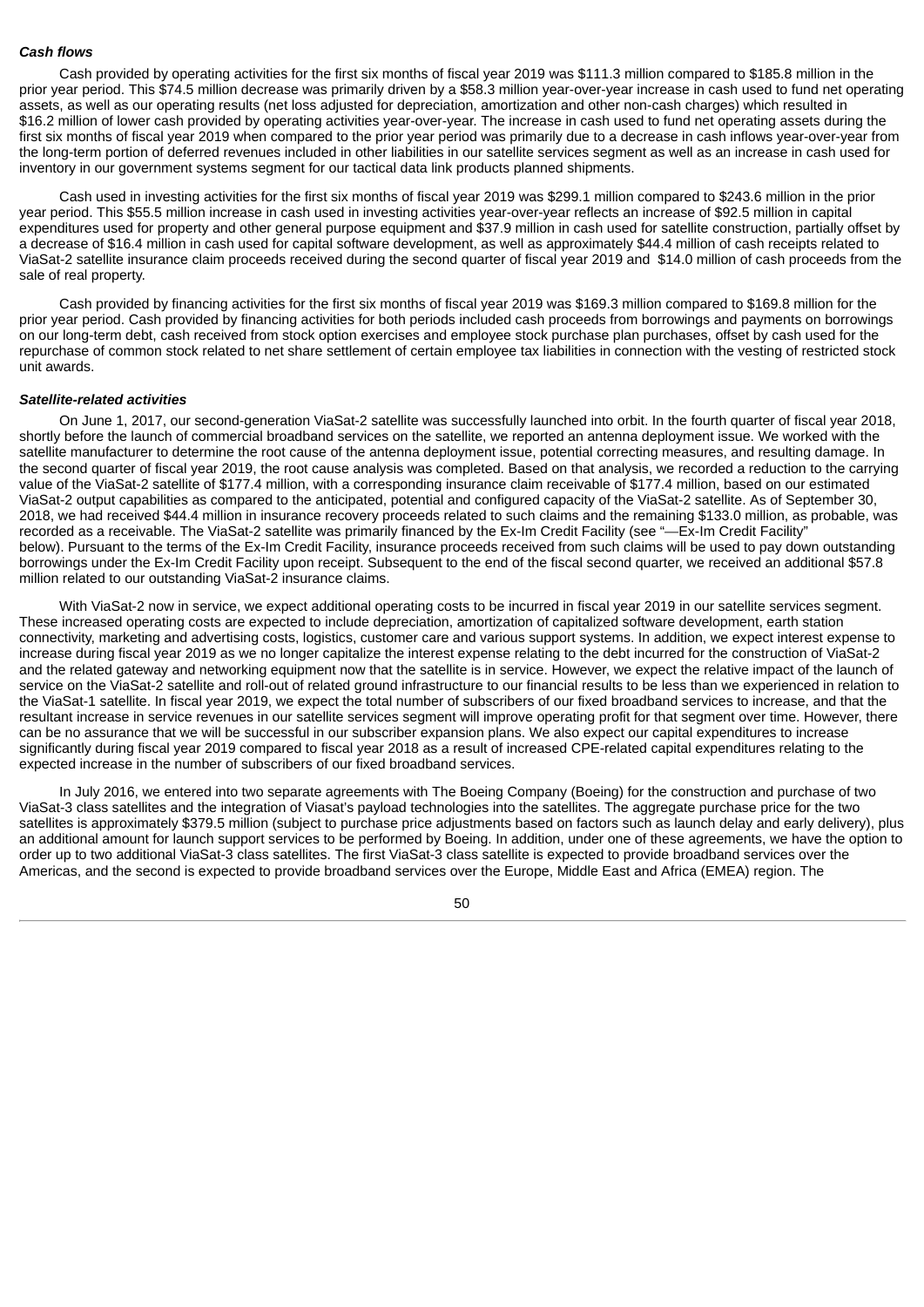### *Cash flows*

Cash provided by operating activities for the first six months of fiscal year 2019 was $111.3 million compared to $185.8 million in the prior year period. This $74.5 million decrease was primarily driven by a $58.3 million year-over-year increase in cash used to fund net operating assets, as well as our operating results (net loss adjusted for depreciation, amortization and other non-cash charges) which resulted in $16.2 million of lower cash provided by operating activities year-over-year. The increase in cash used to fund net operating assets during the first six months of fiscal year 2019 when compared to the prior year period was primarily due to a decrease in cash inflows year-over-year from the long-term portion of deferred revenues included in other liabilities in our satellite services segment as well as an increase in cash used for inventory in our government systems segment for our tactical data link products planned shipments.

Cash used in investing activities for the first six months of fiscal year 2019 was $299.1 million compared to $243.6 million in the prior year period. This $55.5 million increase in cash used in investing activities year-over-year reflects an increase of $92.5 million in capital expenditures used for property and other general purpose equipment and $37.9 million in cash used for satellite construction, partially offset by a decrease of $16.4 million in cash used for capital software development, as well as approximately $44.4 million of cash receipts related to ViaSat-2 satellite insurance claim proceeds received during the second quarter of fiscal year 2019 and $14.0 million of cash proceeds from the sale of real property.

Cash provided by financing activities for the first six months of fiscal year 2019 was $169.3 million compared to $169.8 million for the prior year period. Cash provided by financing activities for both periods included cash proceeds from borrowings and payments on borrowings on our long-term debt, cash received from stock option exercises and employee stock purchase plan purchases, offset by cash used for the repurchase of common stock related to net share settlement of certain employee tax liabilities in connection with the vesting of restricted stock unit awards.

### *Satellite-related activities*

On June 1, 2017, our second-generation ViaSat-2 satellite was successfully launched into orbit. In the fourth quarter of fiscal year 2018, shortly before the launch of commercial broadband services on the satellite, we reported an antenna deployment issue. We worked with the satellite manufacturer to determine the root cause of the antenna deployment issue, potential correcting measures, and resulting damage. In the second quarter of fiscal year 2019, the root cause analysis was completed. Based on that analysis, we recorded a reduction to the carrying value of the ViaSat-2 satellite of $177.4 million, with a corresponding insurance claim receivable of $177.4 million, based on our estimated ViaSat-2 output capabilities as compared to the anticipated, potential and configured capacity of the ViaSat-2 satellite. As of September 30, 2018, we had received $44.4 million in insurance recovery proceeds related to such claims and the remaining $133.0 million, as probable, was recorded as a receivable. The ViaSat-2 satellite was primarily financed by the Ex-Im Credit Facility (see "—Ex-Im Credit Facility" below). Pursuant to the terms of the Ex-Im Credit Facility, insurance proceeds received from such claims will be used to pay down outstanding borrowings under the Ex-Im Credit Facility upon receipt. Subsequent to the end of the fiscal second quarter, we received an additional $57.8 million related to our outstanding ViaSat-2 insurance claims.

With ViaSat-2 now in service, we expect additional operating costs to be incurred in fiscal year 2019 in our satellite services segment. These increased operating costs are expected to include depreciation, amortization of capitalized software development, earth station connectivity, marketing and advertising costs, logistics, customer care and various support systems. In addition, we expect interest expense to increase during fiscal year 2019 as we no longer capitalize the interest expense relating to the debt incurred for the construction of ViaSat-2 and the related gateway and networking equipment now that the satellite is in service. However, we expect the relative impact of the launch of service on the ViaSat-2 satellite and roll-out of related ground infrastructure to our financial results to be less than we experienced in relation to the ViaSat-1 satellite. In fiscal year 2019, we expect the total number of subscribers of our fixed broadband services to increase, and that the resultant increase in service revenues in our satellite services segment will improve operating profit for that segment over time. However, there can be no assurance that we will be successful in our subscriber expansion plans. We also expect our capital expenditures to increase significantly during fiscal year 2019 compared to fiscal year 2018 as a result of increased CPE-related capital expenditures relating to the expected increase in the number of subscribers of our fixed broadband services.

In July 2016, we entered into two separate agreements with The Boeing Company (Boeing) for the construction and purchase of two ViaSat-3 class satellites and the integration of Viasat's payload technologies into the satellites. The aggregate purchase price for the two satellites is approximately $379.5 million (subject to purchase price adjustments based on factors such as launch delay and early delivery), plus an additional amount for launch support services to be performed by Boeing. In addition, under one of these agreements, we have the option to order up to two additional ViaSat-3 class satellites. The first ViaSat-3 class satellite is expected to provide broadband services over the Americas, and the second is expected to provide broadband services over the Europe, Middle East and Africa (EMEA) region. The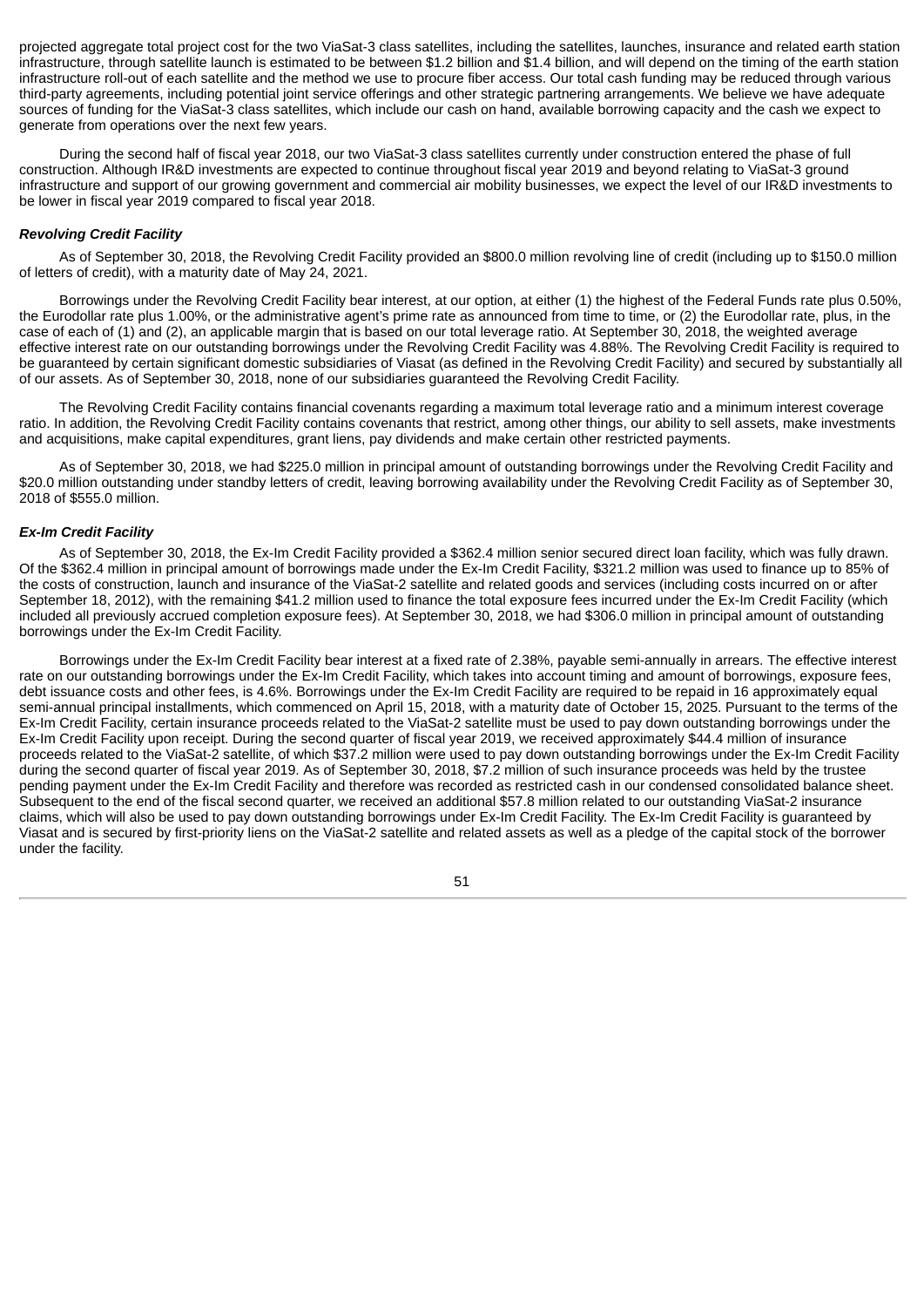projected aggregate total project cost for the two ViaSat-3 class satellites, including the satellites, launches, insurance and related earth station infrastructure, through satellite launch is estimated to be between \$1.2 billion and \$1.4 billion, and will depend on the timing of the earth station infrastructure roll-out of each satellite and the method we use to procure fiber access. Our total cash funding may be reduced through various third-party agreements, including potential joint service offerings and other strategic partnering arrangements. We believe we have adequate sources of funding for the ViaSat-3 class satellites, which include our cash on hand, available borrowing capacity and the cash we expect to generate from operations over the next few years.

During the second half of fiscal year 2018, our two ViaSat-3 class satellites currently under construction entered the phase of full construction. Although IR&D investments are expected to continue throughout fiscal year 2019 and beyond relating to ViaSat-3 ground infrastructure and support of our growing government and commercial air mobility businesses, we expect the level of our IR&D investments to be lower in fiscal year 2019 compared to fiscal year 2018.

***Revolving Credit Facility***

As of September 30, 2018, the Revolving Credit Facility provided an \$800.0 million revolving line of credit (including up to \$150.0 million of letters of credit), with a maturity date of May 24, 2021.

Borrowings under the Revolving Credit Facility bear interest, at our option, at either (1) the highest of the Federal Funds rate plus 0.50%, the Eurodollar rate plus 1.00%, or the administrative agent's prime rate as announced from time to time, or (2) the Eurodollar rate, plus, in the case of each of (1) and (2), an applicable margin that is based on our total leverage ratio. At September 30, 2018, the weighted average effective interest rate on our outstanding borrowings under the Revolving Credit Facility was 4.88%. The Revolving Credit Facility is required to be guaranteed by certain significant domestic subsidiaries of Viasat (as defined in the Revolving Credit Facility) and secured by substantially all of our assets. As of September 30, 2018, none of our subsidiaries guaranteed the Revolving Credit Facility.

The Revolving Credit Facility contains financial covenants regarding a maximum total leverage ratio and a minimum interest coverage ratio. In addition, the Revolving Credit Facility contains covenants that restrict, among other things, our ability to sell assets, make investments and acquisitions, make capital expenditures, grant liens, pay dividends and make certain other restricted payments.

As of September 30, 2018, we had \$225.0 million in principal amount of outstanding borrowings under the Revolving Credit Facility and \$20.0 million outstanding under standby letters of credit, leaving borrowing availability under the Revolving Credit Facility as of September 30, 2018 of \$555.0 million.

***Ex-Im Credit Facility***

As of September 30, 2018, the Ex-Im Credit Facility provided a \$362.4 million senior secured direct loan facility, which was fully drawn. Of the \$362.4 million in principal amount of borrowings made under the Ex-Im Credit Facility, \$321.2 million was used to finance up to 85% of the costs of construction, launch and insurance of the ViaSat-2 satellite and related goods and services (including costs incurred on or after September 18, 2012), with the remaining \$41.2 million used to finance the total exposure fees incurred under the Ex-Im Credit Facility (which included all previously accrued completion exposure fees). At September 30, 2018, we had \$306.0 million in principal amount of outstanding borrowings under the Ex-Im Credit Facility.

Borrowings under the Ex-Im Credit Facility bear interest at a fixed rate of 2.38%, payable semi-annually in arrears. The effective interest rate on our outstanding borrowings under the Ex-Im Credit Facility, which takes into account timing and amount of borrowings, exposure fees, debt issuance costs and other fees, is 4.6%. Borrowings under the Ex-Im Credit Facility are required to be repaid in 16 approximately equal semi-annual principal installments, which commenced on April 15, 2018, with a maturity date of October 15, 2025. Pursuant to the terms of the Ex-Im Credit Facility, certain insurance proceeds related to the ViaSat-2 satellite must be used to pay down outstanding borrowings under the Ex-Im Credit Facility upon receipt. During the second quarter of fiscal year 2019, we received approximately \$44.4 million of insurance proceeds related to the ViaSat-2 satellite, of which \$37.2 million were used to pay down outstanding borrowings under the Ex-Im Credit Facility during the second quarter of fiscal year 2019. As of September 30, 2018, \$7.2 million of such insurance proceeds was held by the trustee pending payment under the Ex-Im Credit Facility and therefore was recorded as restricted cash in our condensed consolidated balance sheet. Subsequent to the end of the fiscal second quarter, we received an additional \$57.8 million related to our outstanding ViaSat-2 insurance claims, which will also be used to pay down outstanding borrowings under Ex-Im Credit Facility. The Ex-Im Credit Facility is guaranteed by Viasat and is secured by first-priority liens on the ViaSat-2 satellite and related assets as well as a pledge of the capital stock of the borrower under the facility.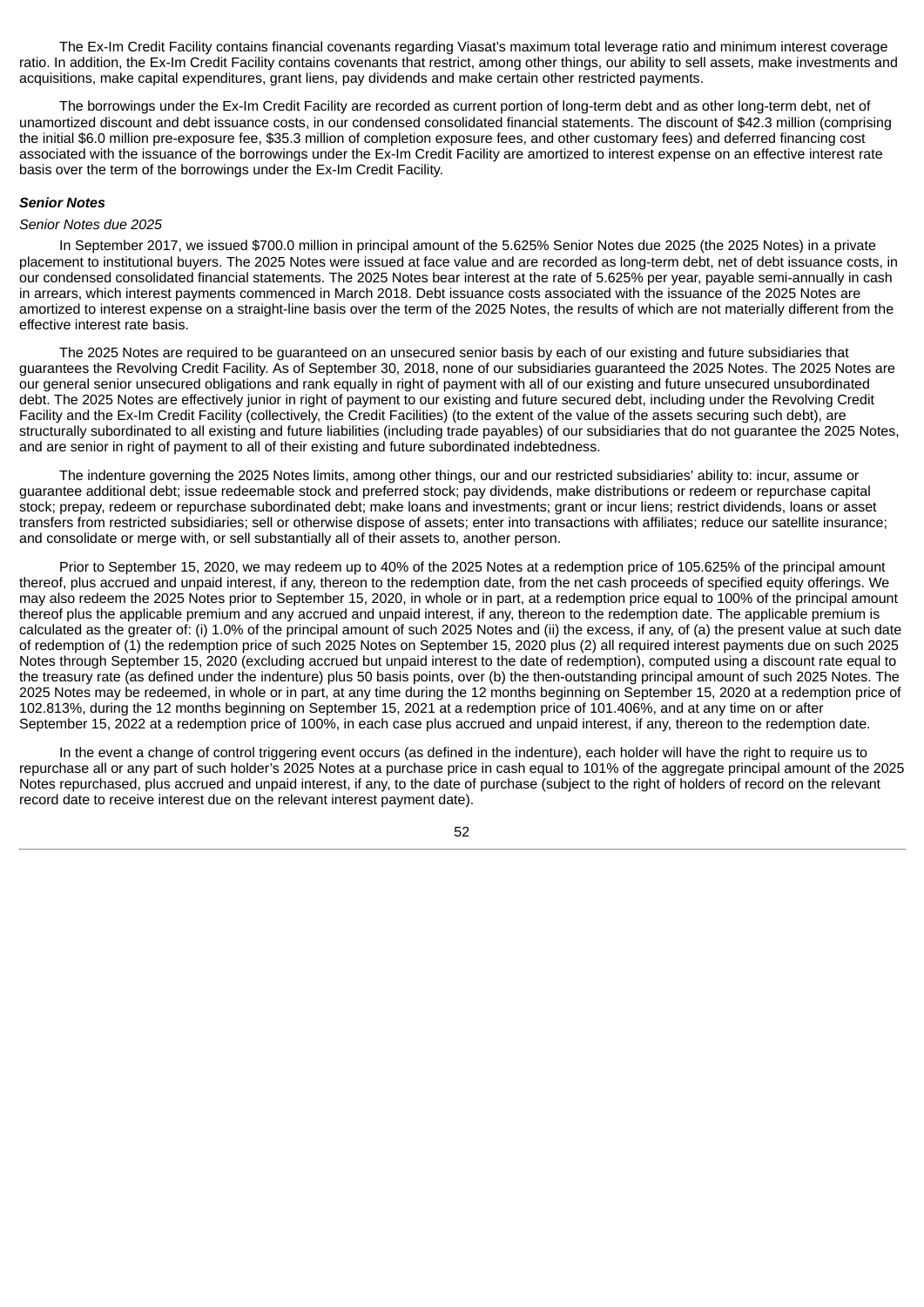The Ex-Im Credit Facility contains financial covenants regarding Viasat's maximum total leverage ratio and minimum interest coverage ratio. In addition, the Ex-Im Credit Facility contains covenants that restrict, among other things, our ability to sell assets, make investments and acquisitions, make capital expenditures, grant liens, pay dividends and make certain other restricted payments.

The borrowings under the Ex-Im Credit Facility are recorded as current portion of long-term debt and as other long-term debt, net of unamortized discount and debt issuance costs, in our condensed consolidated financial statements. The discount of $42.3 million (comprising the initial $6.0 million pre-exposure fee, $35.3 million of completion exposure fees, and other customary fees) and deferred financing cost associated with the issuance of the borrowings under the Ex-Im Credit Facility are amortized to interest expense on an effective interest rate basis over the term of the borrowings under the Ex-Im Credit Facility.

***Senior Notes***

*Senior Notes due 2025*

In September 2017, we issued $700.0 million in principal amount of the 5.625% Senior Notes due 2025 (the 2025 Notes) in a private placement to institutional buyers. The 2025 Notes were issued at face value and are recorded as long-term debt, net of debt issuance costs, in our condensed consolidated financial statements. The 2025 Notes bear interest at the rate of 5.625% per year, payable semi-annually in cash in arrears, which interest payments commenced in March 2018. Debt issuance costs associated with the issuance of the 2025 Notes are amortized to interest expense on a straight-line basis over the term of the 2025 Notes, the results of which are not materially different from the effective interest rate basis.

The 2025 Notes are required to be guaranteed on an unsecured senior basis by each of our existing and future subsidiaries that guarantees the Revolving Credit Facility. As of September 30, 2018, none of our subsidiaries guaranteed the 2025 Notes. The 2025 Notes are our general senior unsecured obligations and rank equally in right of payment with all of our existing and future unsecured unsubordinated debt. The 2025 Notes are effectively junior in right of payment to our existing and future secured debt, including under the Revolving Credit Facility and the Ex-Im Credit Facility (collectively, the Credit Facilities) (to the extent of the value of the assets securing such debt), are structurally subordinated to all existing and future liabilities (including trade payables) of our subsidiaries that do not guarantee the 2025 Notes, and are senior in right of payment to all of their existing and future subordinated indebtedness.

The indenture governing the 2025 Notes limits, among other things, our and our restricted subsidiaries' ability to: incur, assume or guarantee additional debt; issue redeemable stock and preferred stock; pay dividends, make distributions or redeem or repurchase capital stock; prepay, redeem or repurchase subordinated debt; make loans and investments; grant or incur liens; restrict dividends, loans or asset transfers from restricted subsidiaries; sell or otherwise dispose of assets; enter into transactions with affiliates; reduce our satellite insurance; and consolidate or merge with, or sell substantially all of their assets to, another person.

Prior to September 15, 2020, we may redeem up to 40% of the 2025 Notes at a redemption price of 105.625% of the principal amount thereof, plus accrued and unpaid interest, if any, thereon to the redemption date, from the net cash proceeds of specified equity offerings. We may also redeem the 2025 Notes prior to September 15, 2020, in whole or in part, at a redemption price equal to 100% of the principal amount thereof plus the applicable premium and any accrued and unpaid interest, if any, thereon to the redemption date. The applicable premium is calculated as the greater of: (i) 1.0% of the principal amount of such 2025 Notes and (ii) the excess, if any, of (a) the present value at such date of redemption of (1) the redemption price of such 2025 Notes on September 15, 2020 plus (2) all required interest payments due on such 2025 Notes through September 15, 2020 (excluding accrued but unpaid interest to the date of redemption), computed using a discount rate equal to the treasury rate (as defined under the indenture) plus 50 basis points, over (b) the then-outstanding principal amount of such 2025 Notes. The 2025 Notes may be redeemed, in whole or in part, at any time during the 12 months beginning on September 15, 2020 at a redemption price of 102.813%, during the 12 months beginning on September 15, 2021 at a redemption price of 101.406%, and at any time on or after September 15, 2022 at a redemption price of 100%, in each case plus accrued and unpaid interest, if any, thereon to the redemption date.

In the event a change of control triggering event occurs (as defined in the indenture), each holder will have the right to require us to repurchase all or any part of such holder's 2025 Notes at a purchase price in cash equal to 101% of the aggregate principal amount of the 2025 Notes repurchased, plus accrued and unpaid interest, if any, to the date of purchase (subject to the right of holders of record on the relevant record date to receive interest due on the relevant interest payment date).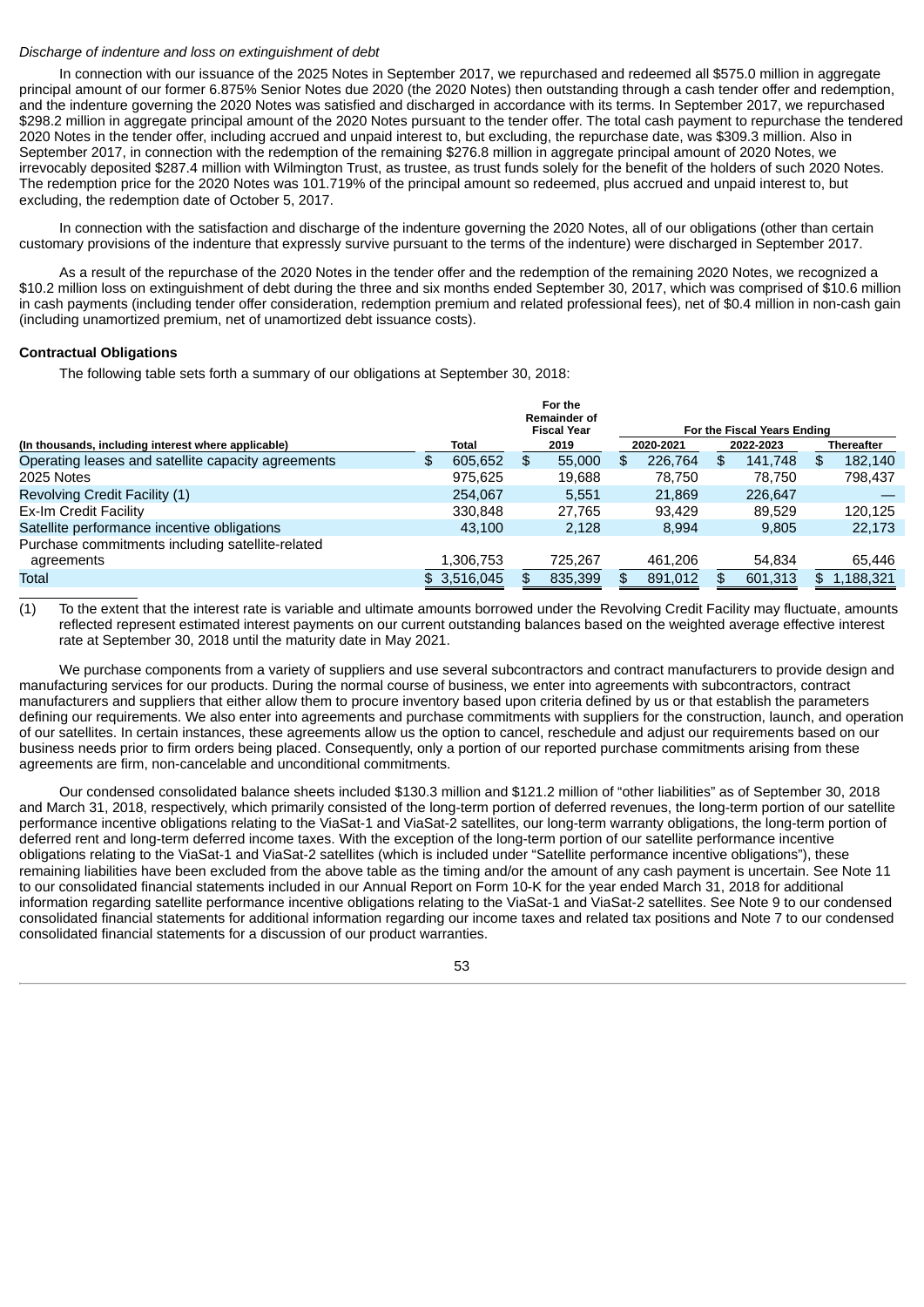*Discharge of indenture and loss on extinguishment of debt*

In connection with our issuance of the 2025 Notes in September 2017, we repurchased and redeemed all $575.0 million in aggregate principal amount of our former 6.875% Senior Notes due 2020 (the 2020 Notes) then outstanding through a cash tender offer and redemption, and the indenture governing the 2020 Notes was satisfied and discharged in accordance with its terms. In September 2017, we repurchased $298.2 million in aggregate principal amount of the 2020 Notes pursuant to the tender offer. The total cash payment to repurchase the tendered 2020 Notes in the tender offer, including accrued and unpaid interest to, but excluding, the repurchase date, was $309.3 million. Also in September 2017, in connection with the redemption of the remaining $276.8 million in aggregate principal amount of 2020 Notes, we irrevocably deposited $287.4 million with Wilmington Trust, as trustee, as trust funds solely for the benefit of the holders of such 2020 Notes. The redemption price for the 2020 Notes was 101.719% of the principal amount so redeemed, plus accrued and unpaid interest to, but excluding, the redemption date of October 5, 2017.

In connection with the satisfaction and discharge of the indenture governing the 2020 Notes, all of our obligations (other than certain customary provisions of the indenture that expressly survive pursuant to the terms of the indenture) were discharged in September 2017.

As a result of the repurchase of the 2020 Notes in the tender offer and the redemption of the remaining 2020 Notes, we recognized a $10.2 million loss on extinguishment of debt during the three and six months ended September 30, 2017, which was comprised of $10.6 million in cash payments (including tender offer consideration, redemption premium and related professional fees), net of $0.4 million in non-cash gain (including unamortized premium, net of unamortized debt issuance costs).

**Contractual Obligations**

The following table sets forth a summary of our obligations at September 30, 2018:

| (In thousands, including interest where applicable) | Total | For the Remainder of Fiscal Year 2019 | For the Fiscal Years Ending 2020-2021 | 2022-2023 | Thereafter |
|---|---|---|---|---|---|
| Operating leases and satellite capacity agreements | $ 605,652 | $ 55,000 | $ 226,764 | $ 141,748 | $ 182,140 |
| 2025 Notes | 975,625 | 19,688 | 78,750 | 78,750 | 798,437 |
| Revolving Credit Facility (1) | 254,067 | 5,551 | 21,869 | 226,647 | — |
| Ex-Im Credit Facility | 330,848 | 27,765 | 93,429 | 89,529 | 120,125 |
| Satellite performance incentive obligations | 43,100 | 2,128 | 8,994 | 9,805 | 22,173 |
| Purchase commitments including satellite-related agreements | 1,306,753 | 725,267 | 461,206 | 54,834 | 65,446 |
| Total | $ 3,516,045 | $ 835,399 | $ 891,012 | $ 601,313 | $ 1,188,321 |

(1) To the extent that the interest rate is variable and ultimate amounts borrowed under the Revolving Credit Facility may fluctuate, amounts reflected represent estimated interest payments on our current outstanding balances based on the weighted average effective interest rate at September 30, 2018 until the maturity date in May 2021.

We purchase components from a variety of suppliers and use several subcontractors and contract manufacturers to provide design and manufacturing services for our products. During the normal course of business, we enter into agreements with subcontractors, contract manufacturers and suppliers that either allow them to procure inventory based upon criteria defined by us or that establish the parameters defining our requirements. We also enter into agreements and purchase commitments with suppliers for the construction, launch, and operation of our satellites. In certain instances, these agreements allow us the option to cancel, reschedule and adjust our requirements based on our business needs prior to firm orders being placed. Consequently, only a portion of our reported purchase commitments arising from these agreements are firm, non-cancelable and unconditional commitments.

Our condensed consolidated balance sheets included $130.3 million and $121.2 million of "other liabilities" as of September 30, 2018 and March 31, 2018, respectively, which primarily consisted of the long-term portion of deferred revenues, the long-term portion of our satellite performance incentive obligations relating to the ViaSat-1 and ViaSat-2 satellites, our long-term warranty obligations, the long-term portion of deferred rent and long-term deferred income taxes. With the exception of the long-term portion of our satellite performance incentive obligations relating to the ViaSat-1 and ViaSat-2 satellites (which is included under "Satellite performance incentive obligations"), these remaining liabilities have been excluded from the above table as the timing and/or the amount of any cash payment is uncertain. See Note 11 to our consolidated financial statements included in our Annual Report on Form 10-K for the year ended March 31, 2018 for additional information regarding satellite performance incentive obligations relating to the ViaSat-1 and ViaSat-2 satellites. See Note 9 to our condensed consolidated financial statements for additional information regarding our income taxes and related tax positions and Note 7 to our condensed consolidated financial statements for a discussion of our product warranties.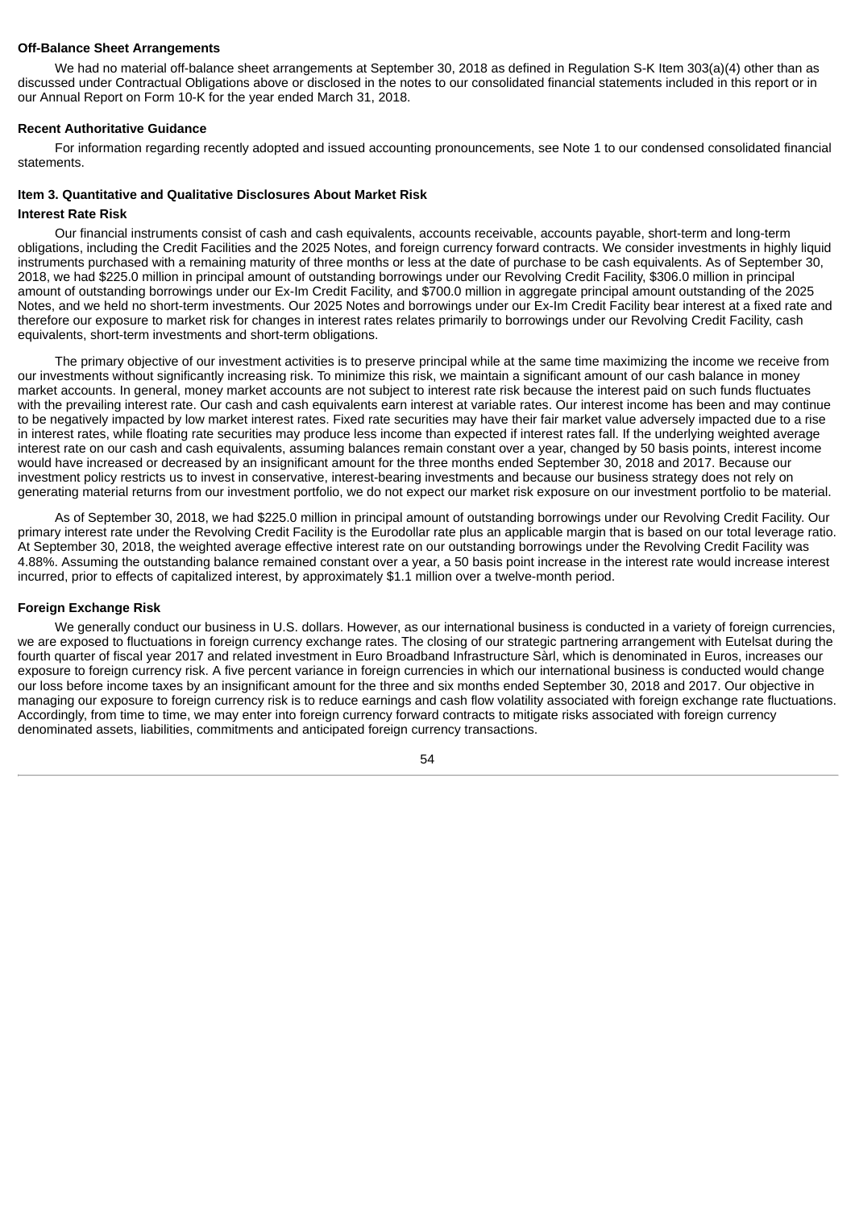### Off-Balance Sheet Arrangements

We had no material off-balance sheet arrangements at September 30, 2018 as defined in Regulation S-K Item 303(a)(4) other than as discussed under Contractual Obligations above or disclosed in the notes to our consolidated financial statements included in this report or in our Annual Report on Form 10-K for the year ended March 31, 2018.

### Recent Authoritative Guidance

For information regarding recently adopted and issued accounting pronouncements, see Note 1 to our condensed consolidated financial statements.

## Item 3. Quantitative and Qualitative Disclosures About Market Risk

### Interest Rate Risk

Our financial instruments consist of cash and cash equivalents, accounts receivable, accounts payable, short-term and long-term obligations, including the Credit Facilities and the 2025 Notes, and foreign currency forward contracts. We consider investments in highly liquid instruments purchased with a remaining maturity of three months or less at the date of purchase to be cash equivalents. As of September 30, 2018, we had $225.0 million in principal amount of outstanding borrowings under our Revolving Credit Facility, $306.0 million in principal amount of outstanding borrowings under our Ex-Im Credit Facility, and $700.0 million in aggregate principal amount outstanding of the 2025 Notes, and we held no short-term investments. Our 2025 Notes and borrowings under our Ex-Im Credit Facility bear interest at a fixed rate and therefore our exposure to market risk for changes in interest rates relates primarily to borrowings under our Revolving Credit Facility, cash equivalents, short-term investments and short-term obligations.

The primary objective of our investment activities is to preserve principal while at the same time maximizing the income we receive from our investments without significantly increasing risk. To minimize this risk, we maintain a significant amount of our cash balance in money market accounts. In general, money market accounts are not subject to interest rate risk because the interest paid on such funds fluctuates with the prevailing interest rate. Our cash and cash equivalents earn interest at variable rates. Our interest income has been and may continue to be negatively impacted by low market interest rates. Fixed rate securities may have their fair market value adversely impacted due to a rise in interest rates, while floating rate securities may produce less income than expected if interest rates fall. If the underlying weighted average interest rate on our cash and cash equivalents, assuming balances remain constant over a year, changed by 50 basis points, interest income would have increased or decreased by an insignificant amount for the three months ended September 30, 2018 and 2017. Because our investment policy restricts us to invest in conservative, interest-bearing investments and because our business strategy does not rely on generating material returns from our investment portfolio, we do not expect our market risk exposure on our investment portfolio to be material.

As of September 30, 2018, we had $225.0 million in principal amount of outstanding borrowings under our Revolving Credit Facility. Our primary interest rate under the Revolving Credit Facility is the Eurodollar rate plus an applicable margin that is based on our total leverage ratio. At September 30, 2018, the weighted average effective interest rate on our outstanding borrowings under the Revolving Credit Facility was 4.88%. Assuming the outstanding balance remained constant over a year, a 50 basis point increase in the interest rate would increase interest incurred, prior to effects of capitalized interest, by approximately $1.1 million over a twelve-month period.

### Foreign Exchange Risk

We generally conduct our business in U.S. dollars. However, as our international business is conducted in a variety of foreign currencies, we are exposed to fluctuations in foreign currency exchange rates. The closing of our strategic partnering arrangement with Eutelsat during the fourth quarter of fiscal year 2017 and related investment in Euro Broadband Infrastructure Sàrl, which is denominated in Euros, increases our exposure to foreign currency risk. A five percent variance in foreign currencies in which our international business is conducted would change our loss before income taxes by an insignificant amount for the three and six months ended September 30, 2018 and 2017. Our objective in managing our exposure to foreign currency risk is to reduce earnings and cash flow volatility associated with foreign exchange rate fluctuations. Accordingly, from time to time, we may enter into foreign currency forward contracts to mitigate risks associated with foreign currency denominated assets, liabilities, commitments and anticipated foreign currency transactions.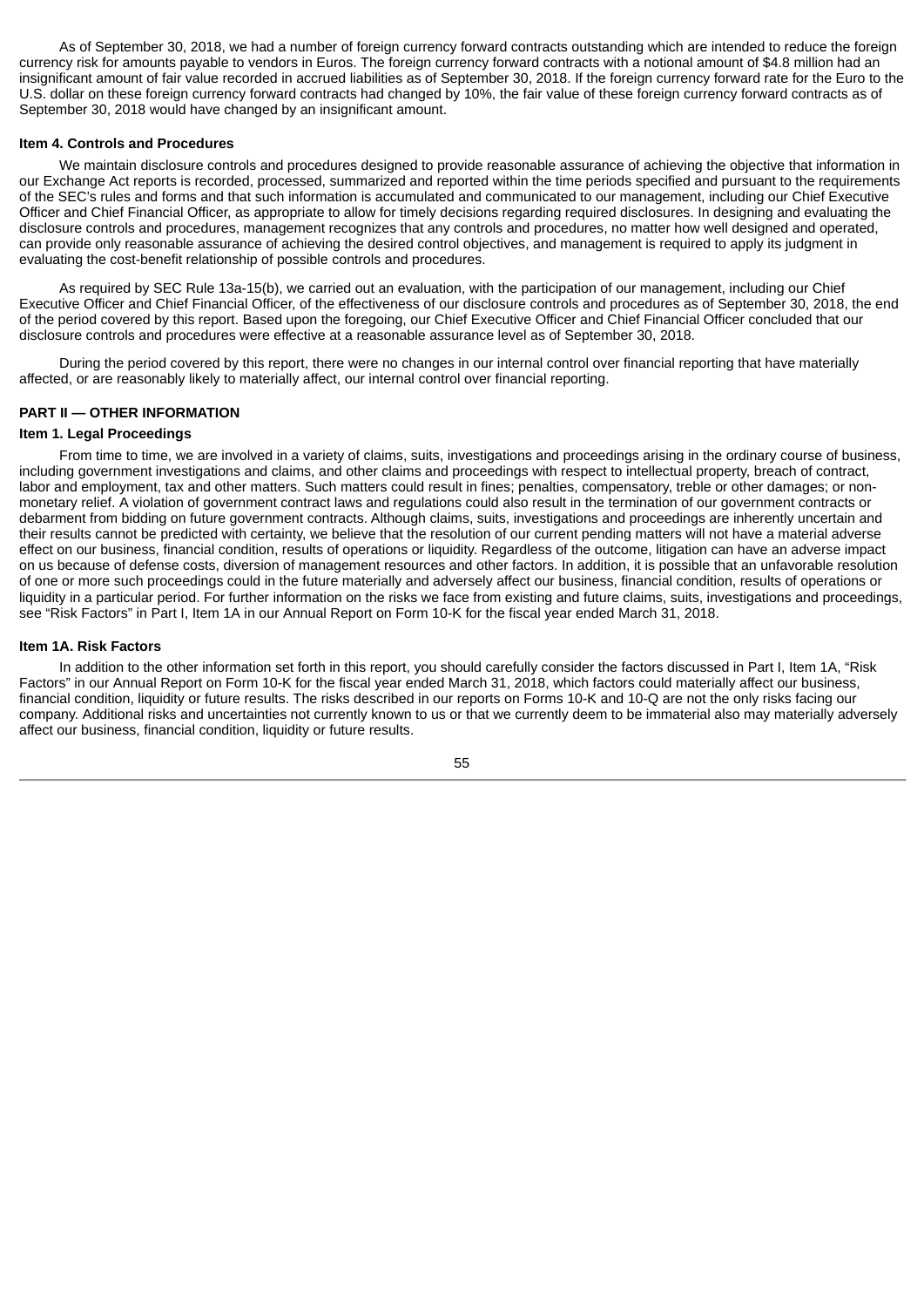As of September 30, 2018, we had a number of foreign currency forward contracts outstanding which are intended to reduce the foreign currency risk for amounts payable to vendors in Euros. The foreign currency forward contracts with a notional amount of $4.8 million had an insignificant amount of fair value recorded in accrued liabilities as of September 30, 2018. If the foreign currency forward rate for the Euro to the U.S. dollar on these foreign currency forward contracts had changed by 10%, the fair value of these foreign currency forward contracts as of September 30, 2018 would have changed by an insignificant amount.

### Item 4. Controls and Procedures

We maintain disclosure controls and procedures designed to provide reasonable assurance of achieving the objective that information in our Exchange Act reports is recorded, processed, summarized and reported within the time periods specified and pursuant to the requirements of the SEC's rules and forms and that such information is accumulated and communicated to our management, including our Chief Executive Officer and Chief Financial Officer, as appropriate to allow for timely decisions regarding required disclosures. In designing and evaluating the disclosure controls and procedures, management recognizes that any controls and procedures, no matter how well designed and operated, can provide only reasonable assurance of achieving the desired control objectives, and management is required to apply its judgment in evaluating the cost-benefit relationship of possible controls and procedures.

As required by SEC Rule 13a-15(b), we carried out an evaluation, with the participation of our management, including our Chief Executive Officer and Chief Financial Officer, of the effectiveness of our disclosure controls and procedures as of September 30, 2018, the end of the period covered by this report. Based upon the foregoing, our Chief Executive Officer and Chief Financial Officer concluded that our disclosure controls and procedures were effective at a reasonable assurance level as of September 30, 2018.

During the period covered by this report, there were no changes in our internal control over financial reporting that have materially affected, or are reasonably likely to materially affect, our internal control over financial reporting.

## PART II — OTHER INFORMATION

### Item 1. Legal Proceedings

From time to time, we are involved in a variety of claims, suits, investigations and proceedings arising in the ordinary course of business, including government investigations and claims, and other claims and proceedings with respect to intellectual property, breach of contract, labor and employment, tax and other matters. Such matters could result in fines; penalties, compensatory, treble or other damages; or non-monetary relief. A violation of government contract laws and regulations could also result in the termination of our government contracts or debarment from bidding on future government contracts. Although claims, suits, investigations and proceedings are inherently uncertain and their results cannot be predicted with certainty, we believe that the resolution of our current pending matters will not have a material adverse effect on our business, financial condition, results of operations or liquidity. Regardless of the outcome, litigation can have an adverse impact on us because of defense costs, diversion of management resources and other factors. In addition, it is possible that an unfavorable resolution of one or more such proceedings could in the future materially and adversely affect our business, financial condition, results of operations or liquidity in a particular period. For further information on the risks we face from existing and future claims, suits, investigations and proceedings, see "Risk Factors" in Part I, Item 1A in our Annual Report on Form 10-K for the fiscal year ended March 31, 2018.

### Item 1A. Risk Factors

In addition to the other information set forth in this report, you should carefully consider the factors discussed in Part I, Item 1A, "Risk Factors" in our Annual Report on Form 10-K for the fiscal year ended March 31, 2018, which factors could materially affect our business, financial condition, liquidity or future results. The risks described in our reports on Forms 10-K and 10-Q are not the only risks facing our company. Additional risks and uncertainties not currently known to us or that we currently deem to be immaterial also may materially adversely affect our business, financial condition, liquidity or future results.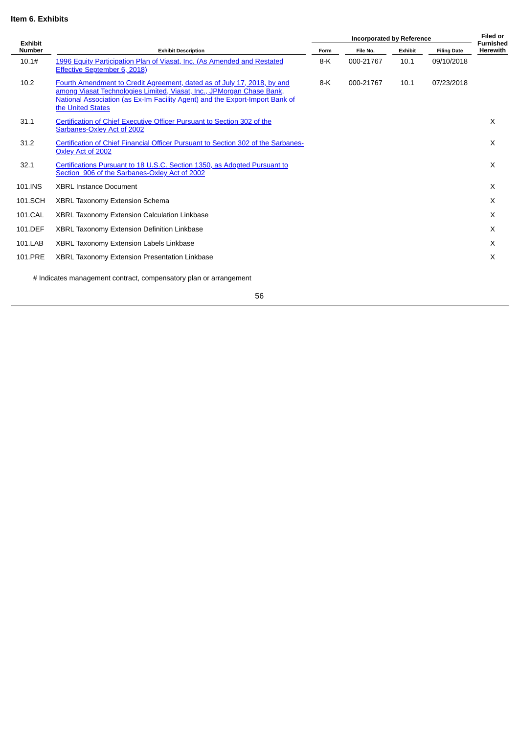**Item 6. Exhibits**

| Exhibit Number | Exhibit Description | Incorporated by Reference | | | | Filed or Furnished Herewith |
|---|---|---|---|---|---|---|
| | | Form | File No. | Exhibit | Filing Date | |
| 10.1# | 1996 Equity Participation Plan of Viasat, Inc. (As Amended and Restated Effective September 6, 2018) | 8-K | 000-21767 | 10.1 | 09/10/2018 | |
| 10.2 | Fourth Amendment to Credit Agreement, dated as of July 17, 2018, by and among Viasat Technologies Limited, Viasat, Inc., JPMorgan Chase Bank, National Association (as Ex-Im Facility Agent) and the Export-Import Bank of the United States | 8-K | 000-21767 | 10.1 | 07/23/2018 | |
| 31.1 | Certification of Chief Executive Officer Pursuant to Section 302 of the Sarbanes-Oxley Act of 2002 | | | | | X |
| 31.2 | Certification of Chief Financial Officer Pursuant to Section 302 of the Sarbanes-Oxley Act of 2002 | | | | | X |
| 32.1 | Certifications Pursuant to 18 U.S.C. Section 1350, as Adopted Pursuant to Section 906 of the Sarbanes-Oxley Act of 2002 | | | | | X |
| 101.INS | XBRL Instance Document | | | | | X |
| 101.SCH | XBRL Taxonomy Extension Schema | | | | | X |
| 101.CAL | XBRL Taxonomy Extension Calculation Linkbase | | | | | X |
| 101.DEF | XBRL Taxonomy Extension Definition Linkbase | | | | | X |
| 101.LAB | XBRL Taxonomy Extension Labels Linkbase | | | | | X |
| 101.PRE | XBRL Taxonomy Extension Presentation Linkbase | | | | | X |

# Indicates management contract, compensatory plan or arrangement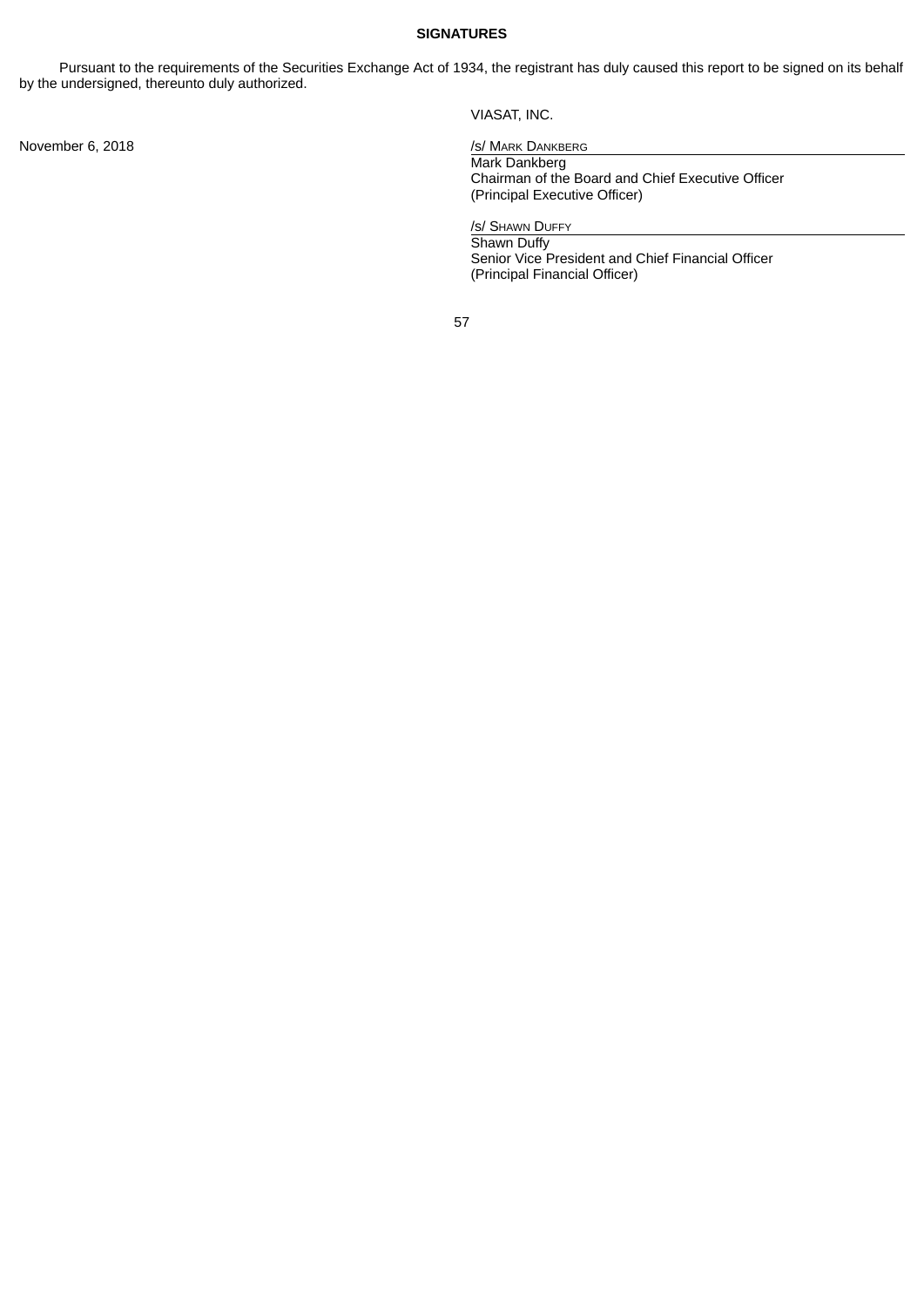**SIGNATURES**

Pursuant to the requirements of the Securities Exchange Act of 1934, the registrant has duly caused this report to be signed on its behalf by the undersigned, thereunto duly authorized.

VIASAT, INC.

November 6, 2018

/s/ MARK DANKBERG

Mark Dankberg
Chairman of the Board and Chief Executive Officer
(Principal Executive Officer)

/s/ SHAWN DUFFY

Shawn Duffy
Senior Vice President and Chief Financial Officer
(Principal Financial Officer)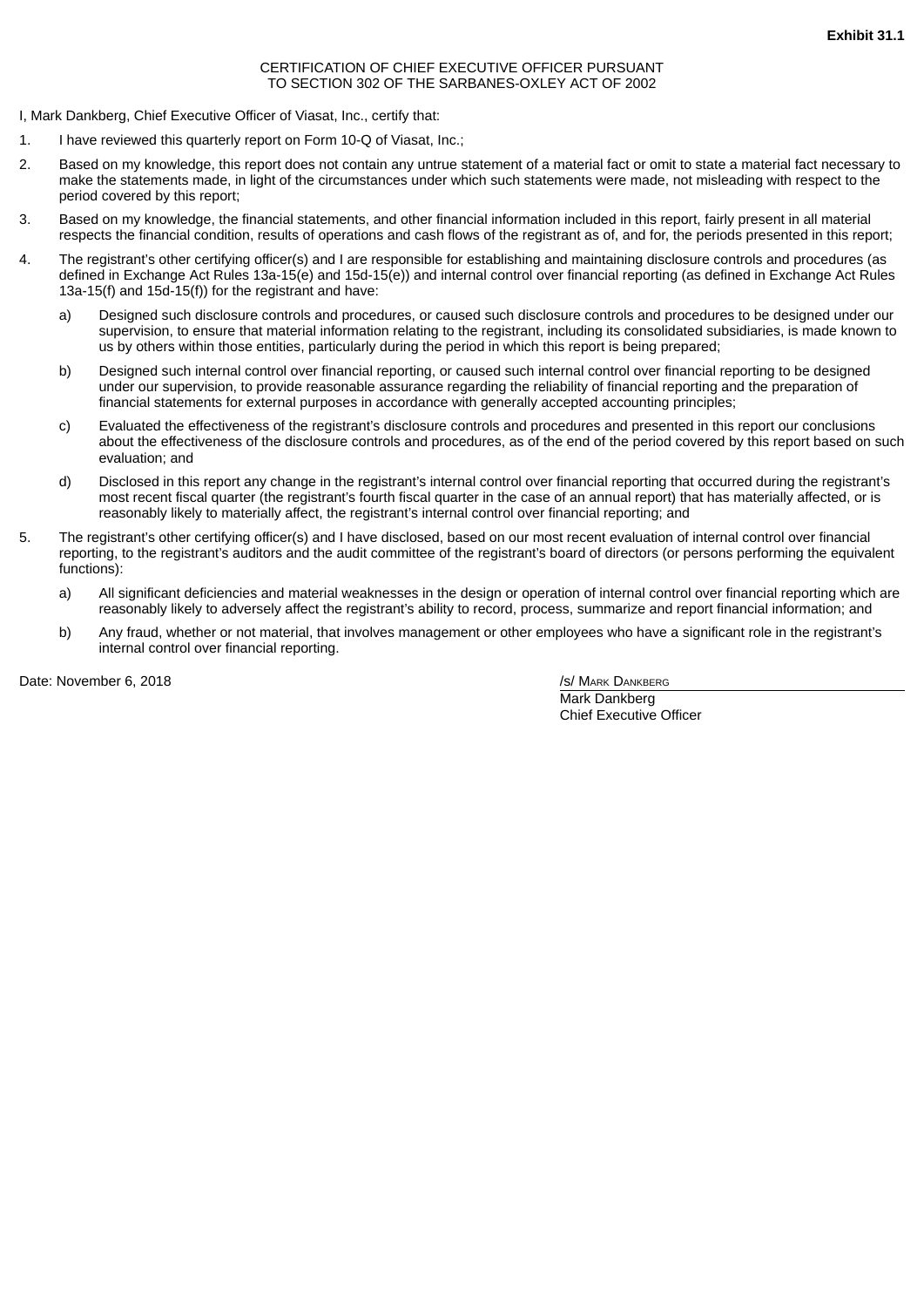**Exhibit 31.1**

CERTIFICATION OF CHIEF EXECUTIVE OFFICER PURSUANT
TO SECTION 302 OF THE SARBANES-OXLEY ACT OF 2002

I, Mark Dankberg, Chief Executive Officer of Viasat, Inc., certify that:

1. I have reviewed this quarterly report on Form 10-Q of Viasat, Inc.;
2. Based on my knowledge, this report does not contain any untrue statement of a material fact or omit to state a material fact necessary to make the statements made, in light of the circumstances under which such statements were made, not misleading with respect to the period covered by this report;
3. Based on my knowledge, the financial statements, and other financial information included in this report, fairly present in all material respects the financial condition, results of operations and cash flows of the registrant as of, and for, the periods presented in this report;
4. The registrant's other certifying officer(s) and I are responsible for establishing and maintaining disclosure controls and procedures (as defined in Exchange Act Rules 13a-15(e) and 15d-15(e)) and internal control over financial reporting (as defined in Exchange Act Rules 13a-15(f) and 15d-15(f)) for the registrant and have:
   a) Designed such disclosure controls and procedures, or caused such disclosure controls and procedures to be designed under our supervision, to ensure that material information relating to the registrant, including its consolidated subsidiaries, is made known to us by others within those entities, particularly during the period in which this report is being prepared;
   b) Designed such internal control over financial reporting, or caused such internal control over financial reporting to be designed under our supervision, to provide reasonable assurance regarding the reliability of financial reporting and the preparation of financial statements for external purposes in accordance with generally accepted accounting principles;
   c) Evaluated the effectiveness of the registrant's disclosure controls and procedures and presented in this report our conclusions about the effectiveness of the disclosure controls and procedures, as of the end of the period covered by this report based on such evaluation; and
   d) Disclosed in this report any change in the registrant's internal control over financial reporting that occurred during the registrant's most recent fiscal quarter (the registrant's fourth fiscal quarter in the case of an annual report) that has materially affected, or is reasonably likely to materially affect, the registrant's internal control over financial reporting; and
5. The registrant's other certifying officer(s) and I have disclosed, based on our most recent evaluation of internal control over financial reporting, to the registrant's auditors and the audit committee of the registrant's board of directors (or persons performing the equivalent functions):
   a) All significant deficiencies and material weaknesses in the design or operation of internal control over financial reporting which are reasonably likely to adversely affect the registrant's ability to record, process, summarize and report financial information; and
   b) Any fraud, whether or not material, that involves management or other employees who have a significant role in the registrant's internal control over financial reporting.

Date: November 6, 2018

/s/ MARK DANKBERG
Mark Dankberg
Chief Executive Officer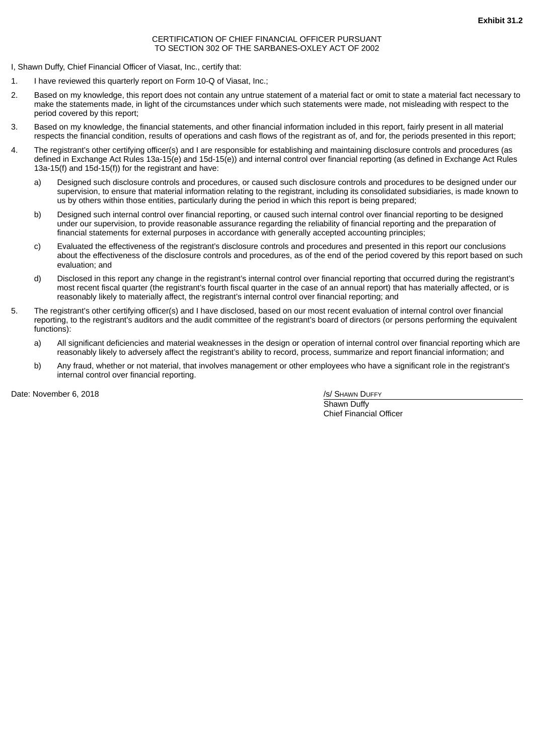**Exhibit 31.2**

CERTIFICATION OF CHIEF FINANCIAL OFFICER PURSUANT
TO SECTION 302 OF THE SARBANES-OXLEY ACT OF 2002

I, Shawn Duffy, Chief Financial Officer of Viasat, Inc., certify that:

1. I have reviewed this quarterly report on Form 10-Q of Viasat, Inc.;
2. Based on my knowledge, this report does not contain any untrue statement of a material fact or omit to state a material fact necessary to make the statements made, in light of the circumstances under which such statements were made, not misleading with respect to the period covered by this report;
3. Based on my knowledge, the financial statements, and other financial information included in this report, fairly present in all material respects the financial condition, results of operations and cash flows of the registrant as of, and for, the periods presented in this report;
4. The registrant's other certifying officer(s) and I are responsible for establishing and maintaining disclosure controls and procedures (as defined in Exchange Act Rules 13a-15(e) and 15d-15(e)) and internal control over financial reporting (as defined in Exchange Act Rules 13a-15(f) and 15d-15(f)) for the registrant and have:
   a) Designed such disclosure controls and procedures, or caused such disclosure controls and procedures to be designed under our supervision, to ensure that material information relating to the registrant, including its consolidated subsidiaries, is made known to us by others within those entities, particularly during the period in which this report is being prepared;
   b) Designed such internal control over financial reporting, or caused such internal control over financial reporting to be designed under our supervision, to provide reasonable assurance regarding the reliability of financial reporting and the preparation of financial statements for external purposes in accordance with generally accepted accounting principles;
   c) Evaluated the effectiveness of the registrant's disclosure controls and procedures and presented in this report our conclusions about the effectiveness of the disclosure controls and procedures, as of the end of the period covered by this report based on such evaluation; and
   d) Disclosed in this report any change in the registrant's internal control over financial reporting that occurred during the registrant's most recent fiscal quarter (the registrant's fourth fiscal quarter in the case of an annual report) that has materially affected, or is reasonably likely to materially affect, the registrant's internal control over financial reporting; and
5. The registrant's other certifying officer(s) and I have disclosed, based on our most recent evaluation of internal control over financial reporting, to the registrant's auditors and the audit committee of the registrant's board of directors (or persons performing the equivalent functions):
   a) All significant deficiencies and material weaknesses in the design or operation of internal control over financial reporting which are reasonably likely to adversely affect the registrant's ability to record, process, summarize and report financial information; and
   b) Any fraud, whether or not material, that involves management or other employees who have a significant role in the registrant's internal control over financial reporting.

Date: November 6, 2018

/s/ SHAWN DUFFY
Shawn Duffy
Chief Financial Officer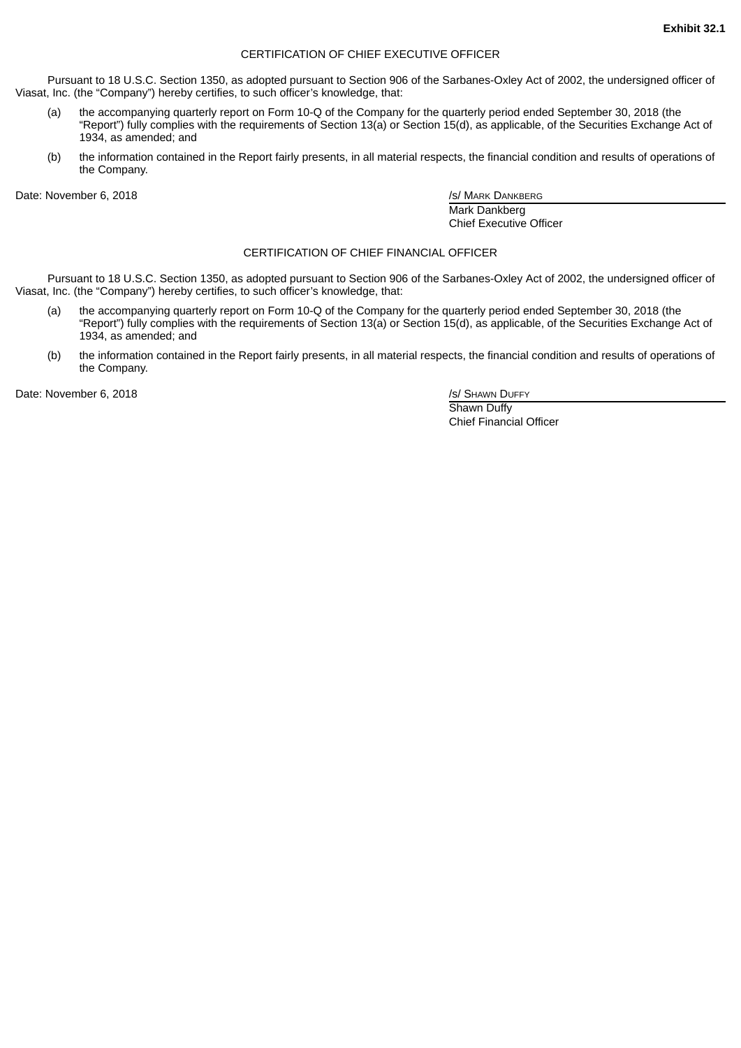**Exhibit 32.1**

## CERTIFICATION OF CHIEF EXECUTIVE OFFICER

Pursuant to 18 U.S.C. Section 1350, as adopted pursuant to Section 906 of the Sarbanes-Oxley Act of 2002, the undersigned officer of Viasat, Inc. (the "Company") hereby certifies, to such officer's knowledge, that:

(a) the accompanying quarterly report on Form 10-Q of the Company for the quarterly period ended September 30, 2018 (the "Report") fully complies with the requirements of Section 13(a) or Section 15(d), as applicable, of the Securities Exchange Act of 1934, as amended; and

(b) the information contained in the Report fairly presents, in all material respects, the financial condition and results of operations of the Company.

Date: November 6, 2018

/s/ Mark Dankberg
Mark Dankberg
Chief Executive Officer

## CERTIFICATION OF CHIEF FINANCIAL OFFICER

Pursuant to 18 U.S.C. Section 1350, as adopted pursuant to Section 906 of the Sarbanes-Oxley Act of 2002, the undersigned officer of Viasat, Inc. (the "Company") hereby certifies, to such officer's knowledge, that:

(a) the accompanying quarterly report on Form 10-Q of the Company for the quarterly period ended September 30, 2018 (the "Report") fully complies with the requirements of Section 13(a) or Section 15(d), as applicable, of the Securities Exchange Act of 1934, as amended; and

(b) the information contained in the Report fairly presents, in all material respects, the financial condition and results of operations of the Company.

Date: November 6, 2018

/s/ Shawn Duffy
Shawn Duffy
Chief Financial Officer